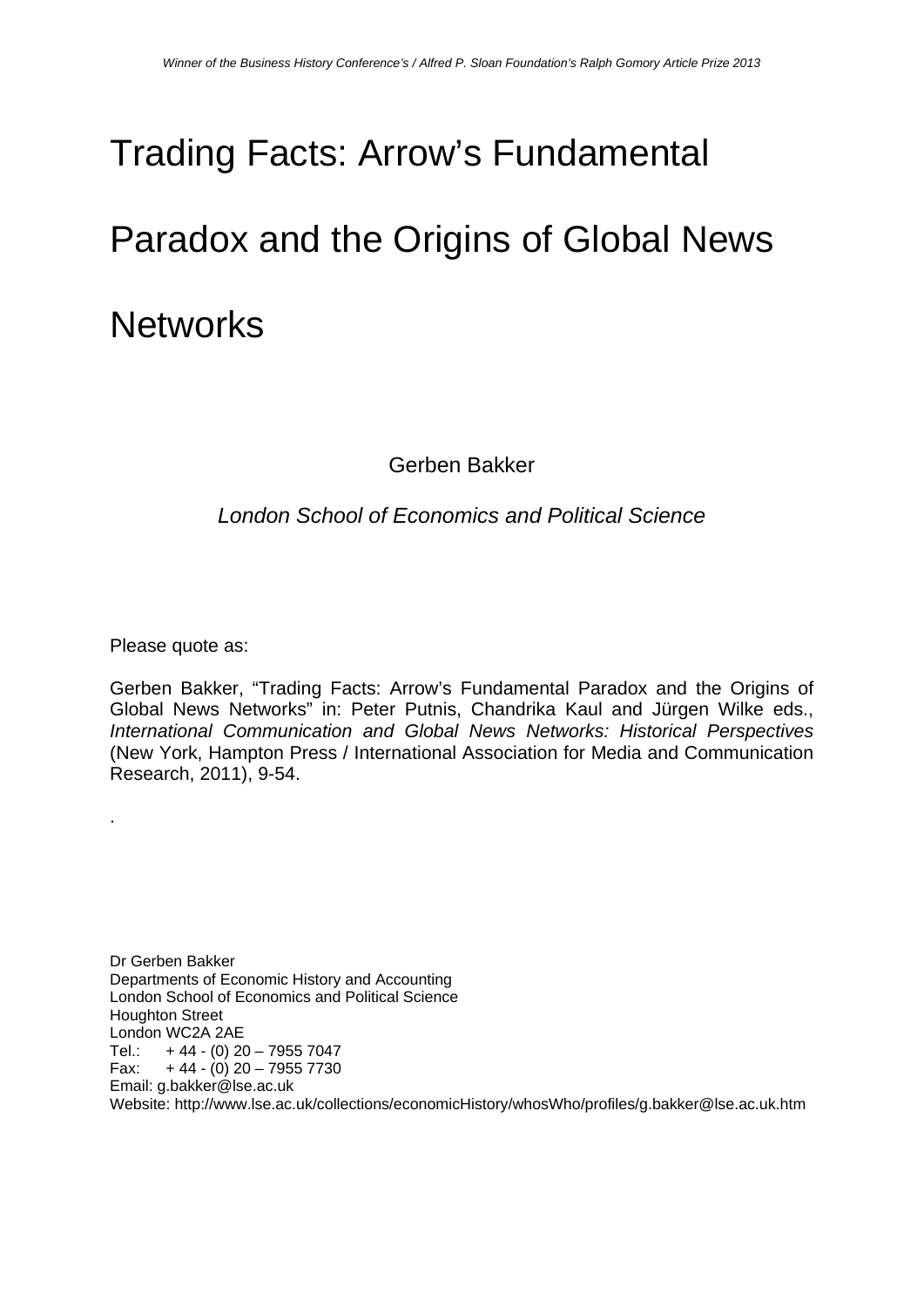*Winner of the Business History Conference's / Alfred P. Sloan Foundation's Ralph Gomory Article Prize 2013*

# Trading Facts: Arrow's Fundamental Paradox and the Origins of Global News Networks

Gerben Bakker

*London School of Economics and Political Science*

Please quote as:

Gerben Bakker, "Trading Facts: Arrow's Fundamental Paradox and the Origins of Global News Networks" in: Peter Putnis, Chandrika Kaul and Jürgen Wilke eds., *International Communication and Global News Networks: Historical Perspectives* (New York, Hampton Press / International Association for Media and Communication Research, 2011), 9-54.

.

Dr Gerben Bakker
Departments of Economic History and Accounting
London School of Economics and Political Science
Houghton Street
London WC2A 2AE
Tel.: + 44 - (0) 20 – 7955 7047
Fax: + 44 - (0) 20 – 7955 7730
Email: g.bakker@lse.ac.uk
Website: http://www.lse.ac.uk/collections/economicHistory/whosWho/profiles/g.bakker@lse.ac.uk.htm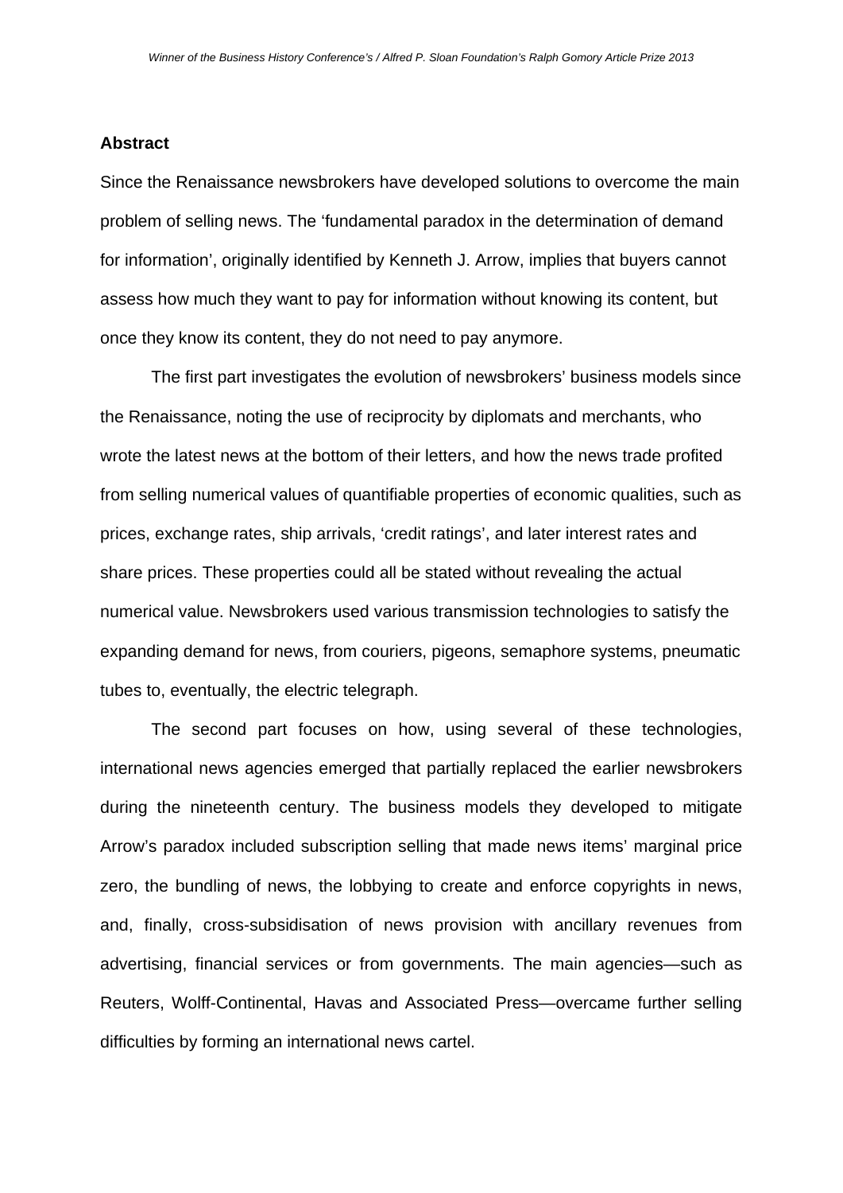## Abstract

Since the Renaissance newsbrokers have developed solutions to overcome the main problem of selling news. The 'fundamental paradox in the determination of demand for information', originally identified by Kenneth J. Arrow, implies that buyers cannot assess how much they want to pay for information without knowing its content, but once they know its content, they do not need to pay anymore.

The first part investigates the evolution of newsbrokers' business models since the Renaissance, noting the use of reciprocity by diplomats and merchants, who wrote the latest news at the bottom of their letters, and how the news trade profited from selling numerical values of quantifiable properties of economic qualities, such as prices, exchange rates, ship arrivals, 'credit ratings', and later interest rates and share prices. These properties could all be stated without revealing the actual numerical value. Newsbrokers used various transmission technologies to satisfy the expanding demand for news, from couriers, pigeons, semaphore systems, pneumatic tubes to, eventually, the electric telegraph.

The second part focuses on how, using several of these technologies, international news agencies emerged that partially replaced the earlier newsbrokers during the nineteenth century. The business models they developed to mitigate Arrow's paradox included subscription selling that made news items' marginal price zero, the bundling of news, the lobbying to create and enforce copyrights in news, and, finally, cross-subsidisation of news provision with ancillary revenues from advertising, financial services or from governments. The main agencies—such as Reuters, Wolff-Continental, Havas and Associated Press—overcame further selling difficulties by forming an international news cartel.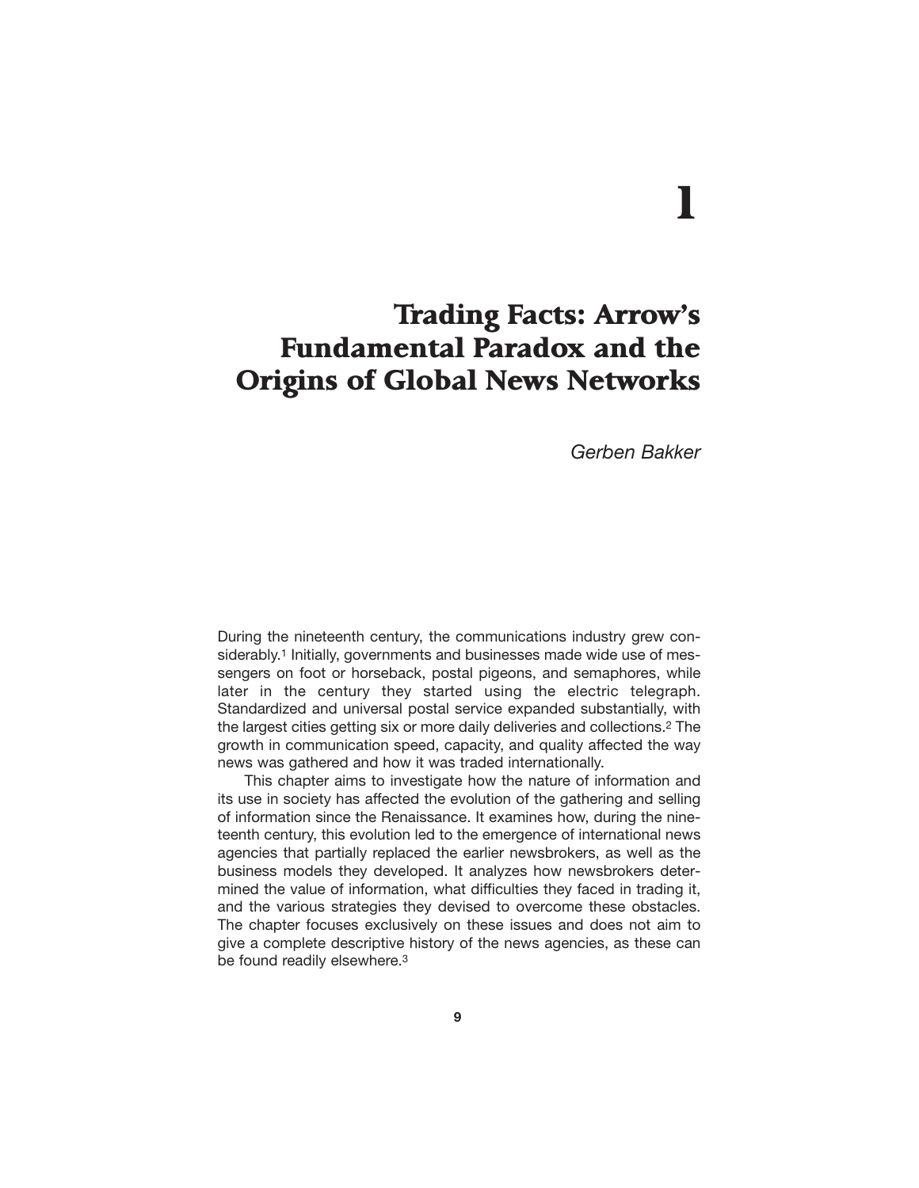# 1

# Trading Facts: Arrow's Fundamental Paradox and the Origins of Global News Networks

*Gerben Bakker*

During the nineteenth century, the communications industry grew considerably.[1] Initially, governments and businesses made wide use of messengers on foot or horseback, postal pigeons, and semaphores, while later in the century they started using the electric telegraph. Standardized and universal postal service expanded substantially, with the largest cities getting six or more daily deliveries and collections.[2] The growth in communication speed, capacity, and quality affected the way news was gathered and how it was traded internationally.

This chapter aims to investigate how the nature of information and its use in society has affected the evolution of the gathering and selling of information since the Renaissance. It examines how, during the nineteenth century, this evolution led to the emergence of international news agencies that partially replaced the earlier newsbrokers, as well as the business models they developed. It analyzes how newsbrokers determined the value of information, what difficulties they faced in trading it, and the various strategies they devised to overcome these obstacles. The chapter focuses exclusively on these issues and does not aim to give a complete descriptive history of the news agencies, as these can be found readily elsewhere.[3]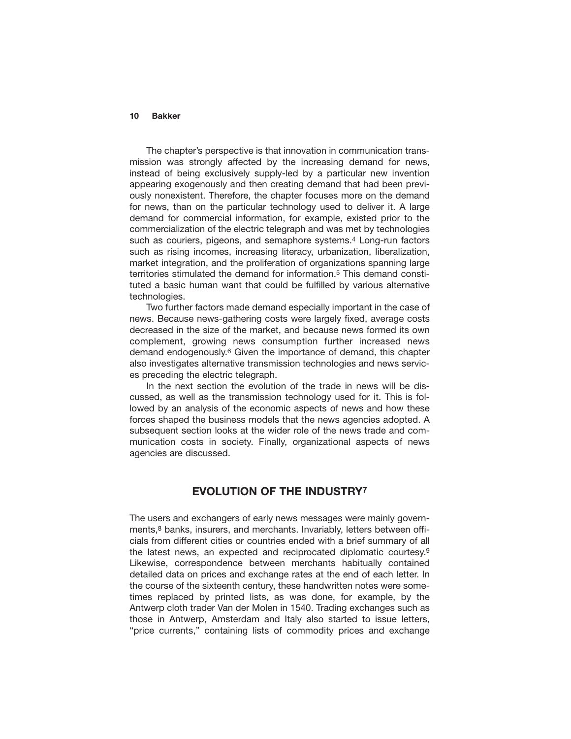The chapter's perspective is that innovation in communication transmission was strongly affected by the increasing demand for news, instead of being exclusively supply-led by a particular new invention appearing exogenously and then creating demand that had been previously nonexistent. Therefore, the chapter focuses more on the demand for news, than on the particular technology used to deliver it. A large demand for commercial information, for example, existed prior to the commercialization of the electric telegraph and was met by technologies such as couriers, pigeons, and semaphore systems.[4] Long-run factors such as rising incomes, increasing literacy, urbanization, liberalization, market integration, and the proliferation of organizations spanning large territories stimulated the demand for information.[5] This demand constituted a basic human want that could be fulfilled by various alternative technologies.

Two further factors made demand especially important in the case of news. Because news-gathering costs were largely fixed, average costs decreased in the size of the market, and because news formed its own complement, growing news consumption further increased news demand endogenously.[6] Given the importance of demand, this chapter also investigates alternative transmission technologies and news services preceding the electric telegraph.

In the next section the evolution of the trade in news will be discussed, as well as the transmission technology used for it. This is followed by an analysis of the economic aspects of news and how these forces shaped the business models that the news agencies adopted. A subsequent section looks at the wider role of the news trade and communication costs in society. Finally, organizational aspects of news agencies are discussed.

## EVOLUTION OF THE INDUSTRY[7]

The users and exchangers of early news messages were mainly governments,[8] banks, insurers, and merchants. Invariably, letters between officials from different cities or countries ended with a brief summary of all the latest news, an expected and reciprocated diplomatic courtesy.[9] Likewise, correspondence between merchants habitually contained detailed data on prices and exchange rates at the end of each letter. In the course of the sixteenth century, these handwritten notes were sometimes replaced by printed lists, as was done, for example, by the Antwerp cloth trader Van der Molen in 1540. Trading exchanges such as those in Antwerp, Amsterdam and Italy also started to issue letters, "price currents," containing lists of commodity prices and exchange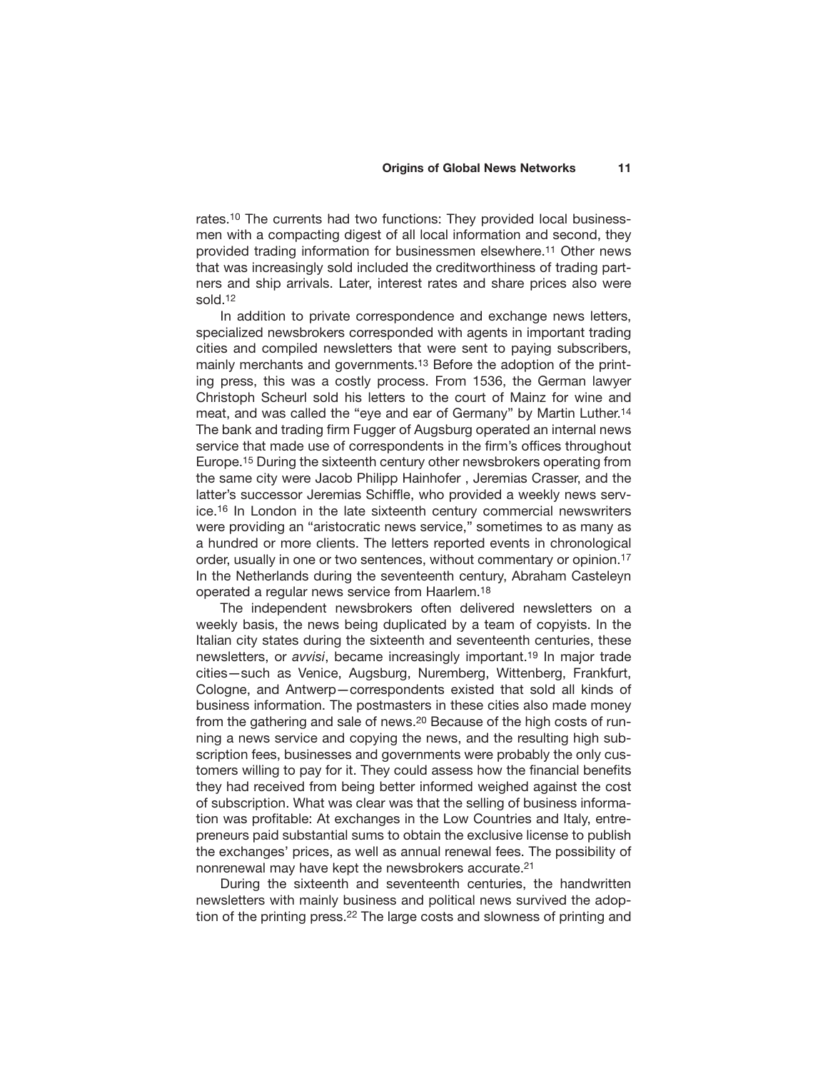rates.[10] The currents had two functions: They provided local businessmen with a compacting digest of all local information and second, they provided trading information for businessmen elsewhere.[11] Other news that was increasingly sold included the creditworthiness of trading partners and ship arrivals. Later, interest rates and share prices also were sold.[12]

In addition to private correspondence and exchange news letters, specialized newsbrokers corresponded with agents in important trading cities and compiled newsletters that were sent to paying subscribers, mainly merchants and governments.[13] Before the adoption of the printing press, this was a costly process. From 1536, the German lawyer Christoph Scheurl sold his letters to the court of Mainz for wine and meat, and was called the "eye and ear of Germany" by Martin Luther.[14] The bank and trading firm Fugger of Augsburg operated an internal news service that made use of correspondents in the firm's offices throughout Europe.[15] During the sixteenth century other newsbrokers operating from the same city were Jacob Philipp Hainhofer , Jeremias Crasser, and the latter's successor Jeremias Schiffle, who provided a weekly news service.[16] In London in the late sixteenth century commercial newswriters were providing an "aristocratic news service," sometimes to as many as a hundred or more clients. The letters reported events in chronological order, usually in one or two sentences, without commentary or opinion.[17] In the Netherlands during the seventeenth century, Abraham Casteleyn operated a regular news service from Haarlem.[18]

The independent newsbrokers often delivered newsletters on a weekly basis, the news being duplicated by a team of copyists. In the Italian city states during the sixteenth and seventeenth centuries, these newsletters, or *avvisi*, became increasingly important.[19] In major trade cities—such as Venice, Augsburg, Nuremberg, Wittenberg, Frankfurt, Cologne, and Antwerp—correspondents existed that sold all kinds of business information. The postmasters in these cities also made money from the gathering and sale of news.[20] Because of the high costs of running a news service and copying the news, and the resulting high subscription fees, businesses and governments were probably the only customers willing to pay for it. They could assess how the financial benefits they had received from being better informed weighed against the cost of subscription. What was clear was that the selling of business information was profitable: At exchanges in the Low Countries and Italy, entrepreneurs paid substantial sums to obtain the exclusive license to publish the exchanges' prices, as well as annual renewal fees. The possibility of nonrenewal may have kept the newsbrokers accurate.[21]

During the sixteenth and seventeenth centuries, the handwritten newsletters with mainly business and political news survived the adoption of the printing press.[22] The large costs and slowness of printing and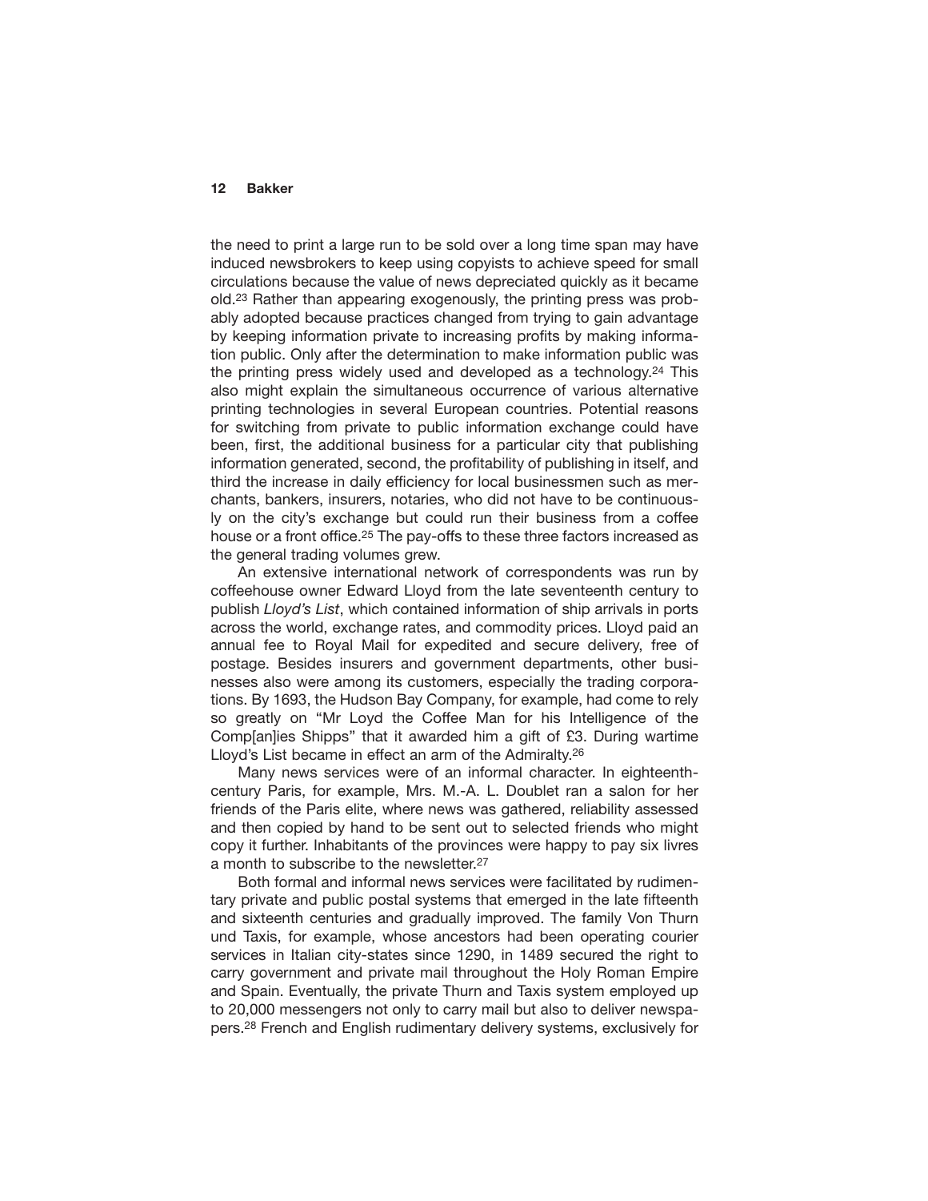the need to print a large run to be sold over a long time span may have induced newsbrokers to keep using copyists to achieve speed for small circulations because the value of news depreciated quickly as it became old.[23] Rather than appearing exogenously, the printing press was probably adopted because practices changed from trying to gain advantage by keeping information private to increasing profits by making information public. Only after the determination to make information public was the printing press widely used and developed as a technology.[24] This also might explain the simultaneous occurrence of various alternative printing technologies in several European countries. Potential reasons for switching from private to public information exchange could have been, first, the additional business for a particular city that publishing information generated, second, the profitability of publishing in itself, and third the increase in daily efficiency for local businessmen such as merchants, bankers, insurers, notaries, who did not have to be continuously on the city's exchange but could run their business from a coffee house or a front office.[25] The pay-offs to these three factors increased as the general trading volumes grew.

An extensive international network of correspondents was run by coffeehouse owner Edward Lloyd from the late seventeenth century to publish *Lloyd's List*, which contained information of ship arrivals in ports across the world, exchange rates, and commodity prices. Lloyd paid an annual fee to Royal Mail for expedited and secure delivery, free of postage. Besides insurers and government departments, other businesses also were among its customers, especially the trading corporations. By 1693, the Hudson Bay Company, for example, had come to rely so greatly on "Mr Loyd the Coffee Man for his Intelligence of the Comp[an]ies Shipps" that it awarded him a gift of £3. During wartime Lloyd's List became in effect an arm of the Admiralty.[26]

Many news services were of an informal character. In eighteenth-century Paris, for example, Mrs. M.-A. L. Doublet ran a salon for her friends of the Paris elite, where news was gathered, reliability assessed and then copied by hand to be sent out to selected friends who might copy it further. Inhabitants of the provinces were happy to pay six livres a month to subscribe to the newsletter.[27]

Both formal and informal news services were facilitated by rudimentary private and public postal systems that emerged in the late fifteenth and sixteenth centuries and gradually improved. The family Von Thurn und Taxis, for example, whose ancestors had been operating courier services in Italian city-states since 1290, in 1489 secured the right to carry government and private mail throughout the Holy Roman Empire and Spain. Eventually, the private Thurn and Taxis system employed up to 20,000 messengers not only to carry mail but also to deliver newspapers.[28] French and English rudimentary delivery systems, exclusively for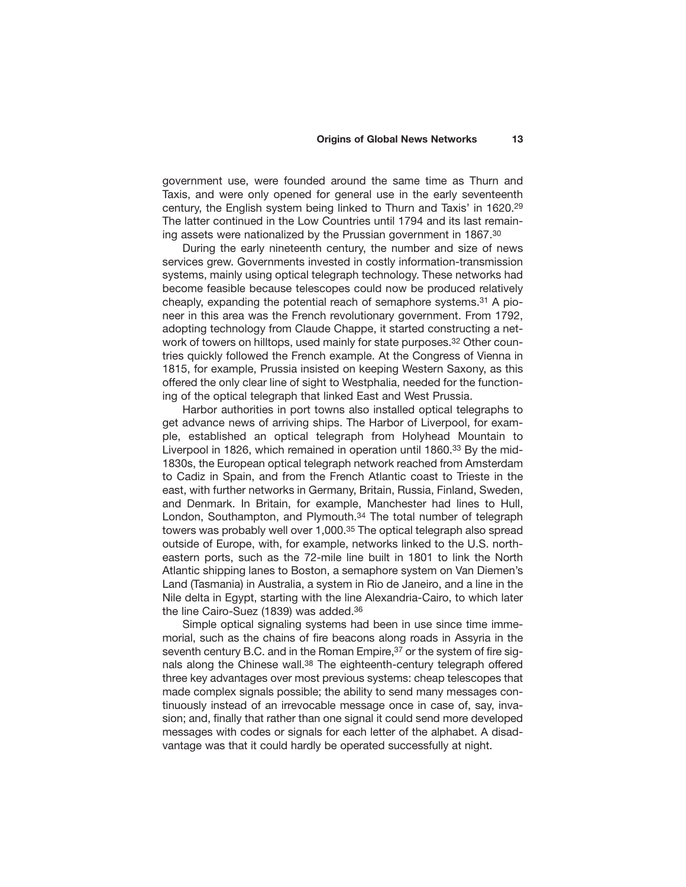government use, were founded around the same time as Thurn and Taxis, and were only opened for general use in the early seventeenth century, the English system being linked to Thurn and Taxis' in 1620.[29] The latter continued in the Low Countries until 1794 and its last remaining assets were nationalized by the Prussian government in 1867.[30]

During the early nineteenth century, the number and size of news services grew. Governments invested in costly information-transmission systems, mainly using optical telegraph technology. These networks had become feasible because telescopes could now be produced relatively cheaply, expanding the potential reach of semaphore systems.[31] A pioneer in this area was the French revolutionary government. From 1792, adopting technology from Claude Chappe, it started constructing a network of towers on hilltops, used mainly for state purposes.[32] Other countries quickly followed the French example. At the Congress of Vienna in 1815, for example, Prussia insisted on keeping Western Saxony, as this offered the only clear line of sight to Westphalia, needed for the functioning of the optical telegraph that linked East and West Prussia.

Harbor authorities in port towns also installed optical telegraphs to get advance news of arriving ships. The Harbor of Liverpool, for example, established an optical telegraph from Holyhead Mountain to Liverpool in 1826, which remained in operation until 1860.[33] By the mid-1830s, the European optical telegraph network reached from Amsterdam to Cadiz in Spain, and from the French Atlantic coast to Trieste in the east, with further networks in Germany, Britain, Russia, Finland, Sweden, and Denmark. In Britain, for example, Manchester had lines to Hull, London, Southampton, and Plymouth.[34] The total number of telegraph towers was probably well over 1,000.[35] The optical telegraph also spread outside of Europe, with, for example, networks linked to the U.S. northeastern ports, such as the 72-mile line built in 1801 to link the North Atlantic shipping lanes to Boston, a semaphore system on Van Diemen's Land (Tasmania) in Australia, a system in Rio de Janeiro, and a line in the Nile delta in Egypt, starting with the line Alexandria-Cairo, to which later the line Cairo-Suez (1839) was added.[36]

Simple optical signaling systems had been in use since time immemorial, such as the chains of fire beacons along roads in Assyria in the seventh century B.C. and in the Roman Empire,[37] or the system of fire signals along the Chinese wall.[38] The eighteenth-century telegraph offered three key advantages over most previous systems: cheap telescopes that made complex signals possible; the ability to send many messages continuously instead of an irrevocable message once in case of, say, invasion; and, finally that rather than one signal it could send more developed messages with codes or signals for each letter of the alphabet. A disadvantage was that it could hardly be operated successfully at night.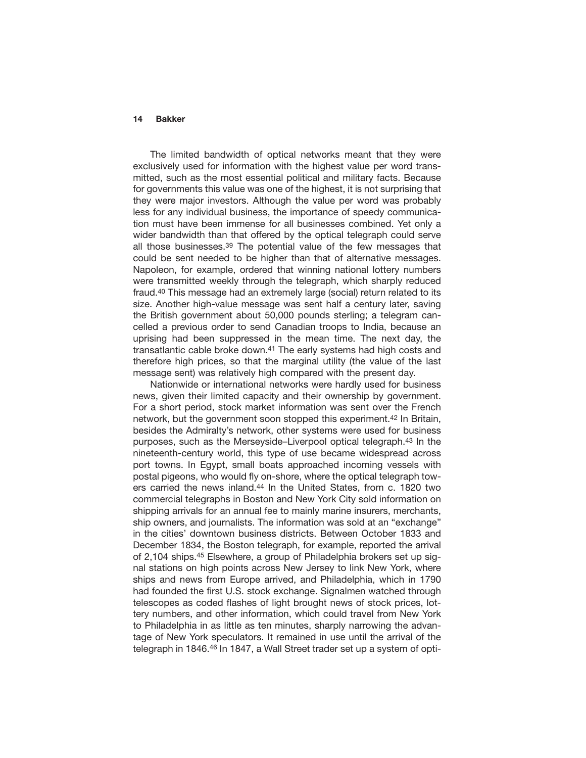The limited bandwidth of optical networks meant that they were exclusively used for information with the highest value per word transmitted, such as the most essential political and military facts. Because for governments this value was one of the highest, it is not surprising that they were major investors. Although the value per word was probably less for any individual business, the importance of speedy communication must have been immense for all businesses combined. Yet only a wider bandwidth than that offered by the optical telegraph could serve all those businesses.[39] The potential value of the few messages that could be sent needed to be higher than that of alternative messages. Napoleon, for example, ordered that winning national lottery numbers were transmitted weekly through the telegraph, which sharply reduced fraud.[40] This message had an extremely large (social) return related to its size. Another high-value message was sent half a century later, saving the British government about 50,000 pounds sterling; a telegram cancelled a previous order to send Canadian troops to India, because an uprising had been suppressed in the mean time. The next day, the transatlantic cable broke down.[41] The early systems had high costs and therefore high prices, so that the marginal utility (the value of the last message sent) was relatively high compared with the present day.

Nationwide or international networks were hardly used for business news, given their limited capacity and their ownership by government. For a short period, stock market information was sent over the French network, but the government soon stopped this experiment.[42] In Britain, besides the Admiralty's network, other systems were used for business purposes, such as the Merseyside–Liverpool optical telegraph.[43] In the nineteenth-century world, this type of use became widespread across port towns. In Egypt, small boats approached incoming vessels with postal pigeons, who would fly on-shore, where the optical telegraph towers carried the news inland.[44] In the United States, from c. 1820 two commercial telegraphs in Boston and New York City sold information on shipping arrivals for an annual fee to mainly marine insurers, merchants, ship owners, and journalists. The information was sold at an "exchange" in the cities' downtown business districts. Between October 1833 and December 1834, the Boston telegraph, for example, reported the arrival of 2,104 ships.[45] Elsewhere, a group of Philadelphia brokers set up signal stations on high points across New Jersey to link New York, where ships and news from Europe arrived, and Philadelphia, which in 1790 had founded the first U.S. stock exchange. Signalmen watched through telescopes as coded flashes of light brought news of stock prices, lottery numbers, and other information, which could travel from New York to Philadelphia in as little as ten minutes, sharply narrowing the advantage of New York speculators. It remained in use until the arrival of the telegraph in 1846.[46] In 1847, a Wall Street trader set up a system of opti-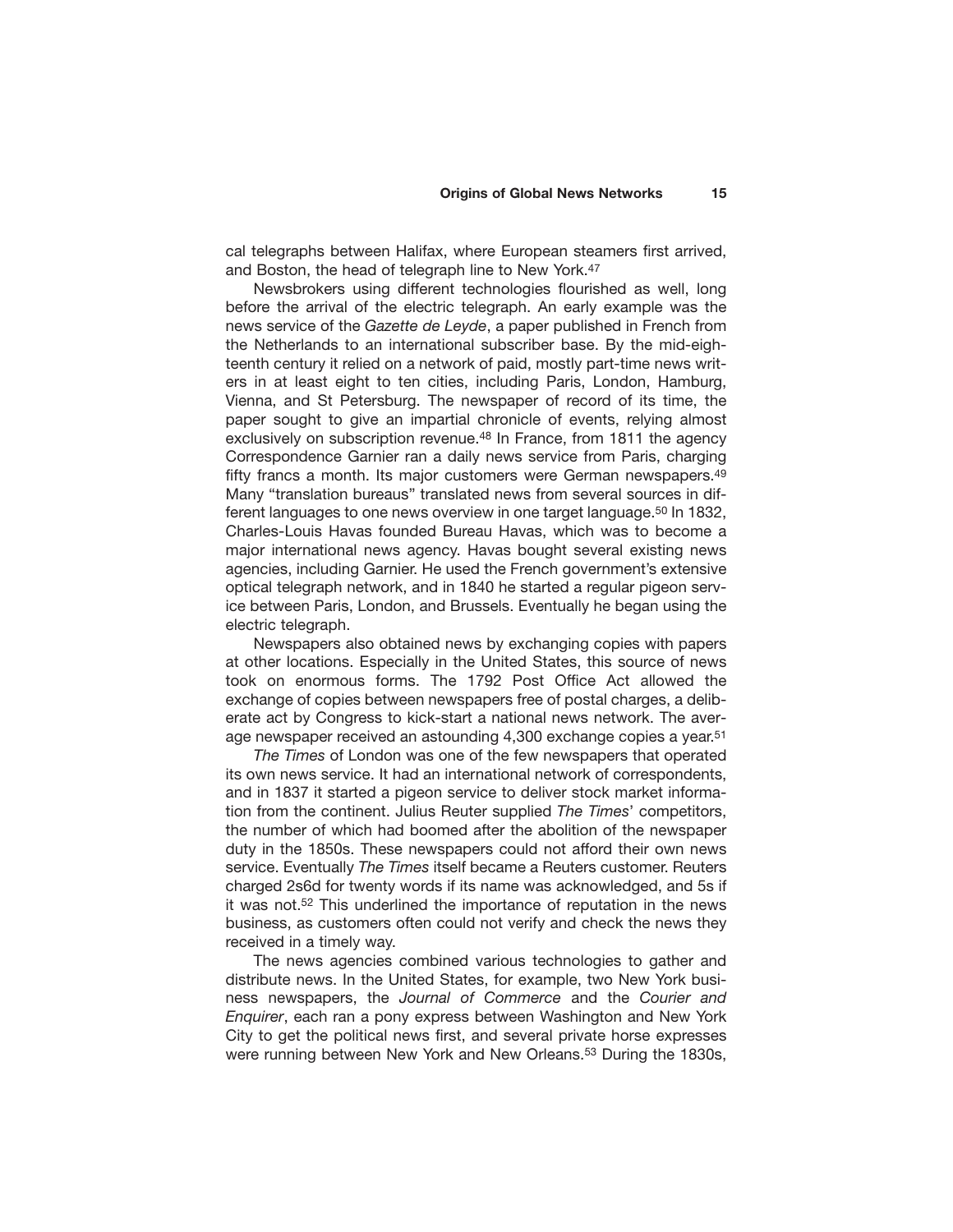cal telegraphs between Halifax, where European steamers first arrived, and Boston, the head of telegraph line to New York.[47]

Newsbrokers using different technologies flourished as well, long before the arrival of the electric telegraph. An early example was the news service of the *Gazette de Leyde*, a paper published in French from the Netherlands to an international subscriber base. By the mid-eighteenth century it relied on a network of paid, mostly part-time news writers in at least eight to ten cities, including Paris, London, Hamburg, Vienna, and St Petersburg. The newspaper of record of its time, the paper sought to give an impartial chronicle of events, relying almost exclusively on subscription revenue.[48] In France, from 1811 the agency Correspondence Garnier ran a daily news service from Paris, charging fifty francs a month. Its major customers were German newspapers.[49] Many "translation bureaus" translated news from several sources in different languages to one news overview in one target language.[50] In 1832, Charles-Louis Havas founded Bureau Havas, which was to become a major international news agency. Havas bought several existing news agencies, including Garnier. He used the French government's extensive optical telegraph network, and in 1840 he started a regular pigeon service between Paris, London, and Brussels. Eventually he began using the electric telegraph.

Newspapers also obtained news by exchanging copies with papers at other locations. Especially in the United States, this source of news took on enormous forms. The 1792 Post Office Act allowed the exchange of copies between newspapers free of postal charges, a deliberate act by Congress to kick-start a national news network. The average newspaper received an astounding 4,300 exchange copies a year.[51]

*The Times* of London was one of the few newspapers that operated its own news service. It had an international network of correspondents, and in 1837 it started a pigeon service to deliver stock market information from the continent. Julius Reuter supplied *The Times*' competitors, the number of which had boomed after the abolition of the newspaper duty in the 1850s. These newspapers could not afford their own news service. Eventually *The Times* itself became a Reuters customer. Reuters charged 2s6d for twenty words if its name was acknowledged, and 5s if it was not.[52] This underlined the importance of reputation in the news business, as customers often could not verify and check the news they received in a timely way.

The news agencies combined various technologies to gather and distribute news. In the United States, for example, two New York business newspapers, the *Journal of Commerce* and the *Courier and Enquirer*, each ran a pony express between Washington and New York City to get the political news first, and several private horse expresses were running between New York and New Orleans.[53] During the 1830s,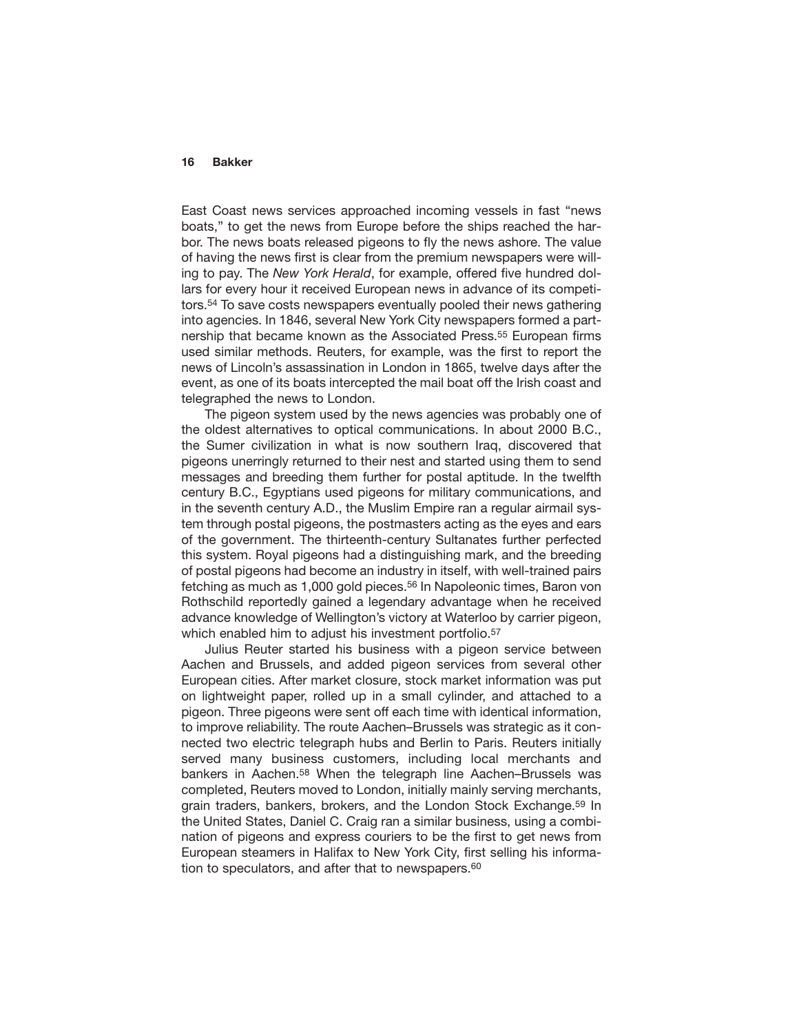East Coast news services approached incoming vessels in fast "news boats," to get the news from Europe before the ships reached the harbor. The news boats released pigeons to fly the news ashore. The value of having the news first is clear from the premium newspapers were willing to pay. The *New York Herald*, for example, offered five hundred dollars for every hour it received European news in advance of its competitors.[54] To save costs newspapers eventually pooled their news gathering into agencies. In 1846, several New York City newspapers formed a partnership that became known as the Associated Press.[55] European firms used similar methods. Reuters, for example, was the first to report the news of Lincoln's assassination in London in 1865, twelve days after the event, as one of its boats intercepted the mail boat off the Irish coast and telegraphed the news to London.

The pigeon system used by the news agencies was probably one of the oldest alternatives to optical communications. In about 2000 B.C., the Sumer civilization in what is now southern Iraq, discovered that pigeons unerringly returned to their nest and started using them to send messages and breeding them further for postal aptitude. In the twelfth century B.C., Egyptians used pigeons for military communications, and in the seventh century A.D., the Muslim Empire ran a regular airmail system through postal pigeons, the postmasters acting as the eyes and ears of the government. The thirteenth-century Sultanates further perfected this system. Royal pigeons had a distinguishing mark, and the breeding of postal pigeons had become an industry in itself, with well-trained pairs fetching as much as 1,000 gold pieces.[56] In Napoleonic times, Baron von Rothschild reportedly gained a legendary advantage when he received advance knowledge of Wellington's victory at Waterloo by carrier pigeon, which enabled him to adjust his investment portfolio.[57]

Julius Reuter started his business with a pigeon service between Aachen and Brussels, and added pigeon services from several other European cities. After market closure, stock market information was put on lightweight paper, rolled up in a small cylinder, and attached to a pigeon. Three pigeons were sent off each time with identical information, to improve reliability. The route Aachen–Brussels was strategic as it connected two electric telegraph hubs and Berlin to Paris. Reuters initially served many business customers, including local merchants and bankers in Aachen.[58] When the telegraph line Aachen–Brussels was completed, Reuters moved to London, initially mainly serving merchants, grain traders, bankers, brokers, and the London Stock Exchange.[59] In the United States, Daniel C. Craig ran a similar business, using a combination of pigeons and express couriers to be the first to get news from European steamers in Halifax to New York City, first selling his information to speculators, and after that to newspapers.[60]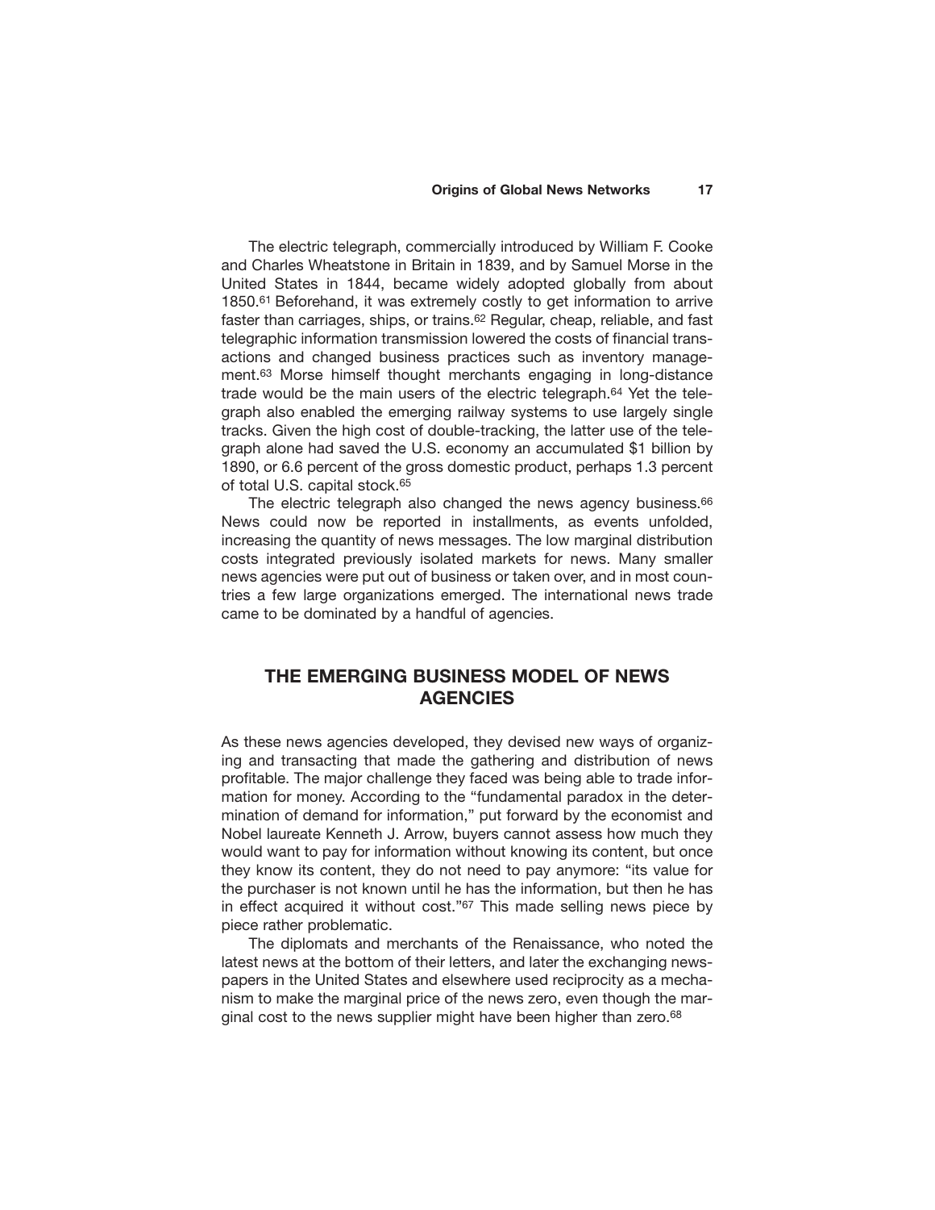The electric telegraph, commercially introduced by William F. Cooke and Charles Wheatstone in Britain in 1839, and by Samuel Morse in the United States in 1844, became widely adopted globally from about 1850.[61] Beforehand, it was extremely costly to get information to arrive faster than carriages, ships, or trains.[62] Regular, cheap, reliable, and fast telegraphic information transmission lowered the costs of financial transactions and changed business practices such as inventory management.[63] Morse himself thought merchants engaging in long-distance trade would be the main users of the electric telegraph.[64] Yet the telegraph also enabled the emerging railway systems to use largely single tracks. Given the high cost of double-tracking, the latter use of the telegraph alone had saved the U.S. economy an accumulated $1 billion by 1890, or 6.6 percent of the gross domestic product, perhaps 1.3 percent of total U.S. capital stock.[65]

The electric telegraph also changed the news agency business.[66] News could now be reported in installments, as events unfolded, increasing the quantity of news messages. The low marginal distribution costs integrated previously isolated markets for news. Many smaller news agencies were put out of business or taken over, and in most countries a few large organizations emerged. The international news trade came to be dominated by a handful of agencies.

## THE EMERGING BUSINESS MODEL OF NEWS AGENCIES

As these news agencies developed, they devised new ways of organizing and transacting that made the gathering and distribution of news profitable. The major challenge they faced was being able to trade information for money. According to the "fundamental paradox in the determination of demand for information," put forward by the economist and Nobel laureate Kenneth J. Arrow, buyers cannot assess how much they would want to pay for information without knowing its content, but once they know its content, they do not need to pay anymore: "its value for the purchaser is not known until he has the information, but then he has in effect acquired it without cost."[67] This made selling news piece by piece rather problematic.

The diplomats and merchants of the Renaissance, who noted the latest news at the bottom of their letters, and later the exchanging newspapers in the United States and elsewhere used reciprocity as a mechanism to make the marginal price of the news zero, even though the marginal cost to the news supplier might have been higher than zero.[68]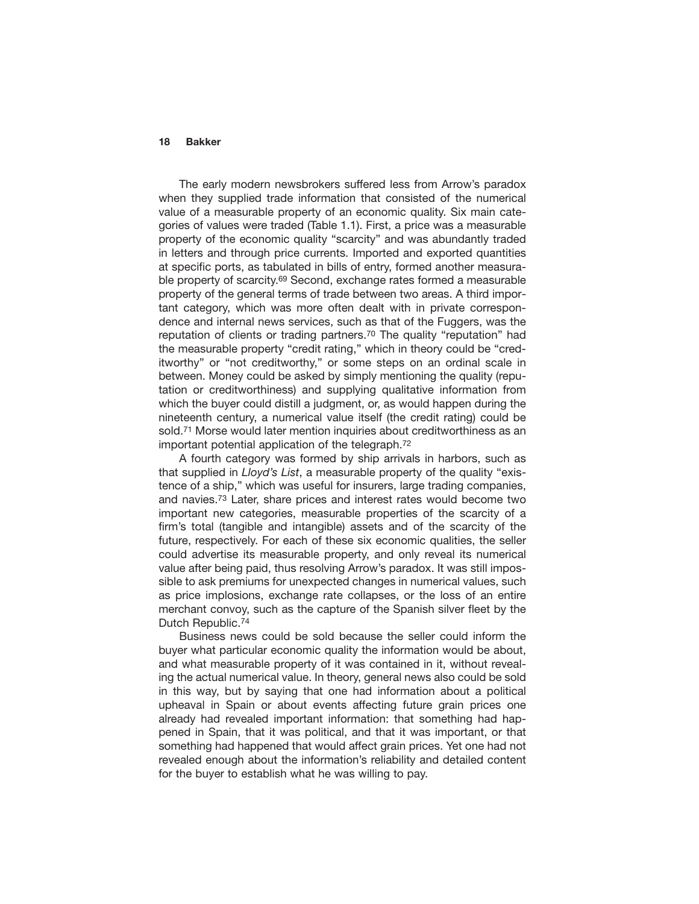The early modern newsbrokers suffered less from Arrow's paradox when they supplied trade information that consisted of the numerical value of a measurable property of an economic quality. Six main categories of values were traded (Table 1.1). First, a price was a measurable property of the economic quality "scarcity" and was abundantly traded in letters and through price currents. Imported and exported quantities at specific ports, as tabulated in bills of entry, formed another measurable property of scarcity.[69] Second, exchange rates formed a measurable property of the general terms of trade between two areas. A third important category, which was more often dealt with in private correspondence and internal news services, such as that of the Fuggers, was the reputation of clients or trading partners.[70] The quality "reputation" had the measurable property "credit rating," which in theory could be "creditworthy" or "not creditworthy," or some steps on an ordinal scale in between. Money could be asked by simply mentioning the quality (reputation or creditworthiness) and supplying qualitative information from which the buyer could distill a judgment, or, as would happen during the nineteenth century, a numerical value itself (the credit rating) could be sold.[71] Morse would later mention inquiries about creditworthiness as an important potential application of the telegraph.[72]

A fourth category was formed by ship arrivals in harbors, such as that supplied in *Lloyd's List*, a measurable property of the quality "existence of a ship," which was useful for insurers, large trading companies, and navies.[73] Later, share prices and interest rates would become two important new categories, measurable properties of the scarcity of a firm's total (tangible and intangible) assets and of the scarcity of the future, respectively. For each of these six economic qualities, the seller could advertise its measurable property, and only reveal its numerical value after being paid, thus resolving Arrow's paradox. It was still impossible to ask premiums for unexpected changes in numerical values, such as price implosions, exchange rate collapses, or the loss of an entire merchant convoy, such as the capture of the Spanish silver fleet by the Dutch Republic.[74]

Business news could be sold because the seller could inform the buyer what particular economic quality the information would be about, and what measurable property of it was contained in it, without revealing the actual numerical value. In theory, general news also could be sold in this way, but by saying that one had information about a political upheaval in Spain or about events affecting future grain prices one already had revealed important information: that something had happened in Spain, that it was political, and that it was important, or that something had happened that would affect grain prices. Yet one had not revealed enough about the information's reliability and detailed content for the buyer to establish what he was willing to pay.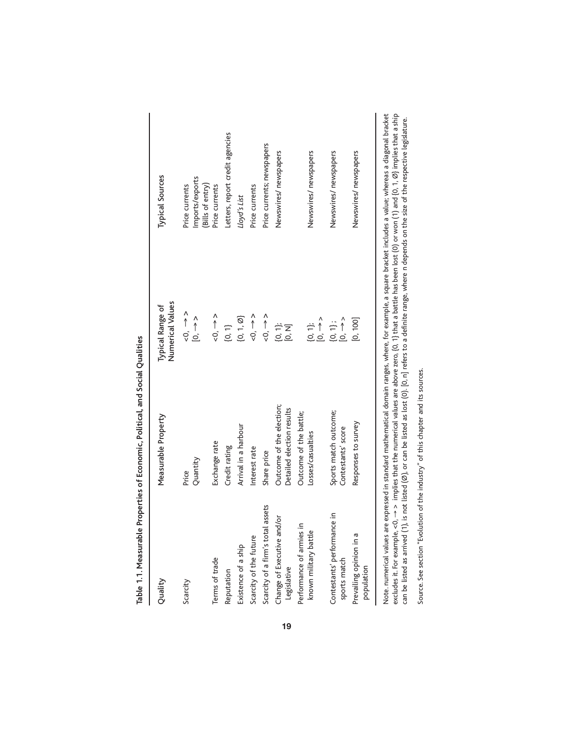**Table 1.1. Measurable Properties of Economic, Political, and Social Qualities**

| Quality | Measurable Property | Typical Range of Numerical Values | Typical Sources |
|---|---|---|---|
| Scarcity | Price<br>Quantity | <0, → ><br>[0, → > | Price currents<br>Imports/exports (Bills of entry) |
| Terms of trade | Exchange rate | <0, → > | Price currents |
| Reputation | Credit rating | {0, 1} | Letters, report credit agencies |
| Existence of a ship | Arrival in a harbour | {0, 1, Ø} | *Lloyd's List* |
| Scarcity of the future | Interest rate | <0, → > | Price currents |
| Scarcity of a firm's total assets | Share price | <0, → > | Price currents; newspapers |
| Change of Executive and/or Legislative | Outcome of the election;<br>Detailed election results | {0, 1};<br>[0, N] | Newswires/ newspapers |
| Performance of armies in known military battle | Outcome of the battle;<br>Losses/casualties | {0, 1};<br>[0, → > | Newswires/ newspapers |
| Contestants' performance in sports match | Sports match outcome;<br>Contestants' score | {0, 1} ;<br>[0, → > | Newswires/ newspapers |
| Prevailing opinion in a population | Responses to survey | [0, 100] | Newswires/ newspapers |

Note. numerical values are expressed in standard mathematical domain ranges, where, for example, a square bracket includes a value; whereas a diagonal bracket excludes it. For example, <0, → > implies that the numerical values are above zero, {0, 1} that a battle has been lost (0) or won (1) and {0, 1, Ø} implies that a ship can be listed as arrived (1), is not listed (Ø), or can be listed as lost (0). [0, n] refers to a definite range, where n depends on the size of the respective legislature.

Source. See section "Evolution of the industry" of this chapter and its sources.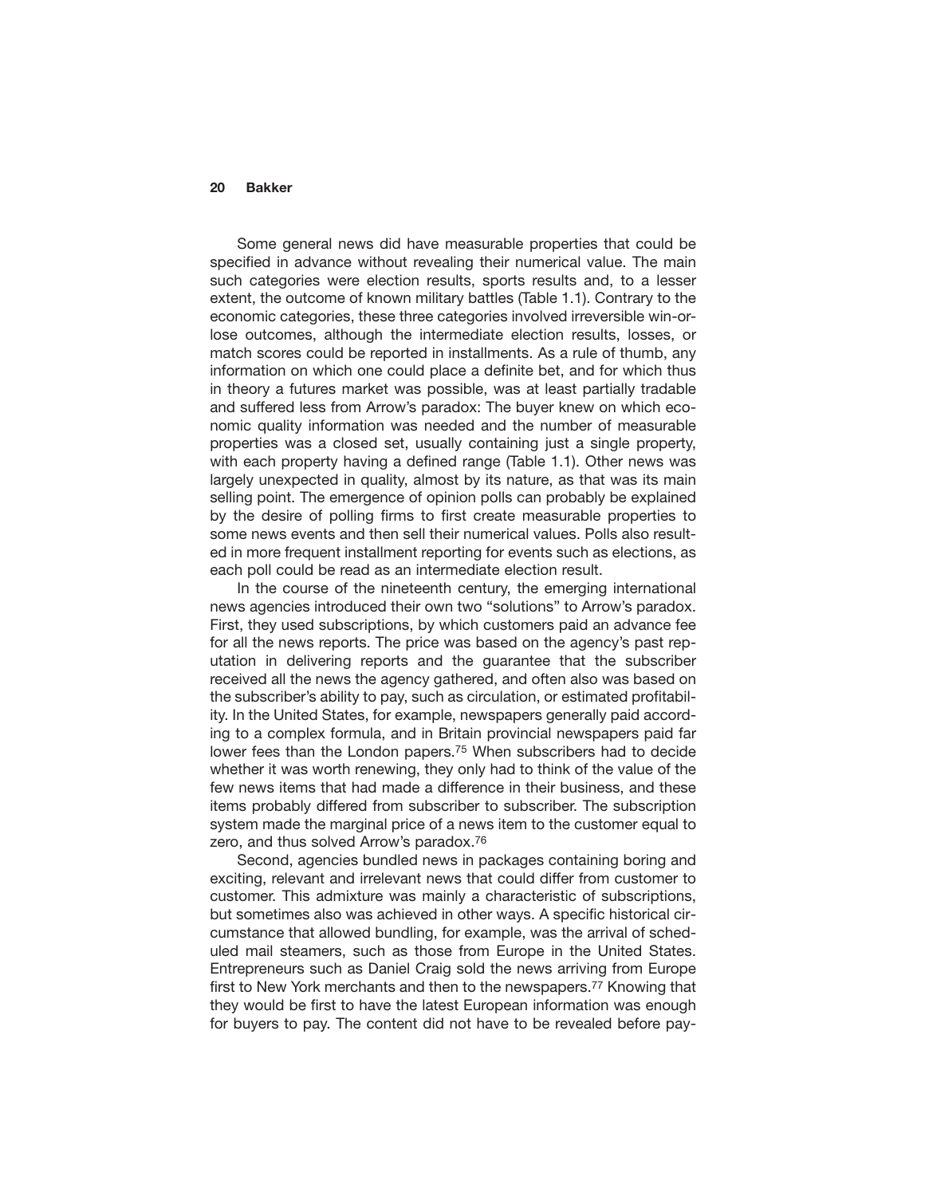Some general news did have measurable properties that could be specified in advance without revealing their numerical value. The main such categories were election results, sports results and, to a lesser extent, the outcome of known military battles (Table 1.1). Contrary to the economic categories, these three categories involved irreversible win-or-lose outcomes, although the intermediate election results, losses, or match scores could be reported in installments. As a rule of thumb, any information on which one could place a definite bet, and for which thus in theory a futures market was possible, was at least partially tradable and suffered less from Arrow's paradox: The buyer knew on which economic quality information was needed and the number of measurable properties was a closed set, usually containing just a single property, with each property having a defined range (Table 1.1). Other news was largely unexpected in quality, almost by its nature, as that was its main selling point. The emergence of opinion polls can probably be explained by the desire of polling firms to first create measurable properties to some news events and then sell their numerical values. Polls also resulted in more frequent installment reporting for events such as elections, as each poll could be read as an intermediate election result.

In the course of the nineteenth century, the emerging international news agencies introduced their own two "solutions" to Arrow's paradox. First, they used subscriptions, by which customers paid an advance fee for all the news reports. The price was based on the agency's past reputation in delivering reports and the guarantee that the subscriber received all the news the agency gathered, and often also was based on the subscriber's ability to pay, such as circulation, or estimated profitability. In the United States, for example, newspapers generally paid according to a complex formula, and in Britain provincial newspapers paid far lower fees than the London papers.[75] When subscribers had to decide whether it was worth renewing, they only had to think of the value of the few news items that had made a difference in their business, and these items probably differed from subscriber to subscriber. The subscription system made the marginal price of a news item to the customer equal to zero, and thus solved Arrow's paradox.[76]

Second, agencies bundled news in packages containing boring and exciting, relevant and irrelevant news that could differ from customer to customer. This admixture was mainly a characteristic of subscriptions, but sometimes also was achieved in other ways. A specific historical circumstance that allowed bundling, for example, was the arrival of scheduled mail steamers, such as those from Europe in the United States. Entrepreneurs such as Daniel Craig sold the news arriving from Europe first to New York merchants and then to the newspapers.[77] Knowing that they would be first to have the latest European information was enough for buyers to pay. The content did not have to be revealed before pay-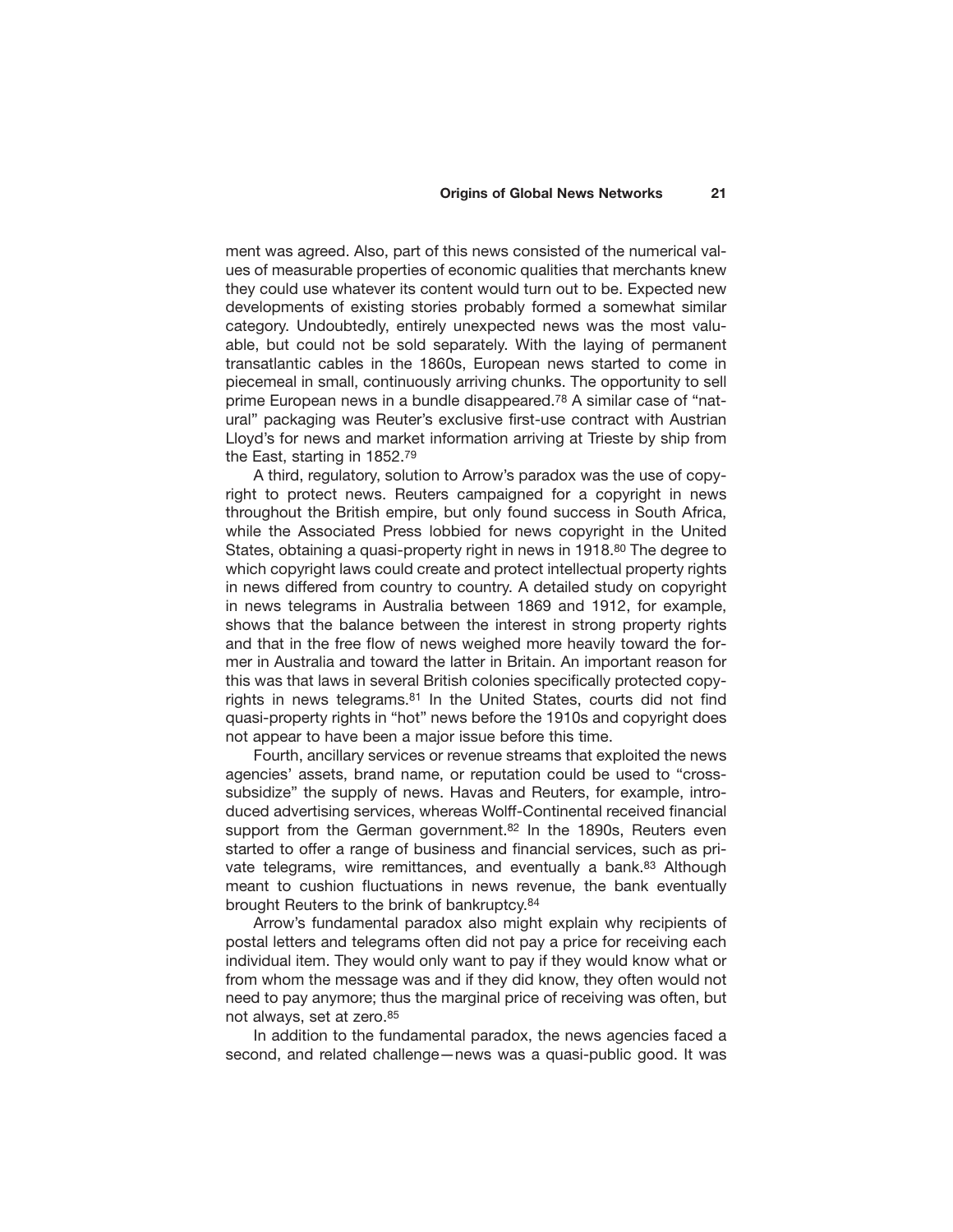ment was agreed. Also, part of this news consisted of the numerical values of measurable properties of economic qualities that merchants knew they could use whatever its content would turn out to be. Expected new developments of existing stories probably formed a somewhat similar category. Undoubtedly, entirely unexpected news was the most valuable, but could not be sold separately. With the laying of permanent transatlantic cables in the 1860s, European news started to come in piecemeal in small, continuously arriving chunks. The opportunity to sell prime European news in a bundle disappeared.[78] A similar case of "natural" packaging was Reuter's exclusive first-use contract with Austrian Lloyd's for news and market information arriving at Trieste by ship from the East, starting in 1852.[79]

A third, regulatory, solution to Arrow's paradox was the use of copyright to protect news. Reuters campaigned for a copyright in news throughout the British empire, but only found success in South Africa, while the Associated Press lobbied for news copyright in the United States, obtaining a quasi-property right in news in 1918.[80] The degree to which copyright laws could create and protect intellectual property rights in news differed from country to country. A detailed study on copyright in news telegrams in Australia between 1869 and 1912, for example, shows that the balance between the interest in strong property rights and that in the free flow of news weighed more heavily toward the former in Australia and toward the latter in Britain. An important reason for this was that laws in several British colonies specifically protected copyrights in news telegrams.[81] In the United States, courts did not find quasi-property rights in "hot" news before the 1910s and copyright does not appear to have been a major issue before this time.

Fourth, ancillary services or revenue streams that exploited the news agencies' assets, brand name, or reputation could be used to "cross-subsidize" the supply of news. Havas and Reuters, for example, introduced advertising services, whereas Wolff-Continental received financial support from the German government.[82] In the 1890s, Reuters even started to offer a range of business and financial services, such as private telegrams, wire remittances, and eventually a bank.[83] Although meant to cushion fluctuations in news revenue, the bank eventually brought Reuters to the brink of bankruptcy.[84]

Arrow's fundamental paradox also might explain why recipients of postal letters and telegrams often did not pay a price for receiving each individual item. They would only want to pay if they would know what or from whom the message was and if they did know, they often would not need to pay anymore; thus the marginal price of receiving was often, but not always, set at zero.[85]

In addition to the fundamental paradox, the news agencies faced a second, and related challenge—news was a quasi-public good. It was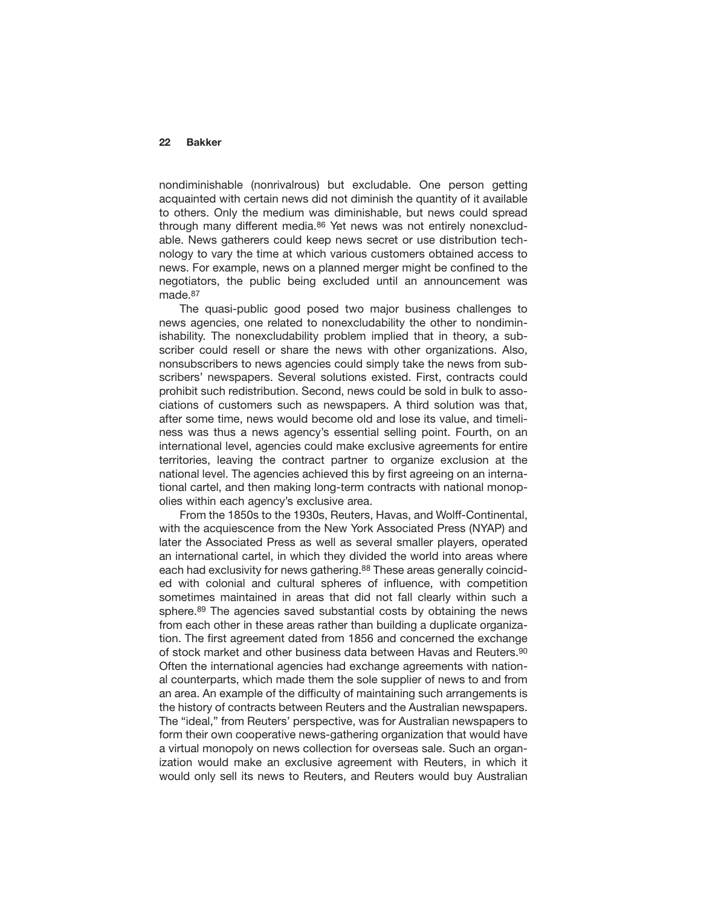nondiminishable (nonrivalrous) but excludable. One person getting acquainted with certain news did not diminish the quantity of it available to others. Only the medium was diminishable, but news could spread through many different media.[86] Yet news was not entirely nonexcludable. News gatherers could keep news secret or use distribution technology to vary the time at which various customers obtained access to news. For example, news on a planned merger might be confined to the negotiators, the public being excluded until an announcement was made.[87]

The quasi-public good posed two major business challenges to news agencies, one related to nonexcludability the other to nondiminishability. The nonexcludability problem implied that in theory, a subscriber could resell or share the news with other organizations. Also, nonsubscribers to news agencies could simply take the news from subscribers' newspapers. Several solutions existed. First, contracts could prohibit such redistribution. Second, news could be sold in bulk to associations of customers such as newspapers. A third solution was that, after some time, news would become old and lose its value, and timeliness was thus a news agency's essential selling point. Fourth, on an international level, agencies could make exclusive agreements for entire territories, leaving the contract partner to organize exclusion at the national level. The agencies achieved this by first agreeing on an international cartel, and then making long-term contracts with national monopolies within each agency's exclusive area.

From the 1850s to the 1930s, Reuters, Havas, and Wolff-Continental, with the acquiescence from the New York Associated Press (NYAP) and later the Associated Press as well as several smaller players, operated an international cartel, in which they divided the world into areas where each had exclusivity for news gathering.[88] These areas generally coincided with colonial and cultural spheres of influence, with competition sometimes maintained in areas that did not fall clearly within such a sphere.[89] The agencies saved substantial costs by obtaining the news from each other in these areas rather than building a duplicate organization. The first agreement dated from 1856 and concerned the exchange of stock market and other business data between Havas and Reuters.[90] Often the international agencies had exchange agreements with national counterparts, which made them the sole supplier of news to and from an area. An example of the difficulty of maintaining such arrangements is the history of contracts between Reuters and the Australian newspapers. The "ideal," from Reuters' perspective, was for Australian newspapers to form their own cooperative news-gathering organization that would have a virtual monopoly on news collection for overseas sale. Such an organization would make an exclusive agreement with Reuters, in which it would only sell its news to Reuters, and Reuters would buy Australian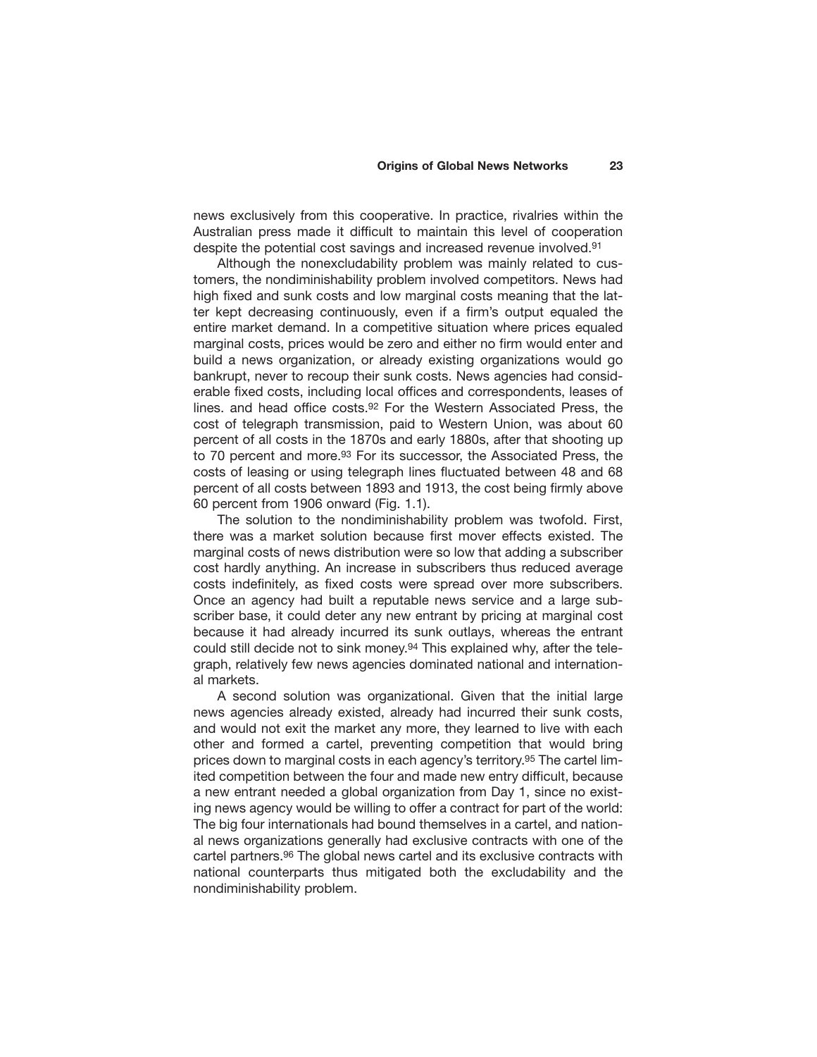news exclusively from this cooperative. In practice, rivalries within the Australian press made it difficult to maintain this level of cooperation despite the potential cost savings and increased revenue involved.[91]

Although the nonexcludability problem was mainly related to customers, the nondiminishability problem involved competitors. News had high fixed and sunk costs and low marginal costs meaning that the latter kept decreasing continuously, even if a firm's output equaled the entire market demand. In a competitive situation where prices equaled marginal costs, prices would be zero and either no firm would enter and build a news organization, or already existing organizations would go bankrupt, never to recoup their sunk costs. News agencies had considerable fixed costs, including local offices and correspondents, leases of lines. and head office costs.[92] For the Western Associated Press, the cost of telegraph transmission, paid to Western Union, was about 60 percent of all costs in the 1870s and early 1880s, after that shooting up to 70 percent and more.[93] For its successor, the Associated Press, the costs of leasing or using telegraph lines fluctuated between 48 and 68 percent of all costs between 1893 and 1913, the cost being firmly above 60 percent from 1906 onward (Fig. 1.1).

The solution to the nondiminishability problem was twofold. First, there was a market solution because first mover effects existed. The marginal costs of news distribution were so low that adding a subscriber cost hardly anything. An increase in subscribers thus reduced average costs indefinitely, as fixed costs were spread over more subscribers. Once an agency had built a reputable news service and a large subscriber base, it could deter any new entrant by pricing at marginal cost because it had already incurred its sunk outlays, whereas the entrant could still decide not to sink money.[94] This explained why, after the telegraph, relatively few news agencies dominated national and international markets.

A second solution was organizational. Given that the initial large news agencies already existed, already had incurred their sunk costs, and would not exit the market any more, they learned to live with each other and formed a cartel, preventing competition that would bring prices down to marginal costs in each agency's territory.[95] The cartel limited competition between the four and made new entry difficult, because a new entrant needed a global organization from Day 1, since no existing news agency would be willing to offer a contract for part of the world: The big four internationals had bound themselves in a cartel, and national news organizations generally had exclusive contracts with one of the cartel partners.[96] The global news cartel and its exclusive contracts with national counterparts thus mitigated both the excludability and the nondiminishability problem.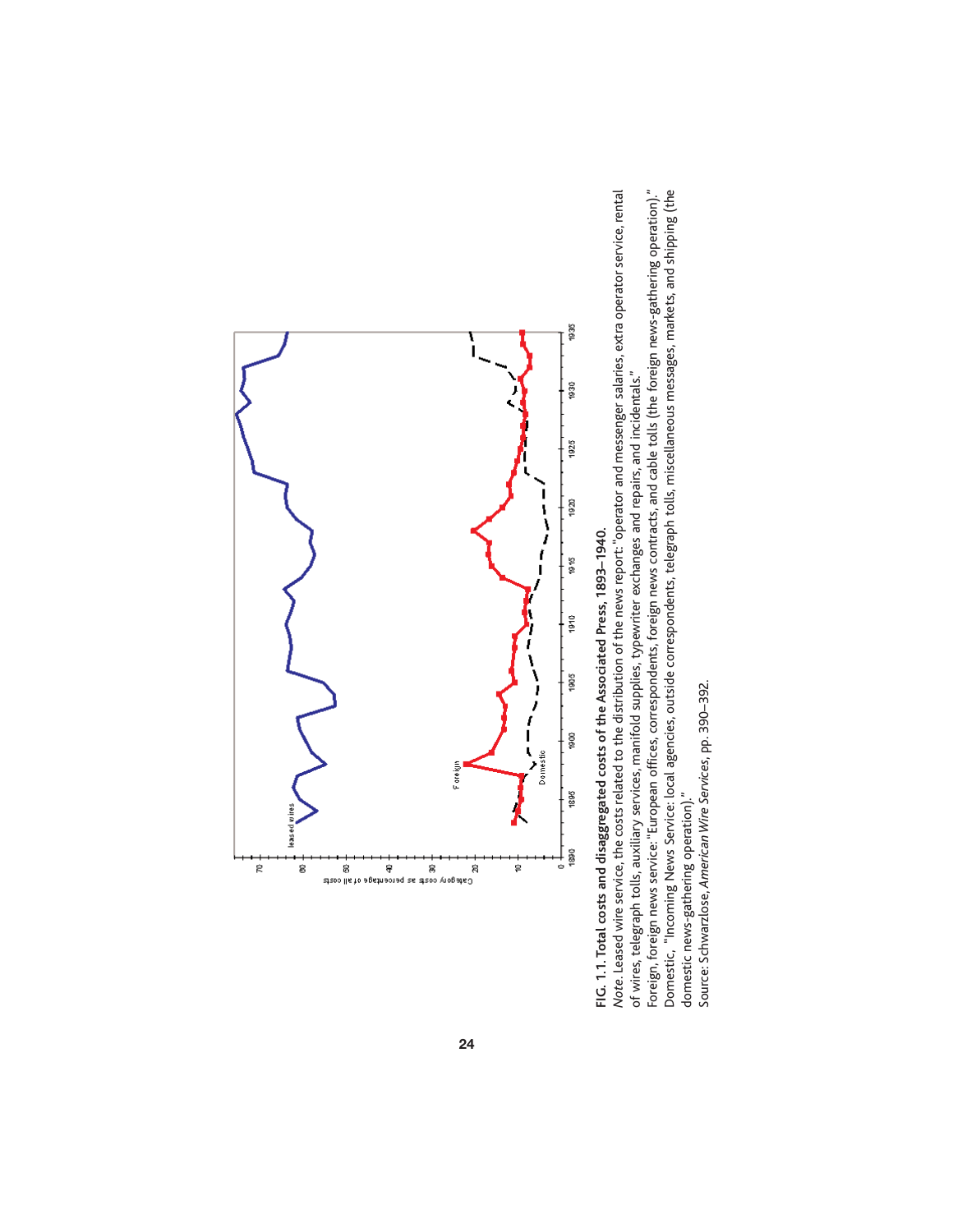**FIG. 1.1. Total costs and disaggregated costs of the Associated Press, 1893–1940.**

*Note*. Leased wire service, the costs related to the distribution of the news report: "operator and messenger salaries, extra operator service, rental of wires, telegraph tolls, auxiliary services, manifold supplies, typewriter exchanges and repairs, and incidentals."

Foreign, foreign news service: "European offices, correspondents, foreign news contracts, and cable tolls (the foreign news-gathering operation)."

Domestic, "Incoming News Service: local agencies, outside correspondents, telegraph tolls, miscellaneous messages, markets, and shipping (the domestic news-gathering operation)."

Source: Schwarzlose, *American Wire Services*, pp. 390–392.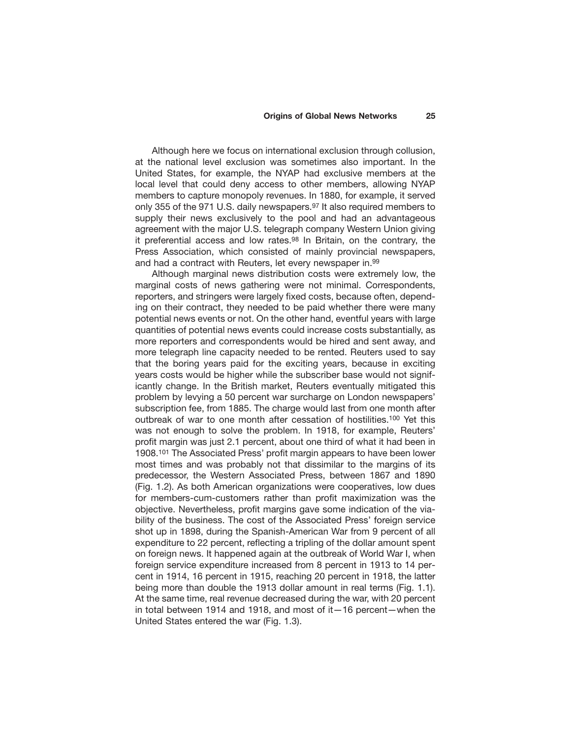Although here we focus on international exclusion through collusion, at the national level exclusion was sometimes also important. In the United States, for example, the NYAP had exclusive members at the local level that could deny access to other members, allowing NYAP members to capture monopoly revenues. In 1880, for example, it served only 355 of the 971 U.S. daily newspapers.[97] It also required members to supply their news exclusively to the pool and had an advantageous agreement with the major U.S. telegraph company Western Union giving it preferential access and low rates.[98] In Britain, on the contrary, the Press Association, which consisted of mainly provincial newspapers, and had a contract with Reuters, let every newspaper in.[99]

Although marginal news distribution costs were extremely low, the marginal costs of news gathering were not minimal. Correspondents, reporters, and stringers were largely fixed costs, because often, depending on their contract, they needed to be paid whether there were many potential news events or not. On the other hand, eventful years with large quantities of potential news events could increase costs substantially, as more reporters and correspondents would be hired and sent away, and more telegraph line capacity needed to be rented. Reuters used to say that the boring years paid for the exciting years, because in exciting years costs would be higher while the subscriber base would not significantly change. In the British market, Reuters eventually mitigated this problem by levying a 50 percent war surcharge on London newspapers' subscription fee, from 1885. The charge would last from one month after outbreak of war to one month after cessation of hostilities.[100] Yet this was not enough to solve the problem. In 1918, for example, Reuters' profit margin was just 2.1 percent, about one third of what it had been in 1908.[101] The Associated Press' profit margin appears to have been lower most times and was probably not that dissimilar to the margins of its predecessor, the Western Associated Press, between 1867 and 1890 (Fig. 1.2). As both American organizations were cooperatives, low dues for members-cum-customers rather than profit maximization was the objective. Nevertheless, profit margins gave some indication of the viability of the business. The cost of the Associated Press' foreign service shot up in 1898, during the Spanish-American War from 9 percent of all expenditure to 22 percent, reflecting a tripling of the dollar amount spent on foreign news. It happened again at the outbreak of World War I, when foreign service expenditure increased from 8 percent in 1913 to 14 percent in 1914, 16 percent in 1915, reaching 20 percent in 1918, the latter being more than double the 1913 dollar amount in real terms (Fig. 1.1). At the same time, real revenue decreased during the war, with 20 percent in total between 1914 and 1918, and most of it—16 percent—when the United States entered the war (Fig. 1.3).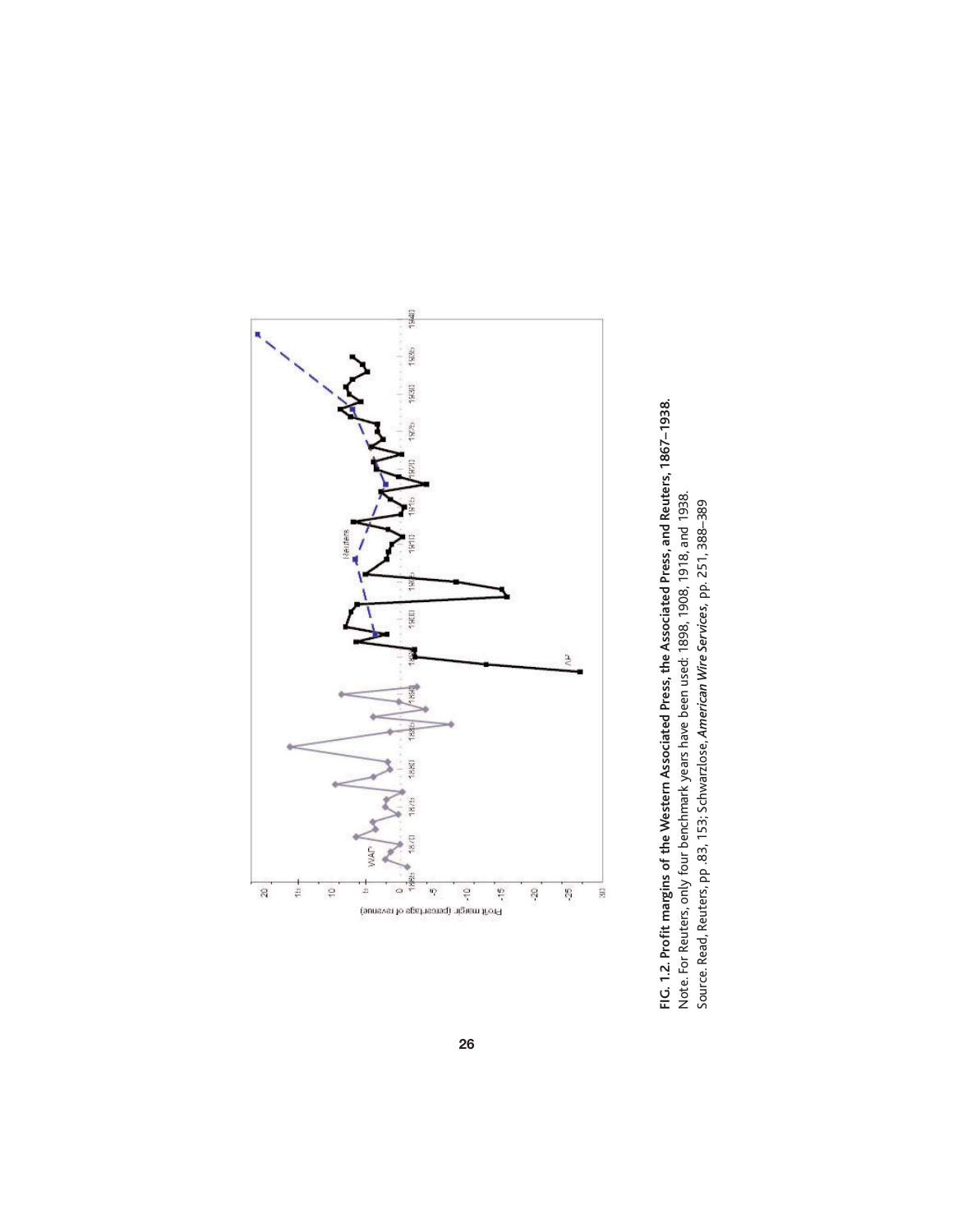**FIG. 1.2. Profit margins of the Western Associated Press, the Associated Press, and Reuters, 1867–1938.**

Note. For Reuters, only four benchmark years have been used: 1898, 1908, 1918, and 1938.

Source. Read, Reuters, pp. 83, 153; Schwarzlose, *American Wire Services*, pp. 251, 388–389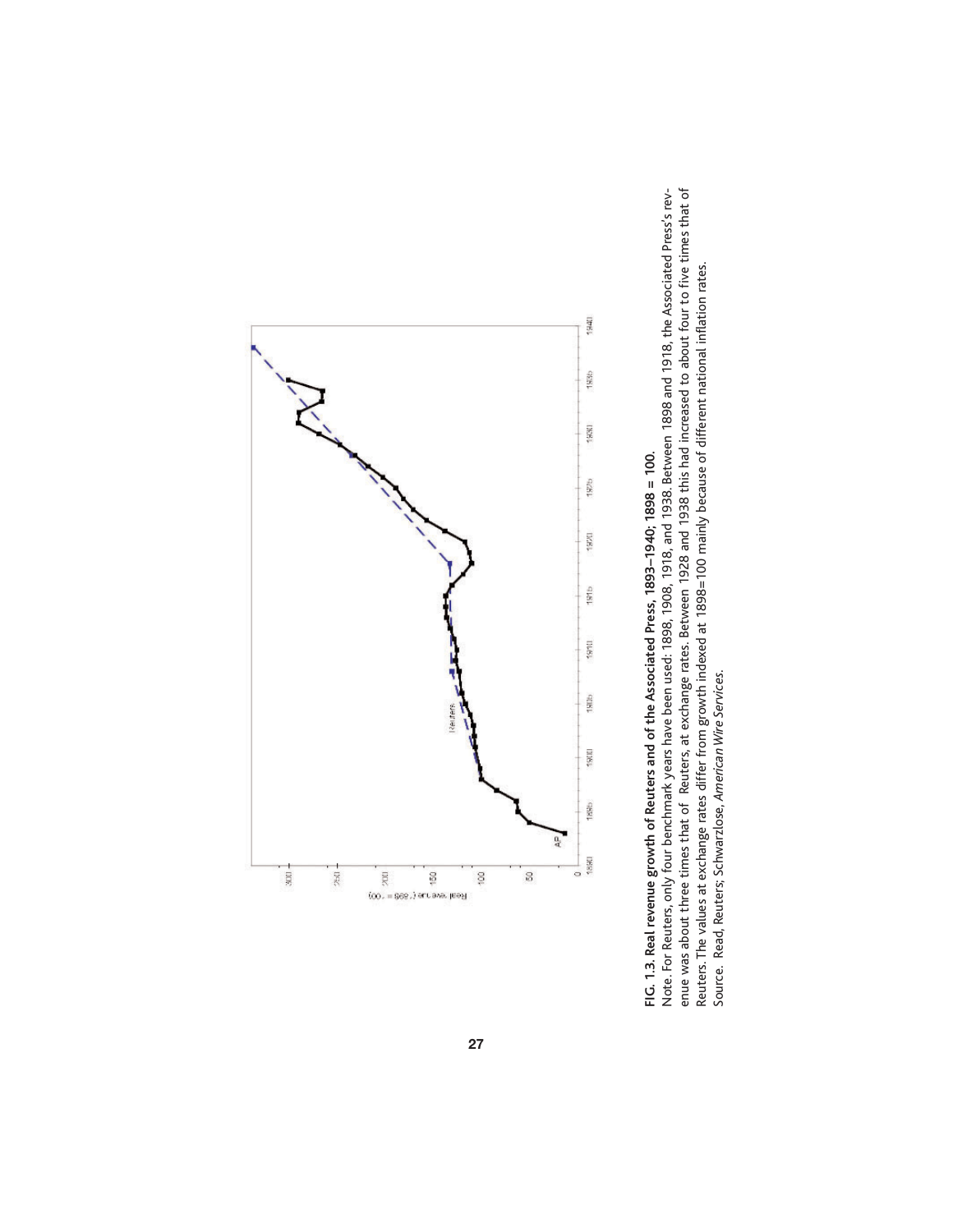**FIG. 1.3. Real revenue growth of Reuters and of the Associated Press, 1893–1940; 1898 = 100.**

Note. For Reuters, only four benchmark years have been used: 1898, 1908, 1918, and 1938. Between 1898 and 1918, the Associated Press's revenue was about three times that of Reuters, at exchange rates. Between 1928 and 1938 this had increased to about four to five times that of Reuters. The values at exchange rates differ from growth indexed at 1898=100 mainly because of different national inflation rates.

Source. Read, Reuters; Schwarzlose, *American Wire Services*.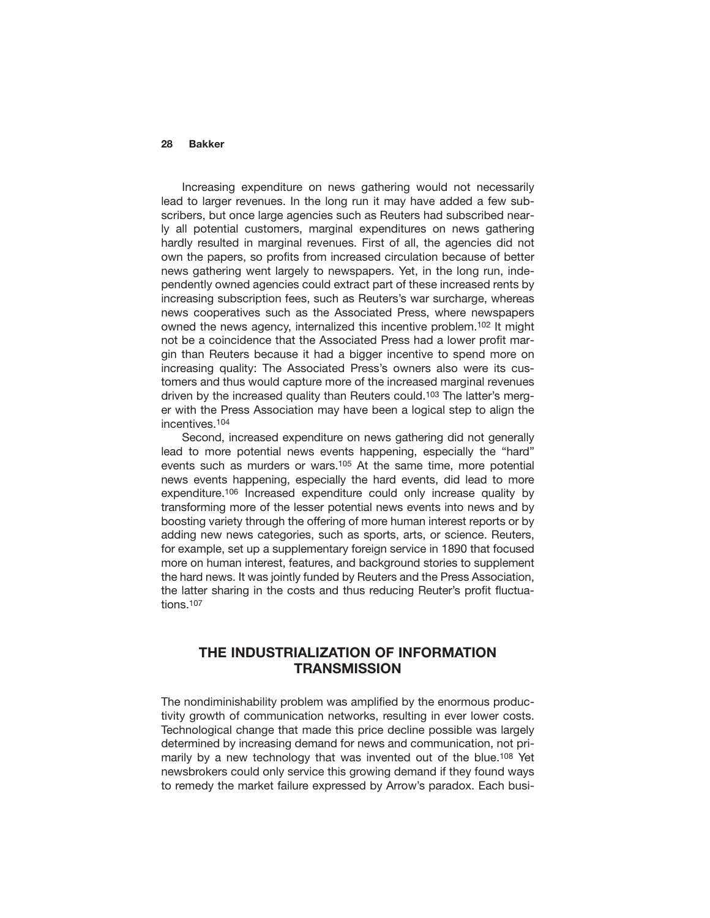Increasing expenditure on news gathering would not necessarily lead to larger revenues. In the long run it may have added a few subscribers, but once large agencies such as Reuters had subscribed nearly all potential customers, marginal expenditures on news gathering hardly resulted in marginal revenues. First of all, the agencies did not own the papers, so profits from increased circulation because of better news gathering went largely to newspapers. Yet, in the long run, independently owned agencies could extract part of these increased rents by increasing subscription fees, such as Reuters's war surcharge, whereas news cooperatives such as the Associated Press, where newspapers owned the news agency, internalized this incentive problem.[102] It might not be a coincidence that the Associated Press had a lower profit margin than Reuters because it had a bigger incentive to spend more on increasing quality: The Associated Press's owners also were its customers and thus would capture more of the increased marginal revenues driven by the increased quality than Reuters could.[103] The latter's merger with the Press Association may have been a logical step to align the incentives.[104]

Second, increased expenditure on news gathering did not generally lead to more potential news events happening, especially the "hard" events such as murders or wars.[105] At the same time, more potential news events happening, especially the hard events, did lead to more expenditure.[106] Increased expenditure could only increase quality by transforming more of the lesser potential news events into news and by boosting variety through the offering of more human interest reports or by adding new news categories, such as sports, arts, or science. Reuters, for example, set up a supplementary foreign service in 1890 that focused more on human interest, features, and background stories to supplement the hard news. It was jointly funded by Reuters and the Press Association, the latter sharing in the costs and thus reducing Reuter's profit fluctuations.[107]

## THE INDUSTRIALIZATION OF INFORMATION TRANSMISSION

The nondiminishability problem was amplified by the enormous productivity growth of communication networks, resulting in ever lower costs. Technological change that made this price decline possible was largely determined by increasing demand for news and communication, not primarily by a new technology that was invented out of the blue.[108] Yet newsbrokers could only service this growing demand if they found ways to remedy the market failure expressed by Arrow's paradox. Each busi-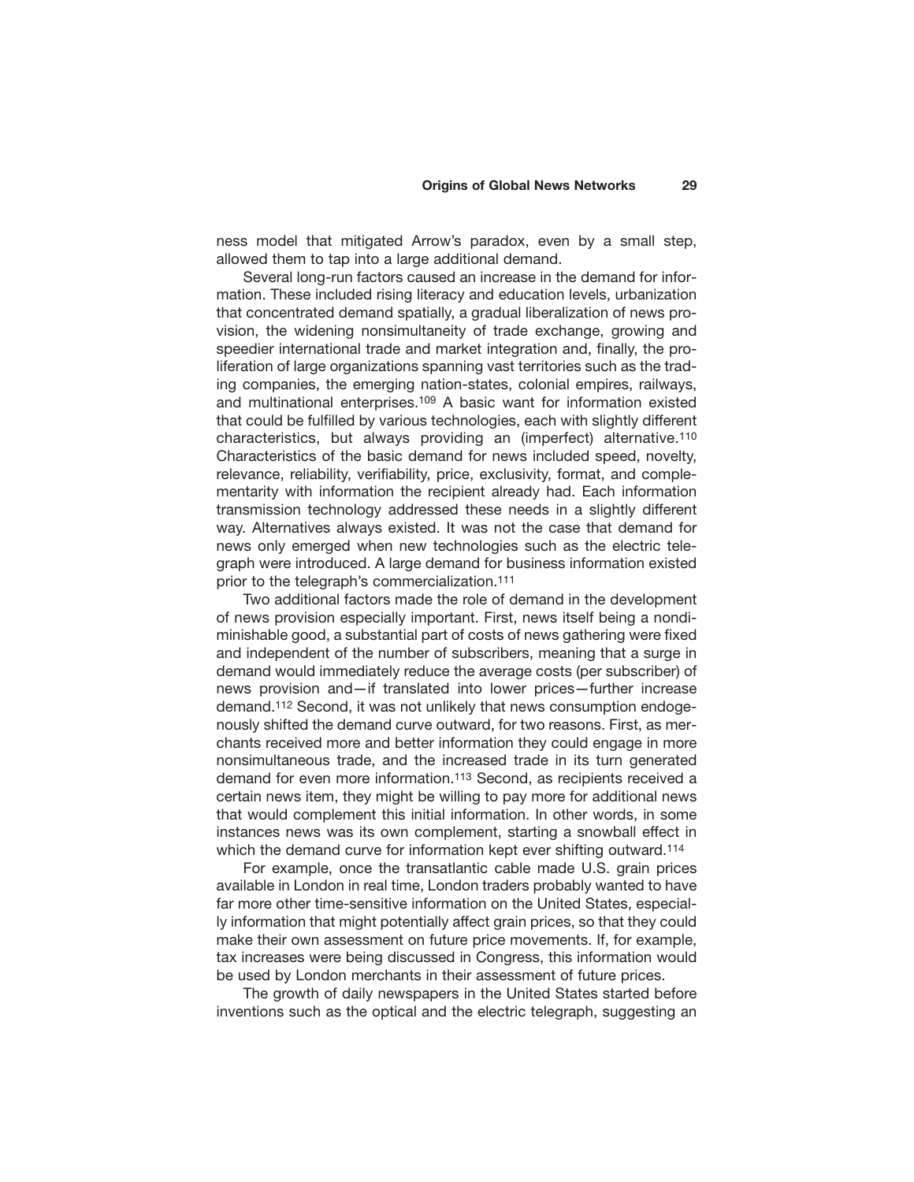ness model that mitigated Arrow's paradox, even by a small step, allowed them to tap into a large additional demand.

Several long-run factors caused an increase in the demand for information. These included rising literacy and education levels, urbanization that concentrated demand spatially, a gradual liberalization of news provision, the widening nonsimultaneity of trade exchange, growing and speedier international trade and market integration and, finally, the proliferation of large organizations spanning vast territories such as the trading companies, the emerging nation-states, colonial empires, railways, and multinational enterprises.[109] A basic want for information existed that could be fulfilled by various technologies, each with slightly different characteristics, but always providing an (imperfect) alternative.[110] Characteristics of the basic demand for news included speed, novelty, relevance, reliability, verifiability, price, exclusivity, format, and complementarity with information the recipient already had. Each information transmission technology addressed these needs in a slightly different way. Alternatives always existed. It was not the case that demand for news only emerged when new technologies such as the electric telegraph were introduced. A large demand for business information existed prior to the telegraph's commercialization.[111]

Two additional factors made the role of demand in the development of news provision especially important. First, news itself being a nondiminishable good, a substantial part of costs of news gathering were fixed and independent of the number of subscribers, meaning that a surge in demand would immediately reduce the average costs (per subscriber) of news provision and—if translated into lower prices—further increase demand.[112] Second, it was not unlikely that news consumption endogenously shifted the demand curve outward, for two reasons. First, as merchants received more and better information they could engage in more nonsimultaneous trade, and the increased trade in its turn generated demand for even more information.[113] Second, as recipients received a certain news item, they might be willing to pay more for additional news that would complement this initial information. In other words, in some instances news was its own complement, starting a snowball effect in which the demand curve for information kept ever shifting outward.[114]

For example, once the transatlantic cable made U.S. grain prices available in London in real time, London traders probably wanted to have far more other time-sensitive information on the United States, especially information that might potentially affect grain prices, so that they could make their own assessment on future price movements. If, for example, tax increases were being discussed in Congress, this information would be used by London merchants in their assessment of future prices.

The growth of daily newspapers in the United States started before inventions such as the optical and the electric telegraph, suggesting an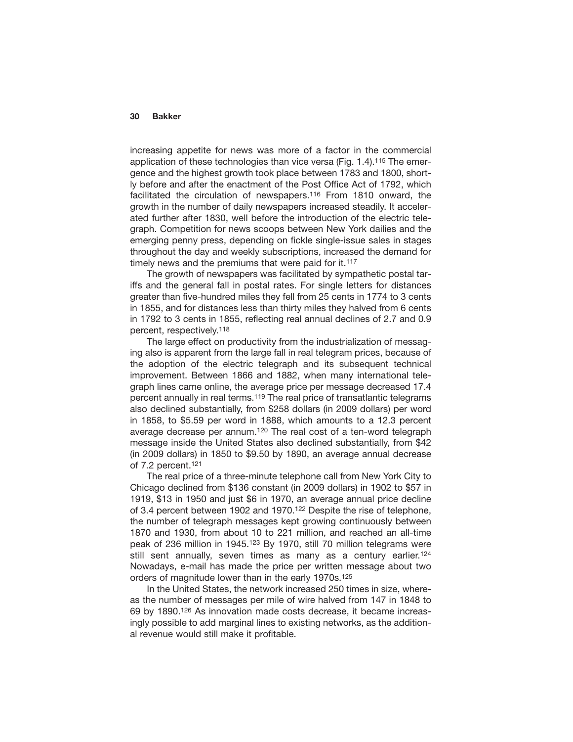increasing appetite for news was more of a factor in the commercial application of these technologies than vice versa (Fig. 1.4).[115] The emergence and the highest growth took place between 1783 and 1800, shortly before and after the enactment of the Post Office Act of 1792, which facilitated the circulation of newspapers.[116] From 1810 onward, the growth in the number of daily newspapers increased steadily. It accelerated further after 1830, well before the introduction of the electric telegraph. Competition for news scoops between New York dailies and the emerging penny press, depending on fickle single-issue sales in stages throughout the day and weekly subscriptions, increased the demand for timely news and the premiums that were paid for it.[117]

The growth of newspapers was facilitated by sympathetic postal tariffs and the general fall in postal rates. For single letters for distances greater than five-hundred miles they fell from 25 cents in 1774 to 3 cents in 1855, and for distances less than thirty miles they halved from 6 cents in 1792 to 3 cents in 1855, reflecting real annual declines of 2.7 and 0.9 percent, respectively.[118]

The large effect on productivity from the industrialization of messaging also is apparent from the large fall in real telegram prices, because of the adoption of the electric telegraph and its subsequent technical improvement. Between 1866 and 1882, when many international telegraph lines came online, the average price per message decreased 17.4 percent annually in real terms.[119] The real price of transatlantic telegrams also declined substantially, from $258 dollars (in 2009 dollars) per word in 1858, to $5.59 per word in 1888, which amounts to a 12.3 percent average decrease per annum.[120] The real cost of a ten-word telegraph message inside the United States also declined substantially, from $42 (in 2009 dollars) in 1850 to $9.50 by 1890, an average annual decrease of 7.2 percent.[121]

The real price of a three-minute telephone call from New York City to Chicago declined from $136 constant (in 2009 dollars) in 1902 to $57 in 1919, $13 in 1950 and just $6 in 1970, an average annual price decline of 3.4 percent between 1902 and 1970.[122] Despite the rise of telephone, the number of telegraph messages kept growing continuously between 1870 and 1930, from about 10 to 221 million, and reached an all-time peak of 236 million in 1945.[123] By 1970, still 70 million telegrams were still sent annually, seven times as many as a century earlier.[124] Nowadays, e-mail has made the price per written message about two orders of magnitude lower than in the early 1970s.[125]

In the United States, the network increased 250 times in size, whereas the number of messages per mile of wire halved from 147 in 1848 to 69 by 1890.[126] As innovation made costs decrease, it became increasingly possible to add marginal lines to existing networks, as the additional revenue would still make it profitable.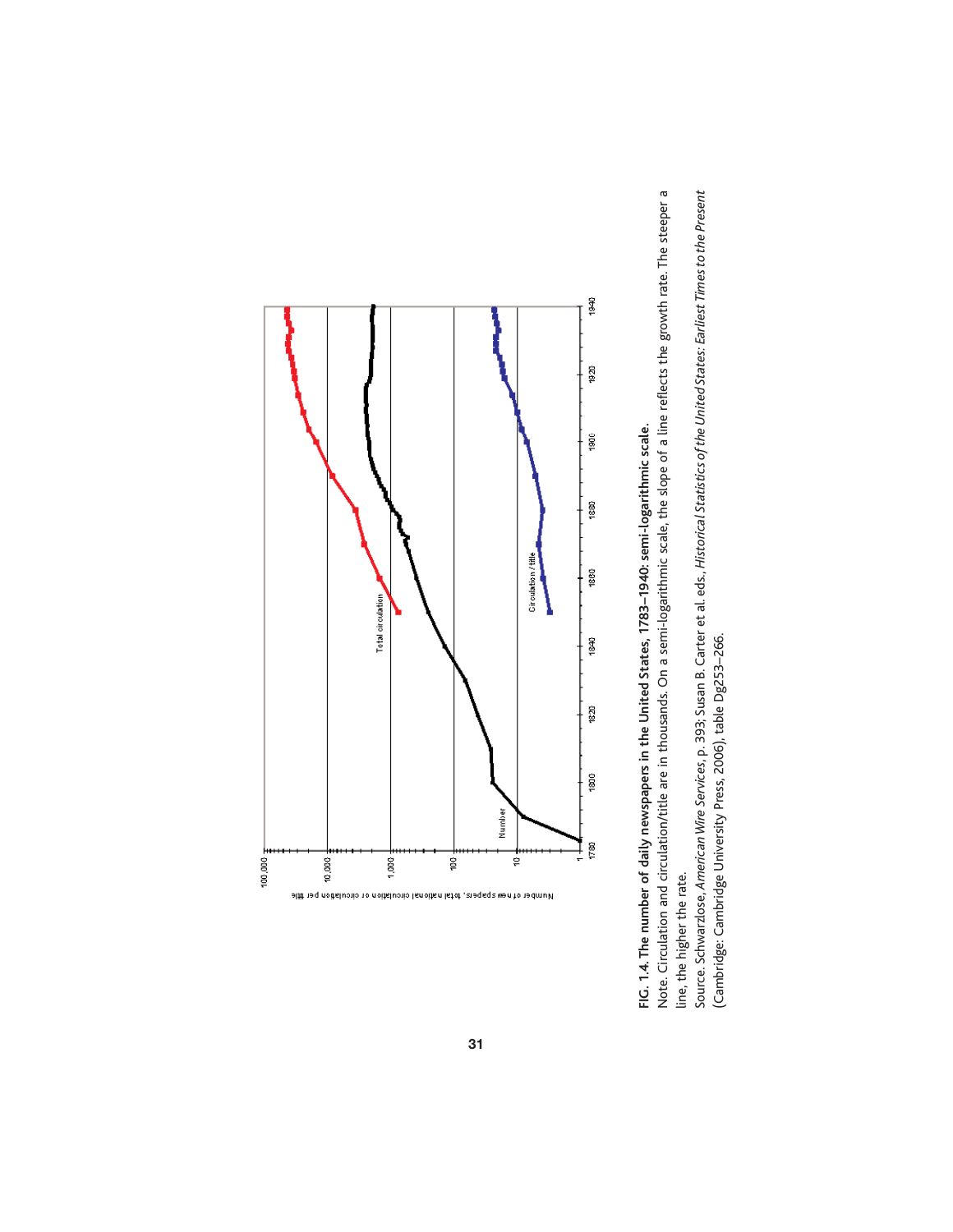**FIG. 1.4. The number of daily newspapers in the United States, 1783–1940: semi-logarithmic scale.**

Note. Circulation and circulation/title are in thousands. On a semi-logarithmic scale, the slope of a line reflects the growth rate. The steeper a line, the higher the rate.

Source. Schwarzlose, *American Wire Services*, p. 393; Susan B. Carter et al. eds., *Historical Statistics of the United States: Earliest Times to the Present* (Cambridge: Cambridge University Press, 2006), table Dg253–266.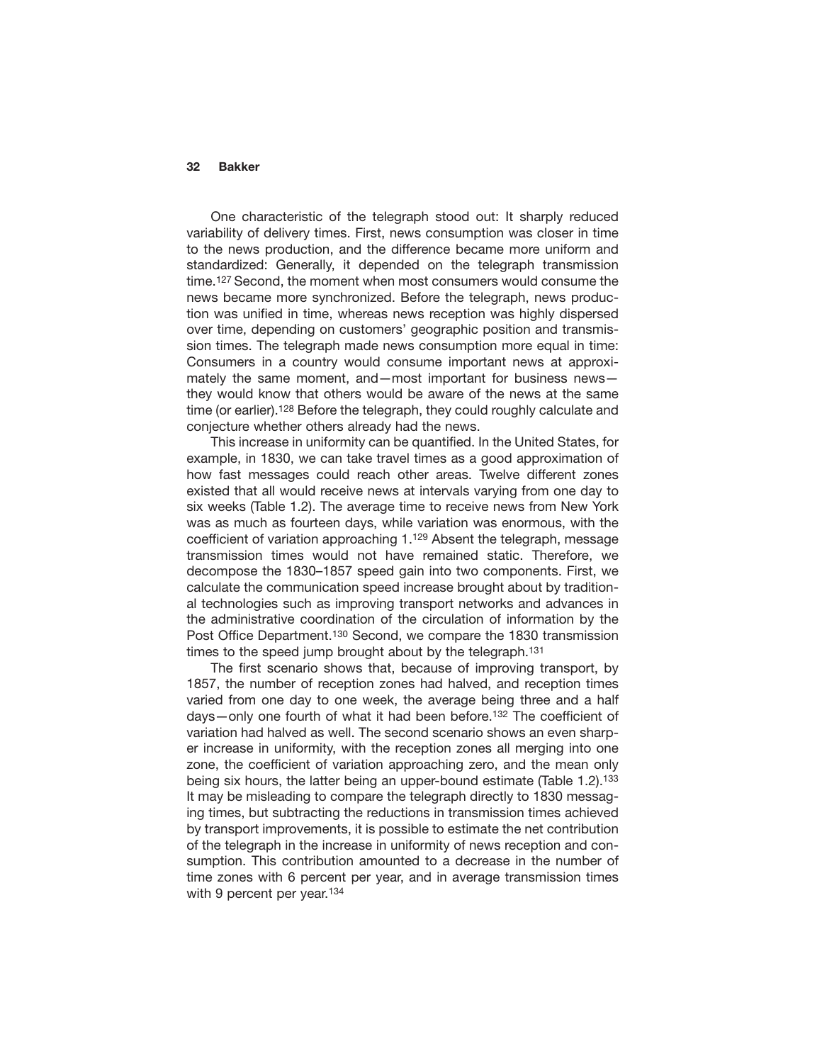One characteristic of the telegraph stood out: It sharply reduced variability of delivery times. First, news consumption was closer in time to the news production, and the difference became more uniform and standardized: Generally, it depended on the telegraph transmission time.[127] Second, the moment when most consumers would consume the news became more synchronized. Before the telegraph, news production was unified in time, whereas news reception was highly dispersed over time, depending on customers' geographic position and transmission times. The telegraph made news consumption more equal in time: Consumers in a country would consume important news at approximately the same moment, and—most important for business news—they would know that others would be aware of the news at the same time (or earlier).[128] Before the telegraph, they could roughly calculate and conjecture whether others already had the news.

This increase in uniformity can be quantified. In the United States, for example, in 1830, we can take travel times as a good approximation of how fast messages could reach other areas. Twelve different zones existed that all would receive news at intervals varying from one day to six weeks (Table 1.2). The average time to receive news from New York was as much as fourteen days, while variation was enormous, with the coefficient of variation approaching 1.[129] Absent the telegraph, message transmission times would not have remained static. Therefore, we decompose the 1830–1857 speed gain into two components. First, we calculate the communication speed increase brought about by traditional technologies such as improving transport networks and advances in the administrative coordination of the circulation of information by the Post Office Department.[130] Second, we compare the 1830 transmission times to the speed jump brought about by the telegraph.[131]

The first scenario shows that, because of improving transport, by 1857, the number of reception zones had halved, and reception times varied from one day to one week, the average being three and a half days—only one fourth of what it had been before.[132] The coefficient of variation had halved as well. The second scenario shows an even sharper increase in uniformity, with the reception zones all merging into one zone, the coefficient of variation approaching zero, and the mean only being six hours, the latter being an upper-bound estimate (Table 1.2).[133] It may be misleading to compare the telegraph directly to 1830 messaging times, but subtracting the reductions in transmission times achieved by transport improvements, it is possible to estimate the net contribution of the telegraph in the increase in uniformity of news reception and consumption. This contribution amounted to a decrease in the number of time zones with 6 percent per year, and in average transmission times with 9 percent per year.[134]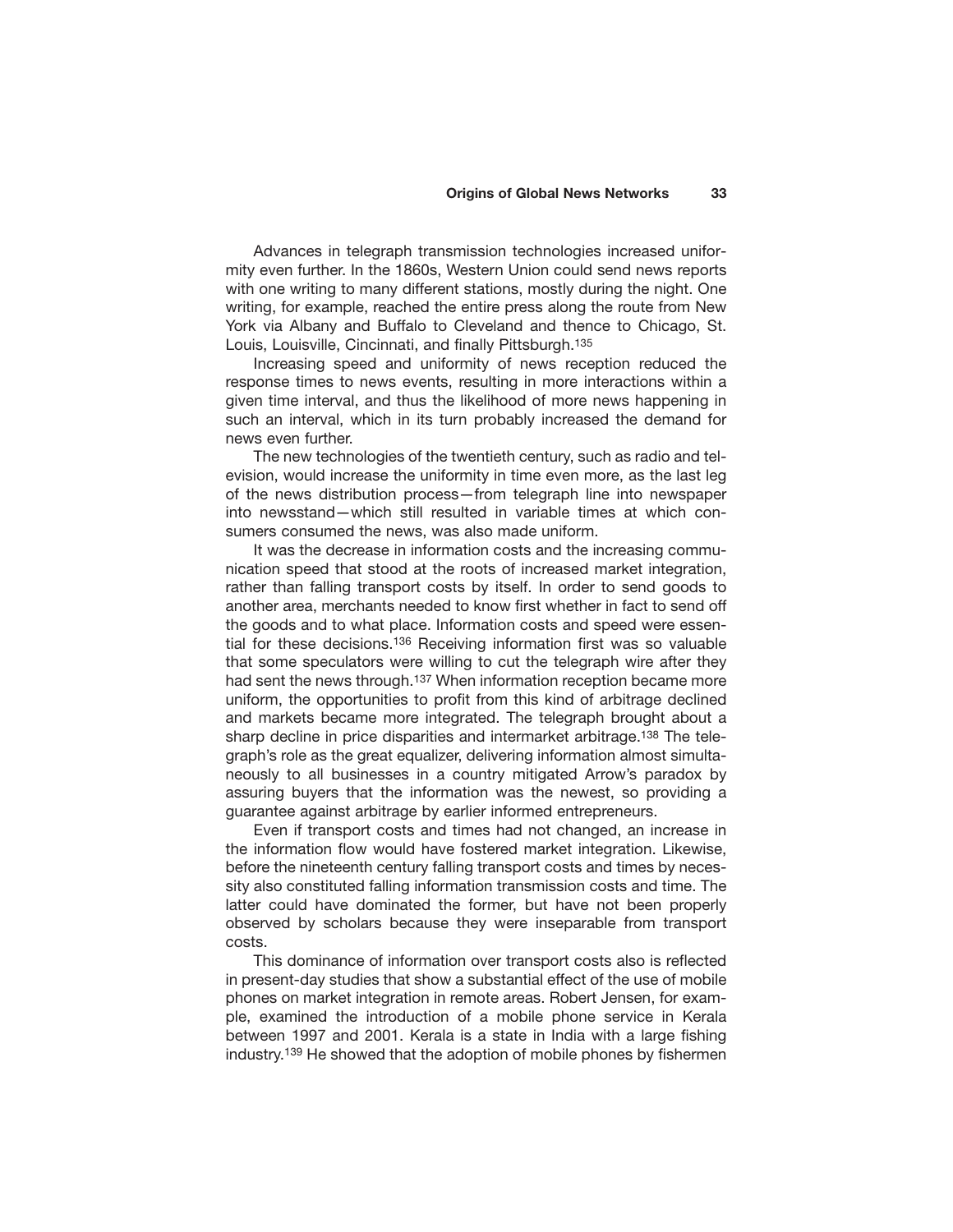Advances in telegraph transmission technologies increased uniformity even further. In the 1860s, Western Union could send news reports with one writing to many different stations, mostly during the night. One writing, for example, reached the entire press along the route from New York via Albany and Buffalo to Cleveland and thence to Chicago, St. Louis, Louisville, Cincinnati, and finally Pittsburgh.[135]

Increasing speed and uniformity of news reception reduced the response times to news events, resulting in more interactions within a given time interval, and thus the likelihood of more news happening in such an interval, which in its turn probably increased the demand for news even further.

The new technologies of the twentieth century, such as radio and television, would increase the uniformity in time even more, as the last leg of the news distribution process—from telegraph line into newspaper into newsstand—which still resulted in variable times at which consumers consumed the news, was also made uniform.

It was the decrease in information costs and the increasing communication speed that stood at the roots of increased market integration, rather than falling transport costs by itself. In order to send goods to another area, merchants needed to know first whether in fact to send off the goods and to what place. Information costs and speed were essential for these decisions.[136] Receiving information first was so valuable that some speculators were willing to cut the telegraph wire after they had sent the news through.[137] When information reception became more uniform, the opportunities to profit from this kind of arbitrage declined and markets became more integrated. The telegraph brought about a sharp decline in price disparities and intermarket arbitrage.[138] The telegraph's role as the great equalizer, delivering information almost simultaneously to all businesses in a country mitigated Arrow's paradox by assuring buyers that the information was the newest, so providing a guarantee against arbitrage by earlier informed entrepreneurs.

Even if transport costs and times had not changed, an increase in the information flow would have fostered market integration. Likewise, before the nineteenth century falling transport costs and times by necessity also constituted falling information transmission costs and time. The latter could have dominated the former, but have not been properly observed by scholars because they were inseparable from transport costs.

This dominance of information over transport costs also is reflected in present-day studies that show a substantial effect of the use of mobile phones on market integration in remote areas. Robert Jensen, for example, examined the introduction of a mobile phone service in Kerala between 1997 and 2001. Kerala is a state in India with a large fishing industry.[139] He showed that the adoption of mobile phones by fishermen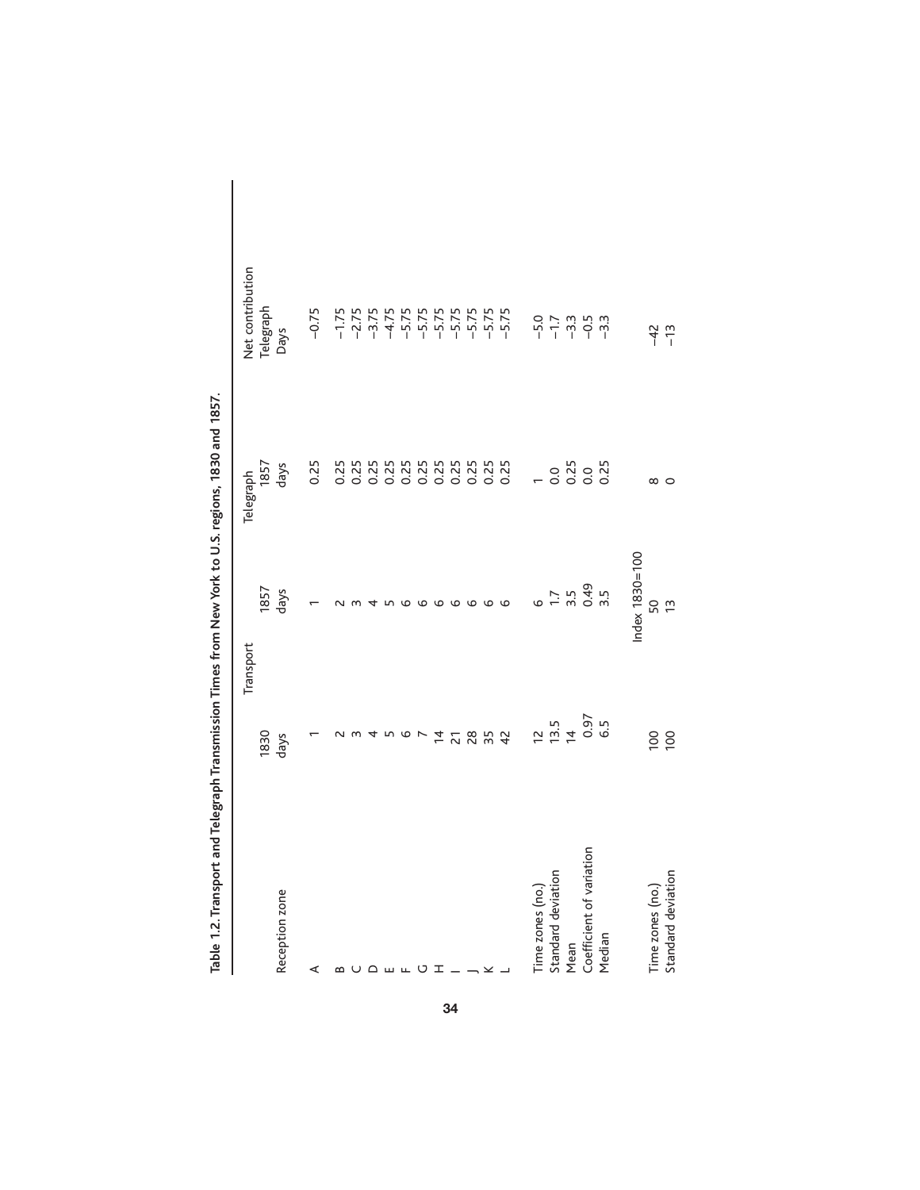**Table 1.2. Transport and Telegraph Transmission Times from New York to U.S. regions, 1830 and 1857.**

| | Transport | | Telegraph | Net contribution |
|---|---|---|---|---|
| Reception zone | 1830 days | 1857 days | 1857 days | Telegraph Days |
| A | 1 | 1 | 0.25 | −0.75 |
| B | 2 | 2 | 0.25 | −1.75 |
| C | 3 | 3 | 0.25 | −2.75 |
| D | 4 | 4 | 0.25 | −3.75 |
| E | 5 | 5 | 0.25 | −4.75 |
| F | 6 | 6 | 0.25 | −5.75 |
| G | 7 | 6 | 0.25 | −5.75 |
| H | 14 | 6 | 0.25 | −5.75 |
| I | 21 | 6 | 0.25 | −5.75 |
| J | 28 | 6 | 0.25 | −5.75 |
| K | 35 | 6 | 0.25 | −5.75 |
| L | 42 | 6 | 0.25 | −5.75 |
| Time zones (no.) | 12 | 6 | 1 | −5.0 |
| Standard deviation | 13.5 | 1.7 | 0.0 | −1.7 |
| Mean | 14 | 3.5 | 0.25 | −3.3 |
| Coefficient of variation | 0.97 | 0.49 | 0.0 | −0.5 |
| Median | 6.5 | 3.5 | 0.25 | −3.3 |
| | | Index 1830=100 | | |
| Time zones (no.) | 100 | 50 | 8 | −42 |
| Standard deviation | 100 | 13 | 0 | −13 |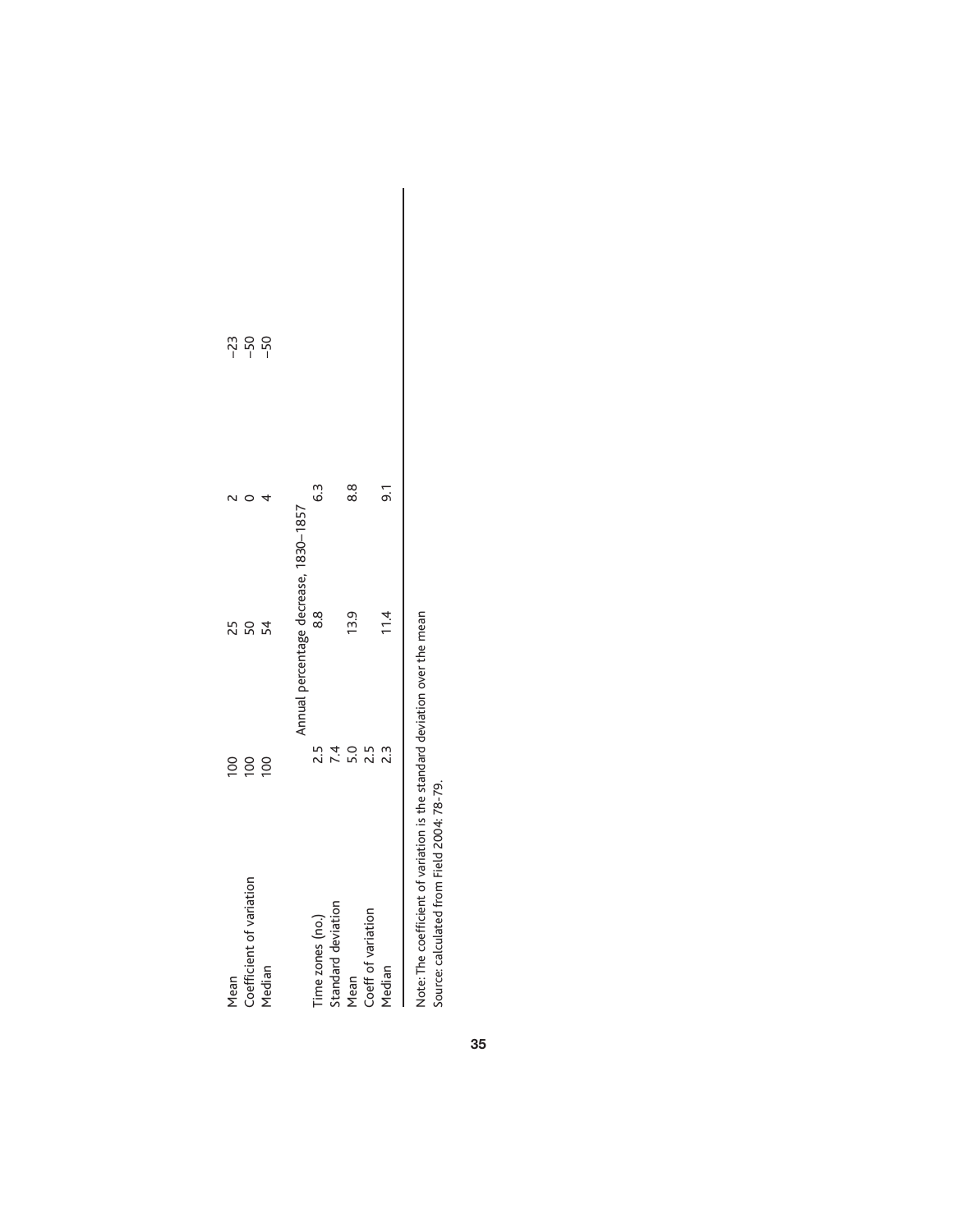| | | | | |
|---|---|---|---|---|
| Mean | 100 | 25 | 2 | −23 |
| Coefficient of variation | 100 | 50 | 0 | −50 |
| Median | 100 | 54 | 4 | −50 |
| | Annual percentage decrease, 1830–1857 | | | |
| Time zones (no.) | 2.5 | 8.8 | 6.3 | |
| Standard deviation | 7.4 | | | |
| Mean | 5.0 | | | |
| Coeff of variation | 2.5 | 13.9 | 8.8 | |
| Median | 2.3 | 11.4 | 9.1 | |

Note: The coefficient of variation is the standard deviation over the mean

Source: calculated from Field 2004: 78-79.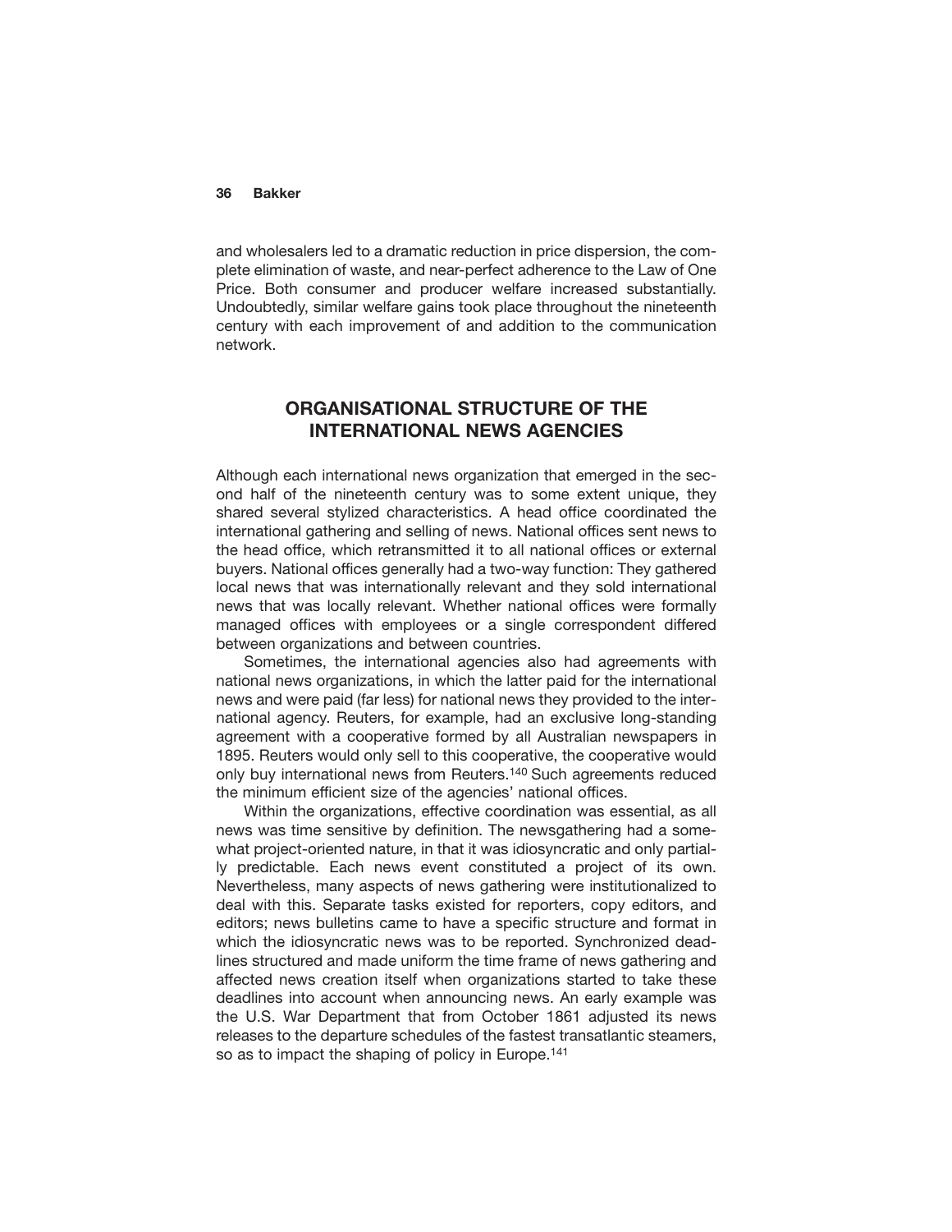and wholesalers led to a dramatic reduction in price dispersion, the complete elimination of waste, and near-perfect adherence to the Law of One Price. Both consumer and producer welfare increased substantially. Undoubtedly, similar welfare gains took place throughout the nineteenth century with each improvement of and addition to the communication network.

## ORGANISATIONAL STRUCTURE OF THE INTERNATIONAL NEWS AGENCIES

Although each international news organization that emerged in the second half of the nineteenth century was to some extent unique, they shared several stylized characteristics. A head office coordinated the international gathering and selling of news. National offices sent news to the head office, which retransmitted it to all national offices or external buyers. National offices generally had a two-way function: They gathered local news that was internationally relevant and they sold international news that was locally relevant. Whether national offices were formally managed offices with employees or a single correspondent differed between organizations and between countries.

Sometimes, the international agencies also had agreements with national news organizations, in which the latter paid for the international news and were paid (far less) for national news they provided to the international agency. Reuters, for example, had an exclusive long-standing agreement with a cooperative formed by all Australian newspapers in 1895. Reuters would only sell to this cooperative, the cooperative would only buy international news from Reuters.[140] Such agreements reduced the minimum efficient size of the agencies' national offices.

Within the organizations, effective coordination was essential, as all news was time sensitive by definition. The newsgathering had a somewhat project-oriented nature, in that it was idiosyncratic and only partially predictable. Each news event constituted a project of its own. Nevertheless, many aspects of news gathering were institutionalized to deal with this. Separate tasks existed for reporters, copy editors, and editors; news bulletins came to have a specific structure and format in which the idiosyncratic news was to be reported. Synchronized deadlines structured and made uniform the time frame of news gathering and affected news creation itself when organizations started to take these deadlines into account when announcing news. An early example was the U.S. War Department that from October 1861 adjusted its news releases to the departure schedules of the fastest transatlantic steamers, so as to impact the shaping of policy in Europe.[141]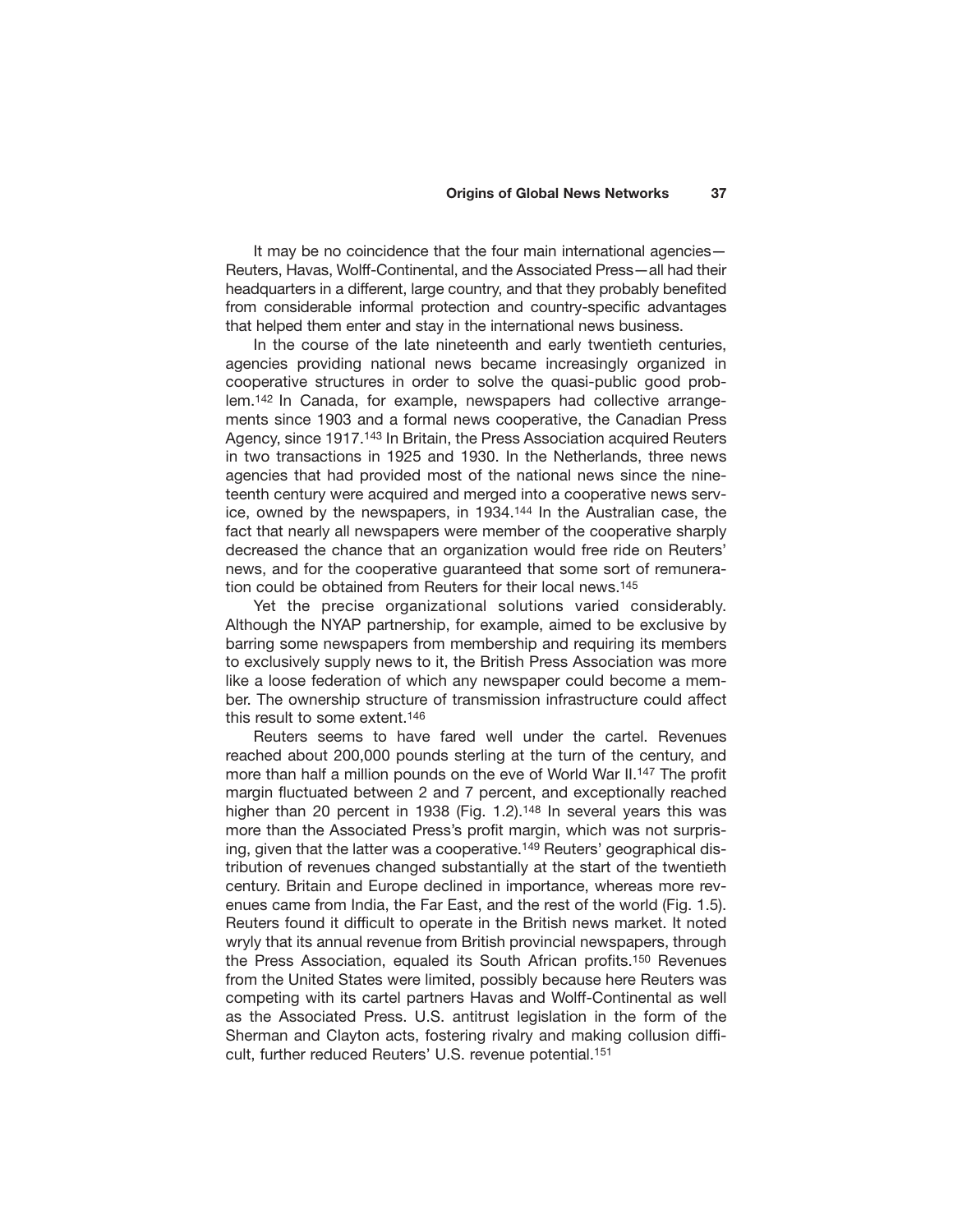It may be no coincidence that the four main international agencies—Reuters, Havas, Wolff-Continental, and the Associated Press—all had their headquarters in a different, large country, and that they probably benefited from considerable informal protection and country-specific advantages that helped them enter and stay in the international news business.

In the course of the late nineteenth and early twentieth centuries, agencies providing national news became increasingly organized in cooperative structures in order to solve the quasi-public good problem.[142] In Canada, for example, newspapers had collective arrangements since 1903 and a formal news cooperative, the Canadian Press Agency, since 1917.[143] In Britain, the Press Association acquired Reuters in two transactions in 1925 and 1930. In the Netherlands, three news agencies that had provided most of the national news since the nineteenth century were acquired and merged into a cooperative news service, owned by the newspapers, in 1934.[144] In the Australian case, the fact that nearly all newspapers were member of the cooperative sharply decreased the chance that an organization would free ride on Reuters' news, and for the cooperative guaranteed that some sort of remuneration could be obtained from Reuters for their local news.[145]

Yet the precise organizational solutions varied considerably. Although the NYAP partnership, for example, aimed to be exclusive by barring some newspapers from membership and requiring its members to exclusively supply news to it, the British Press Association was more like a loose federation of which any newspaper could become a member. The ownership structure of transmission infrastructure could affect this result to some extent.[146]

Reuters seems to have fared well under the cartel. Revenues reached about 200,000 pounds sterling at the turn of the century, and more than half a million pounds on the eve of World War II.[147] The profit margin fluctuated between 2 and 7 percent, and exceptionally reached higher than 20 percent in 1938 (Fig. 1.2).[148] In several years this was more than the Associated Press's profit margin, which was not surprising, given that the latter was a cooperative.[149] Reuters' geographical distribution of revenues changed substantially at the start of the twentieth century. Britain and Europe declined in importance, whereas more revenues came from India, the Far East, and the rest of the world (Fig. 1.5). Reuters found it difficult to operate in the British news market. It noted wryly that its annual revenue from British provincial newspapers, through the Press Association, equaled its South African profits.[150] Revenues from the United States were limited, possibly because here Reuters was competing with its cartel partners Havas and Wolff-Continental as well as the Associated Press. U.S. antitrust legislation in the form of the Sherman and Clayton acts, fostering rivalry and making collusion difficult, further reduced Reuters' U.S. revenue potential.[151]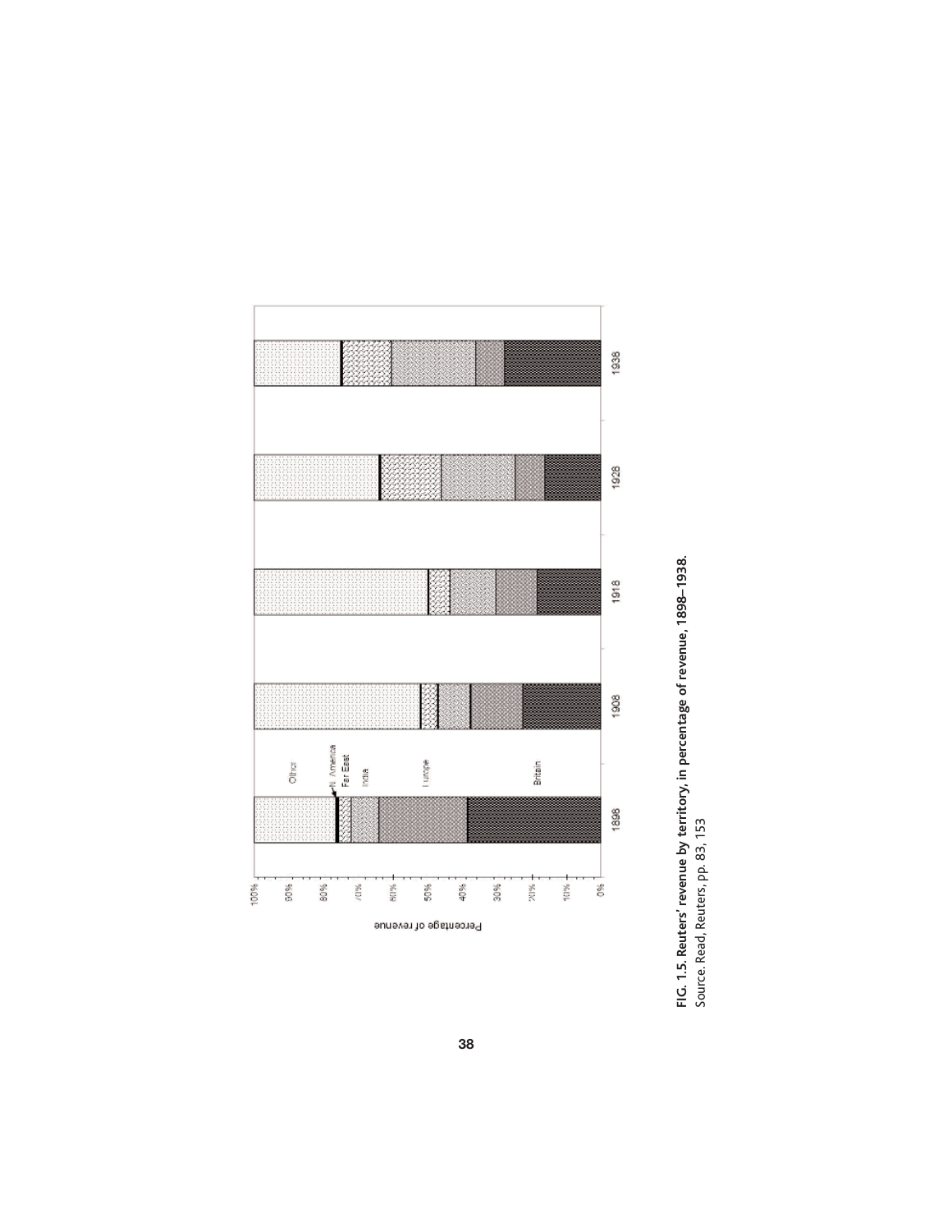**FIG. 1.5. Reuters' revenue by territory, in percentage of revenue, 1898–1938.**
Source. Read, Reuters, pp. 83, 153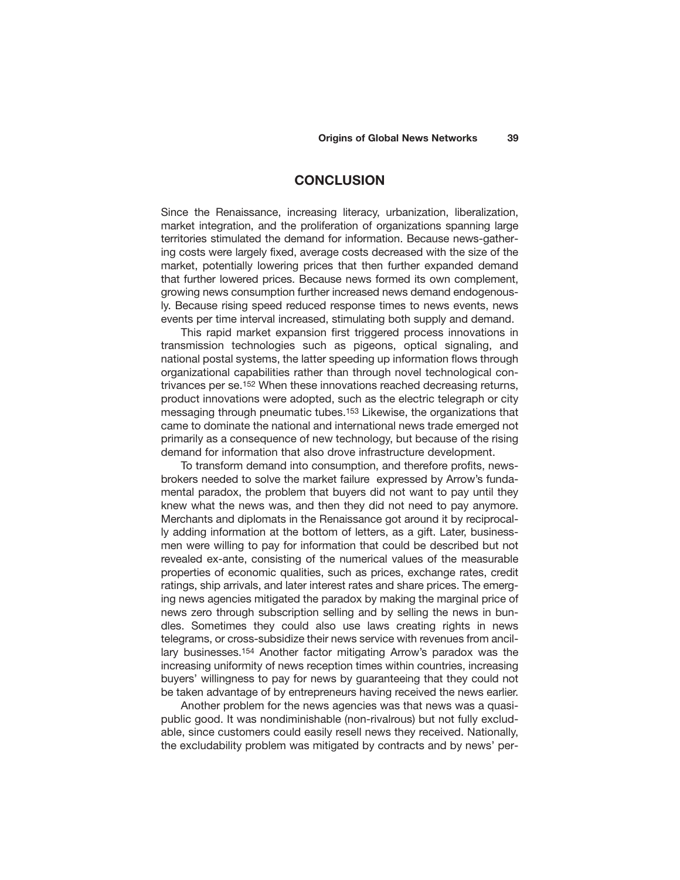## CONCLUSION

Since the Renaissance, increasing literacy, urbanization, liberalization, market integration, and the proliferation of organizations spanning large territories stimulated the demand for information. Because news-gathering costs were largely fixed, average costs decreased with the size of the market, potentially lowering prices that then further expanded demand that further lowered prices. Because news formed its own complement, growing news consumption further increased news demand endogenously. Because rising speed reduced response times to news events, news events per time interval increased, stimulating both supply and demand.

This rapid market expansion first triggered process innovations in transmission technologies such as pigeons, optical signaling, and national postal systems, the latter speeding up information flows through organizational capabilities rather than through novel technological contrivances per se.[152] When these innovations reached decreasing returns, product innovations were adopted, such as the electric telegraph or city messaging through pneumatic tubes.[153] Likewise, the organizations that came to dominate the national and international news trade emerged not primarily as a consequence of new technology, but because of the rising demand for information that also drove infrastructure development.

To transform demand into consumption, and therefore profits, newsbrokers needed to solve the market failure expressed by Arrow's fundamental paradox, the problem that buyers did not want to pay until they knew what the news was, and then they did not need to pay anymore. Merchants and diplomats in the Renaissance got around it by reciprocally adding information at the bottom of letters, as a gift. Later, businessmen were willing to pay for information that could be described but not revealed ex-ante, consisting of the numerical values of the measurable properties of economic qualities, such as prices, exchange rates, credit ratings, ship arrivals, and later interest rates and share prices. The emerging news agencies mitigated the paradox by making the marginal price of news zero through subscription selling and by selling the news in bundles. Sometimes they could also use laws creating rights in news telegrams, or cross-subsidize their news service with revenues from ancillary businesses.[154] Another factor mitigating Arrow's paradox was the increasing uniformity of news reception times within countries, increasing buyers' willingness to pay for news by guaranteeing that they could not be taken advantage of by entrepreneurs having received the news earlier.

Another problem for the news agencies was that news was a quasi-public good. It was nondiminishable (non-rivalrous) but not fully excludable, since customers could easily resell news they received. Nationally, the excludability problem was mitigated by contracts and by news' per-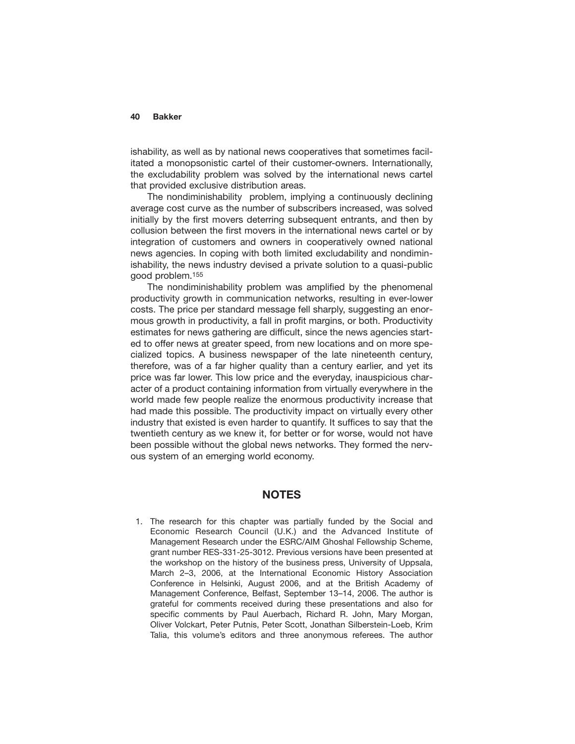ishability, as well as by national news cooperatives that sometimes facilitated a monopsonistic cartel of their customer-owners. Internationally, the excludability problem was solved by the international news cartel that provided exclusive distribution areas.

The nondiminishability problem, implying a continuously declining average cost curve as the number of subscribers increased, was solved initially by the first movers deterring subsequent entrants, and then by collusion between the first movers in the international news cartel or by integration of customers and owners in cooperatively owned national news agencies. In coping with both limited excludability and nondiminishability, the news industry devised a private solution to a quasi-public good problem.[155]

The nondiminishability problem was amplified by the phenomenal productivity growth in communication networks, resulting in ever-lower costs. The price per standard message fell sharply, suggesting an enormous growth in productivity, a fall in profit margins, or both. Productivity estimates for news gathering are difficult, since the news agencies started to offer news at greater speed, from new locations and on more specialized topics. A business newspaper of the late nineteenth century, therefore, was of a far higher quality than a century earlier, and yet its price was far lower. This low price and the everyday, inauspicious character of a product containing information from virtually everywhere in the world made few people realize the enormous productivity increase that had made this possible. The productivity impact on virtually every other industry that existed is even harder to quantify. It suffices to say that the twentieth century as we knew it, for better or for worse, would not have been possible without the global news networks. They formed the nervous system of an emerging world economy.

## NOTES

1. The research for this chapter was partially funded by the Social and Economic Research Council (U.K.) and the Advanced Institute of Management Research under the ESRC/AIM Ghoshal Fellowship Scheme, grant number RES-331-25-3012. Previous versions have been presented at the workshop on the history of the business press, University of Uppsala, March 2–3, 2006, at the International Economic History Association Conference in Helsinki, August 2006, and at the British Academy of Management Conference, Belfast, September 13–14, 2006. The author is grateful for comments received during these presentations and also for specific comments by Paul Auerbach, Richard R. John, Mary Morgan, Oliver Volckart, Peter Putnis, Peter Scott, Jonathan Silberstein-Loeb, Krim Talia, this volume's editors and three anonymous referees. The author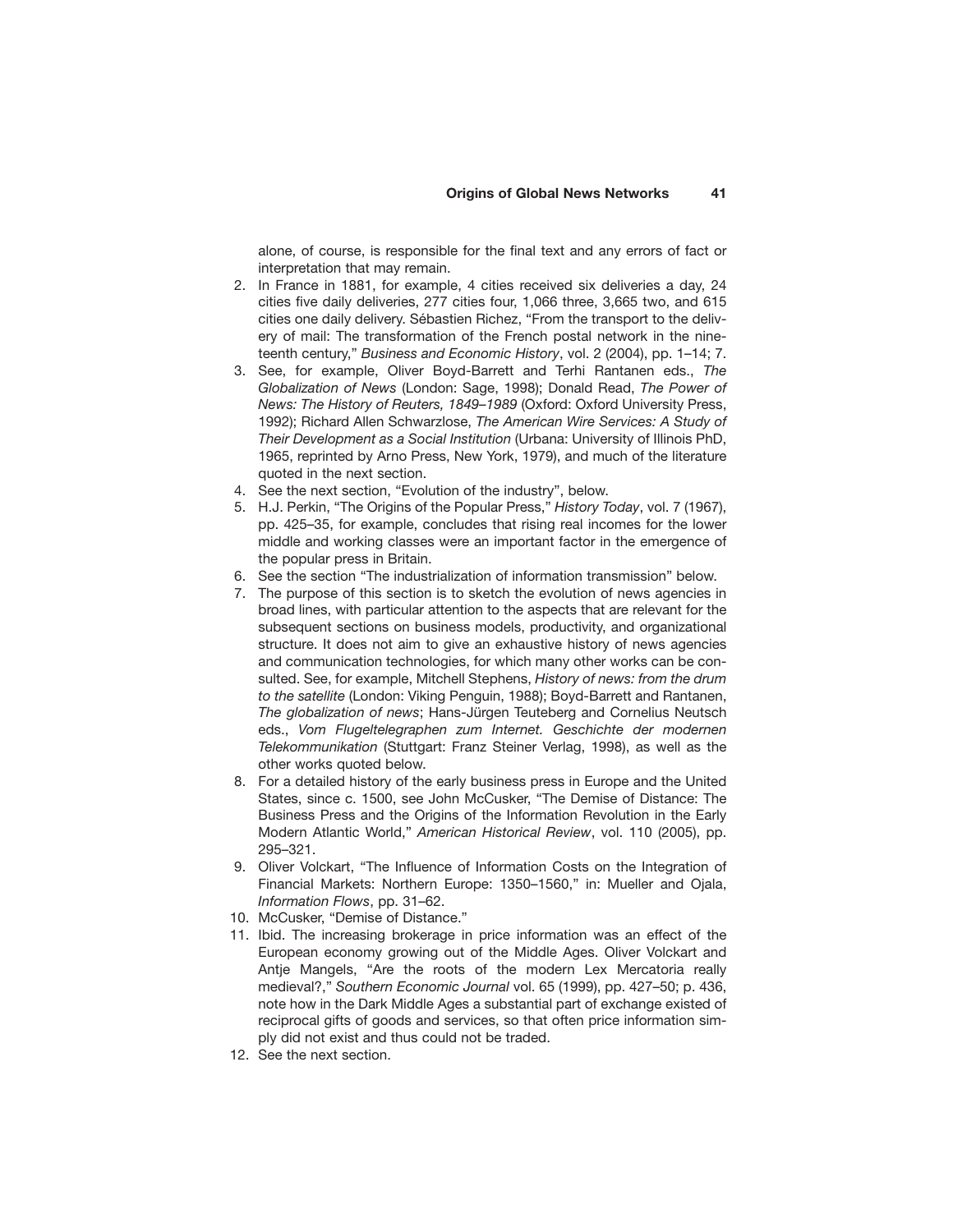alone, of course, is responsible for the final text and any errors of fact or interpretation that may remain.

2. In France in 1881, for example, 4 cities received six deliveries a day, 24 cities five daily deliveries, 277 cities four, 1,066 three, 3,665 two, and 615 cities one daily delivery. Sébastien Richez, "From the transport to the delivery of mail: The transformation of the French postal network in the nineteenth century," *Business and Economic History*, vol. 2 (2004), pp. 1–14; 7.
3. See, for example, Oliver Boyd-Barrett and Terhi Rantanen eds., *The Globalization of News* (London: Sage, 1998); Donald Read, *The Power of News: The History of Reuters, 1849–1989* (Oxford: Oxford University Press, 1992); Richard Allen Schwarzlose, *The American Wire Services: A Study of Their Development as a Social Institution* (Urbana: University of Illinois PhD, 1965, reprinted by Arno Press, New York, 1979), and much of the literature quoted in the next section.
4. See the next section, "Evolution of the industry", below.
5. H.J. Perkin, "The Origins of the Popular Press," *History Today*, vol. 7 (1967), pp. 425–35, for example, concludes that rising real incomes for the lower middle and working classes were an important factor in the emergence of the popular press in Britain.
6. See the section "The industrialization of information transmission" below.
7. The purpose of this section is to sketch the evolution of news agencies in broad lines, with particular attention to the aspects that are relevant for the subsequent sections on business models, productivity, and organizational structure. It does not aim to give an exhaustive history of news agencies and communication technologies, for which many other works can be consulted. See, for example, Mitchell Stephens, *History of news: from the drum to the satellite* (London: Viking Penguin, 1988); Boyd-Barrett and Rantanen, *The globalization of news*; Hans-Jürgen Teuteberg and Cornelius Neutsch eds., *Vom Flugeltelegraphen zum Internet. Geschichte der modernen Telekommunikation* (Stuttgart: Franz Steiner Verlag, 1998), as well as the other works quoted below.
8. For a detailed history of the early business press in Europe and the United States, since c. 1500, see John McCusker, "The Demise of Distance: The Business Press and the Origins of the Information Revolution in the Early Modern Atlantic World," *American Historical Review*, vol. 110 (2005), pp. 295–321.
9. Oliver Volckart, "The Influence of Information Costs on the Integration of Financial Markets: Northern Europe: 1350–1560," in: Mueller and Ojala, *Information Flows*, pp. 31–62.
10. McCusker, "Demise of Distance."
11. Ibid. The increasing brokerage in price information was an effect of the European economy growing out of the Middle Ages. Oliver Volckart and Antje Mangels, "Are the roots of the modern Lex Mercatoria really medieval?," *Southern Economic Journal* vol. 65 (1999), pp. 427–50; p. 436, note how in the Dark Middle Ages a substantial part of exchange existed of reciprocal gifts of goods and services, so that often price information simply did not exist and thus could not be traded.
12. See the next section.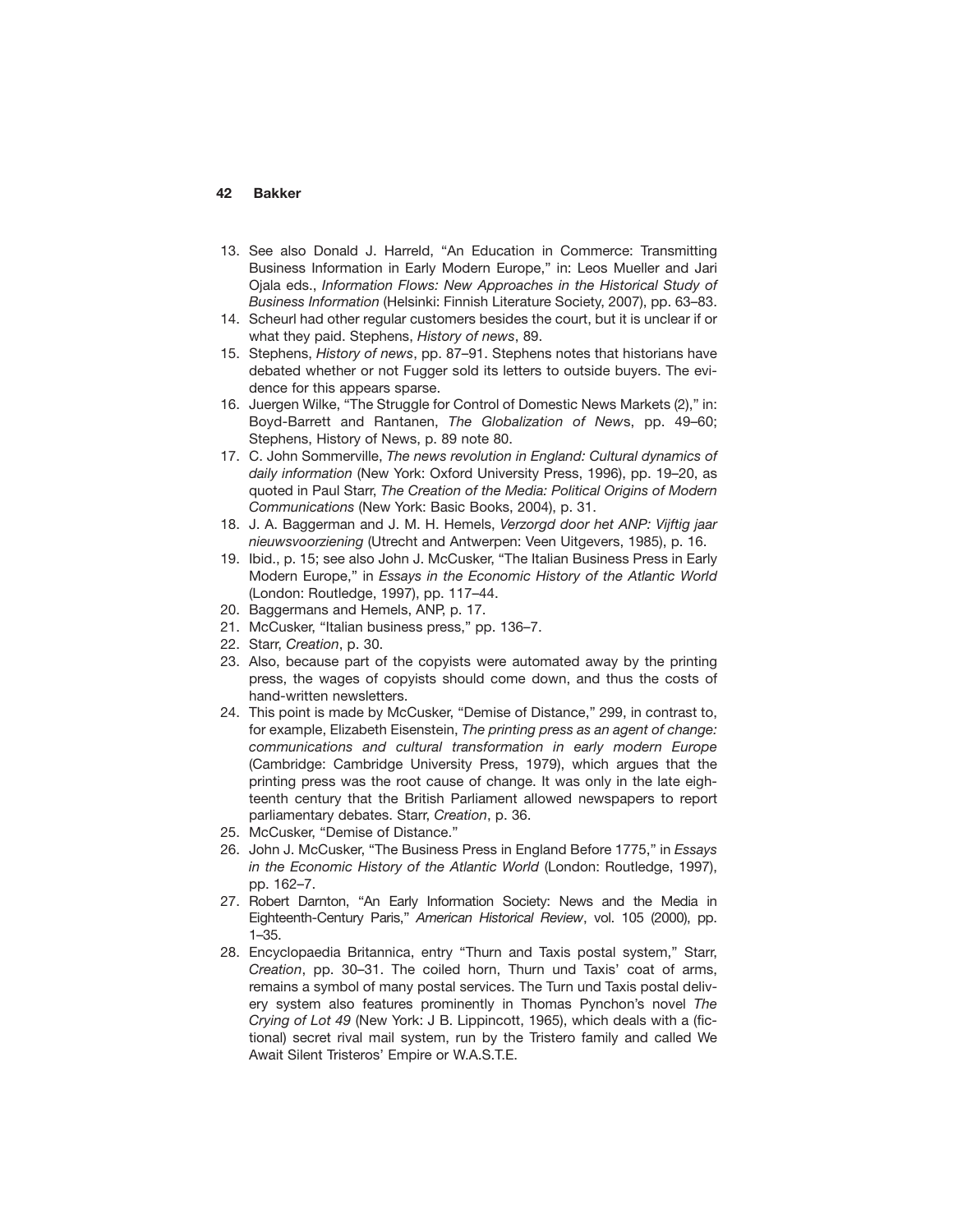13. See also Donald J. Harreld, "An Education in Commerce: Transmitting Business Information in Early Modern Europe," in: Leos Mueller and Jari Ojala eds., *Information Flows: New Approaches in the Historical Study of Business Information* (Helsinki: Finnish Literature Society, 2007), pp. 63–83.
14. Scheurl had other regular customers besides the court, but it is unclear if or what they paid. Stephens, *History of news*, 89.
15. Stephens, *History of news*, pp. 87–91. Stephens notes that historians have debated whether or not Fugger sold its letters to outside buyers. The evidence for this appears sparse.
16. Juergen Wilke, "The Struggle for Control of Domestic News Markets (2)," in: Boyd-Barrett and Rantanen, *The Globalization of News*, pp. 49–60; Stephens, History of News, p. 89 note 80.
17. C. John Sommerville, *The news revolution in England: Cultural dynamics of daily information* (New York: Oxford University Press, 1996), pp. 19–20, as quoted in Paul Starr, *The Creation of the Media: Political Origins of Modern Communications* (New York: Basic Books, 2004), p. 31.
18. J. A. Baggerman and J. M. H. Hemels, *Verzorgd door het ANP: Vijftig jaar nieuwsvoorziening* (Utrecht and Antwerpen: Veen Uitgevers, 1985), p. 16.
19. Ibid., p. 15; see also John J. McCusker, "The Italian Business Press in Early Modern Europe," in *Essays in the Economic History of the Atlantic World* (London: Routledge, 1997), pp. 117–44.
20. Baggermans and Hemels, ANP, p. 17.
21. McCusker, "Italian business press," pp. 136–7.
22. Starr, *Creation*, p. 30.
23. Also, because part of the copyists were automated away by the printing press, the wages of copyists should come down, and thus the costs of hand-written newsletters.
24. This point is made by McCusker, "Demise of Distance," 299, in contrast to, for example, Elizabeth Eisenstein, *The printing press as an agent of change: communications and cultural transformation in early modern Europe* (Cambridge: Cambridge University Press, 1979), which argues that the printing press was the root cause of change. It was only in the late eighteenth century that the British Parliament allowed newspapers to report parliamentary debates. Starr, *Creation*, p. 36.
25. McCusker, "Demise of Distance."
26. John J. McCusker, "The Business Press in England Before 1775," in *Essays in the Economic History of the Atlantic World* (London: Routledge, 1997), pp. 162–7.
27. Robert Darnton, "An Early Information Society: News and the Media in Eighteenth-Century Paris," *American Historical Review*, vol. 105 (2000), pp. 1–35.
28. Encyclopaedia Britannica, entry "Thurn and Taxis postal system," Starr, *Creation*, pp. 30–31. The coiled horn, Thurn und Taxis' coat of arms, remains a symbol of many postal services. The Turn und Taxis postal delivery system also features prominently in Thomas Pynchon's novel *The Crying of Lot 49* (New York: J B. Lippincott, 1965), which deals with a (fictional) secret rival mail system, run by the Tristero family and called We Await Silent Tristeros' Empire or W.A.S.T.E.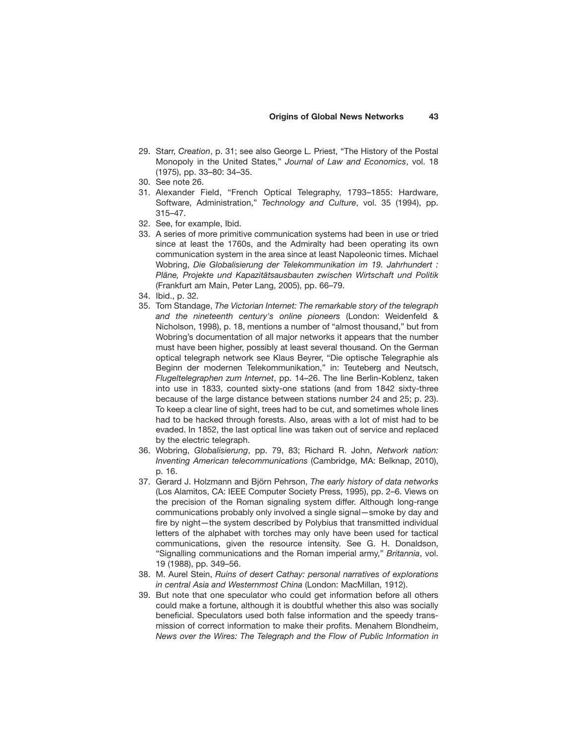29. Starr, *Creation*, p. 31; see also George L. Priest, "The History of the Postal Monopoly in the United States," *Journal of Law and Economics*, vol. 18 (1975), pp. 33–80: 34–35.
30. See note 26.
31. Alexander Field, "French Optical Telegraphy, 1793–1855: Hardware, Software, Administration," *Technology and Culture*, vol. 35 (1994), pp. 315–47.
32. See, for example, Ibid.
33. A series of more primitive communication systems had been in use or tried since at least the 1760s, and the Admiralty had been operating its own communication system in the area since at least Napoleonic times. Michael Wobring, *Die Globalisierung der Telekommunikation im 19. Jahrhundert : Pläne, Projekte und Kapazitätsausbauten zwischen Wirtschaft und Politik* (Frankfurt am Main, Peter Lang, 2005), pp. 66–79.
34. Ibid., p. 32.
35. Tom Standage, *The Victorian Internet: The remarkable story of the telegraph and the nineteenth century's online pioneers* (London: Weidenfeld & Nicholson, 1998), p. 18, mentions a number of "almost thousand," but from Wobring's documentation of all major networks it appears that the number must have been higher, possibly at least several thousand. On the German optical telegraph network see Klaus Beyrer, "Die optische Telegraphie als Beginn der modernen Telekommunikation," in: Teuteberg and Neutsch, *Flugeltelegraphen zum Internet*, pp. 14–26. The line Berlin-Koblenz, taken into use in 1833, counted sixty-one stations (and from 1842 sixty-three because of the large distance between stations number 24 and 25; p. 23). To keep a clear line of sight, trees had to be cut, and sometimes whole lines had to be hacked through forests. Also, areas with a lot of mist had to be evaded. In 1852, the last optical line was taken out of service and replaced by the electric telegraph.
36. Wobring, *Globalisierung*, pp. 79, 83; Richard R. John, *Network nation: Inventing American telecommunications* (Cambridge, MA: Belknap, 2010), p. 16.
37. Gerard J. Holzmann and Björn Pehrson, *The early history of data networks* (Los Alamitos, CA: IEEE Computer Society Press, 1995), pp. 2–6. Views on the precision of the Roman signaling system differ. Although long-range communications probably only involved a single signal—smoke by day and fire by night—the system described by Polybius that transmitted individual letters of the alphabet with torches may only have been used for tactical communications, given the resource intensity. See G. H. Donaldson, "Signalling communications and the Roman imperial army," *Britannia*, vol. 19 (1988), pp. 349–56.
38. M. Aurel Stein, *Ruins of desert Cathay: personal narratives of explorations in central Asia and Westernmost China* (London: MacMillan, 1912).
39. But note that one speculator who could get information before all others could make a fortune, although it is doubtful whether this also was socially beneficial. Speculators used both false information and the speedy transmission of correct information to make their profits. Menahem Blondheim, *News over the Wires: The Telegraph and the Flow of Public Information in*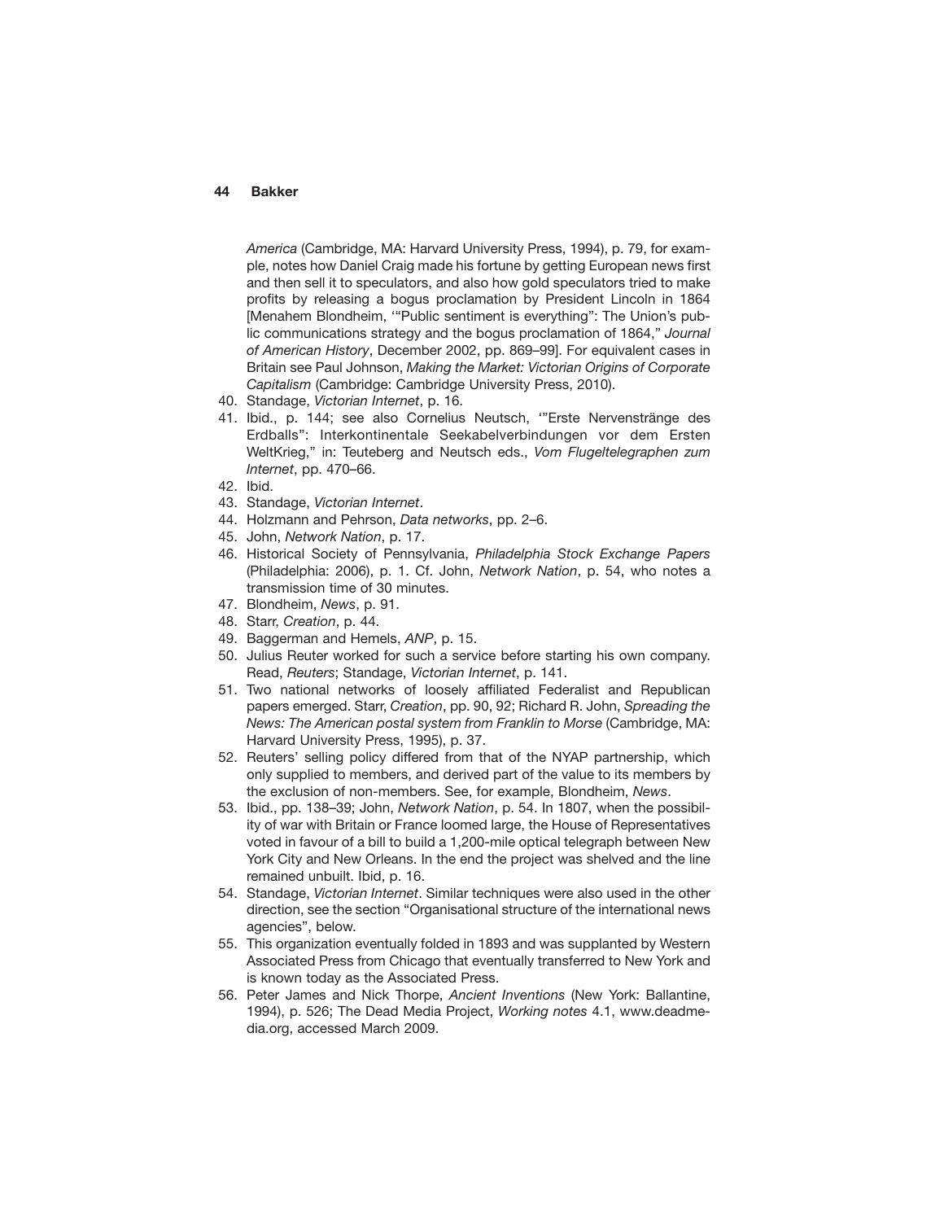*America* (Cambridge, MA: Harvard University Press, 1994), p. 79, for example, notes how Daniel Craig made his fortune by getting European news first and then sell it to speculators, and also how gold speculators tried to make profits by releasing a bogus proclamation by President Lincoln in 1864 [Menahem Blondheim, '"Public sentiment is everything": The Union's public communications strategy and the bogus proclamation of 1864," *Journal of American History*, December 2002, pp. 869–99]. For equivalent cases in Britain see Paul Johnson, *Making the Market: Victorian Origins of Corporate Capitalism* (Cambridge: Cambridge University Press, 2010).

40. Standage, *Victorian Internet*, p. 16.
41. Ibid., p. 144; see also Cornelius Neutsch, '"Erste Nervenstränge des Erdballs": Interkontinentale Seekabelverbindungen vor dem Ersten WeltKrieg," in: Teuteberg and Neutsch eds., *Vom Flugeltelegraphen zum Internet*, pp. 470–66.
42. Ibid.
43. Standage, *Victorian Internet*.
44. Holzmann and Pehrson, *Data networks*, pp. 2–6.
45. John, *Network Nation*, p. 17.
46. Historical Society of Pennsylvania, *Philadelphia Stock Exchange Papers* (Philadelphia: 2006), p. 1. Cf. John, *Network Nation*, p. 54, who notes a transmission time of 30 minutes.
47. Blondheim, *News*, p. 91.
48. Starr, *Creation*, p. 44.
49. Baggerman and Hemels, *ANP*, p. 15.
50. Julius Reuter worked for such a service before starting his own company. Read, *Reuters*; Standage, *Victorian Internet*, p. 141.
51. Two national networks of loosely affiliated Federalist and Republican papers emerged. Starr, *Creation*, pp. 90, 92; Richard R. John, *Spreading the News: The American postal system from Franklin to Morse* (Cambridge, MA: Harvard University Press, 1995), p. 37.
52. Reuters' selling policy differed from that of the NYAP partnership, which only supplied to members, and derived part of the value to its members by the exclusion of non-members. See, for example, Blondheim, *News*.
53. Ibid., pp. 138–39; John, *Network Nation*, p. 54. In 1807, when the possibility of war with Britain or France loomed large, the House of Representatives voted in favour of a bill to build a 1,200-mile optical telegraph between New York City and New Orleans. In the end the project was shelved and the line remained unbuilt. Ibid, p. 16.
54. Standage, *Victorian Internet*. Similar techniques were also used in the other direction, see the section "Organisational structure of the international news agencies", below.
55. This organization eventually folded in 1893 and was supplanted by Western Associated Press from Chicago that eventually transferred to New York and is known today as the Associated Press.
56. Peter James and Nick Thorpe, *Ancient Inventions* (New York: Ballantine, 1994), p. 526; The Dead Media Project, *Working notes* 4.1, www.deadmedia.org, accessed March 2009.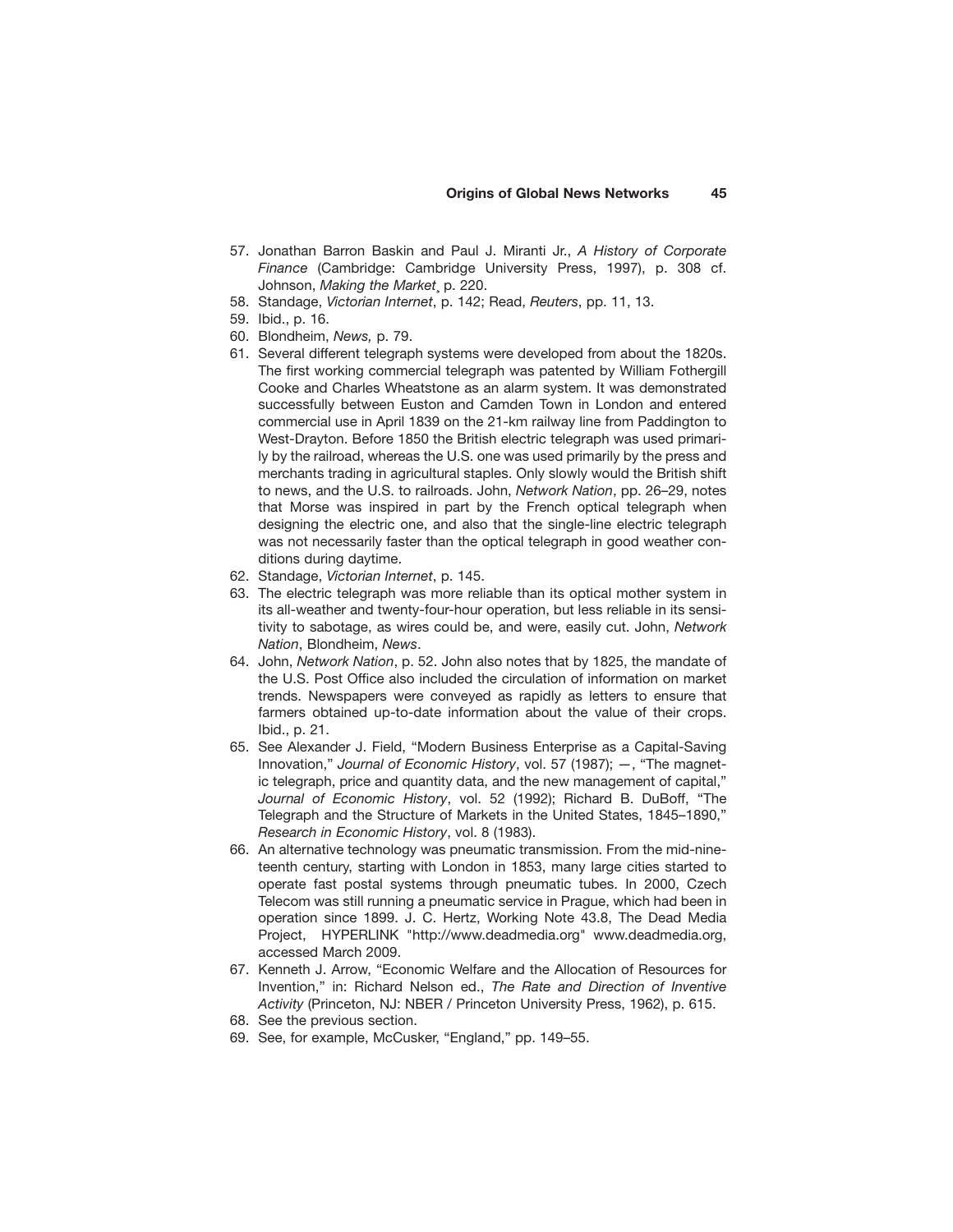57. Jonathan Barron Baskin and Paul J. Miranti Jr., *A History of Corporate Finance* (Cambridge: Cambridge University Press, 1997), p. 308 cf. Johnson, *Making the Market*¸ p. 220.
58. Standage, *Victorian Internet*, p. 142; Read, *Reuters*, pp. 11, 13.
59. Ibid., p. 16.
60. Blondheim, *News,* p. 79.
61. Several different telegraph systems were developed from about the 1820s. The first working commercial telegraph was patented by William Fothergill Cooke and Charles Wheatstone as an alarm system. It was demonstrated successfully between Euston and Camden Town in London and entered commercial use in April 1839 on the 21-km railway line from Paddington to West-Drayton. Before 1850 the British electric telegraph was used primarily by the railroad, whereas the U.S. one was used primarily by the press and merchants trading in agricultural staples. Only slowly would the British shift to news, and the U.S. to railroads. John, *Network Nation*, pp. 26–29, notes that Morse was inspired in part by the French optical telegraph when designing the electric one, and also that the single-line electric telegraph was not necessarily faster than the optical telegraph in good weather conditions during daytime.
62. Standage, *Victorian Internet*, p. 145.
63. The electric telegraph was more reliable than its optical mother system in its all-weather and twenty-four-hour operation, but less reliable in its sensitivity to sabotage, as wires could be, and were, easily cut. John, *Network Nation*, Blondheim, *News*.
64. John, *Network Nation*, p. 52. John also notes that by 1825, the mandate of the U.S. Post Office also included the circulation of information on market trends. Newspapers were conveyed as rapidly as letters to ensure that farmers obtained up-to-date information about the value of their crops. Ibid., p. 21.
65. See Alexander J. Field, "Modern Business Enterprise as a Capital-Saving Innovation," *Journal of Economic History*, vol. 57 (1987); —, "The magnetic telegraph, price and quantity data, and the new management of capital," *Journal of Economic History*, vol. 52 (1992); Richard B. DuBoff, "The Telegraph and the Structure of Markets in the United States, 1845–1890," *Research in Economic History*, vol. 8 (1983).
66. An alternative technology was pneumatic transmission. From the mid-nineteenth century, starting with London in 1853, many large cities started to operate fast postal systems through pneumatic tubes. In 2000, Czech Telecom was still running a pneumatic service in Prague, which had been in operation since 1899. J. C. Hertz, Working Note 43.8, The Dead Media Project, HYPERLINK "http://www.deadmedia.org" www.deadmedia.org, accessed March 2009.
67. Kenneth J. Arrow, "Economic Welfare and the Allocation of Resources for Invention," in: Richard Nelson ed., *The Rate and Direction of Inventive Activity* (Princeton, NJ: NBER / Princeton University Press, 1962), p. 615.
68. See the previous section.
69. See, for example, McCusker, "England," pp. 149–55.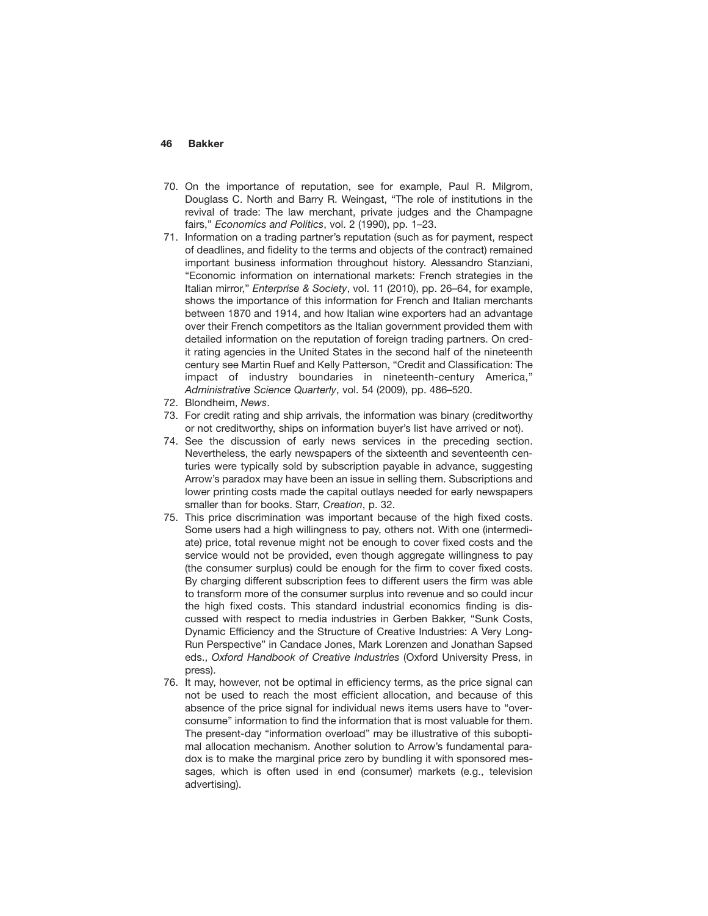70. On the importance of reputation, see for example, Paul R. Milgrom, Douglass C. North and Barry R. Weingast, "The role of institutions in the revival of trade: The law merchant, private judges and the Champagne fairs," *Economics and Politics*, vol. 2 (1990), pp. 1–23.
71. Information on a trading partner's reputation (such as for payment, respect of deadlines, and fidelity to the terms and objects of the contract) remained important business information throughout history. Alessandro Stanziani, "Economic information on international markets: French strategies in the Italian mirror," *Enterprise & Society*, vol. 11 (2010), pp. 26–64, for example, shows the importance of this information for French and Italian merchants between 1870 and 1914, and how Italian wine exporters had an advantage over their French competitors as the Italian government provided them with detailed information on the reputation of foreign trading partners. On credit rating agencies in the United States in the second half of the nineteenth century see Martin Ruef and Kelly Patterson, "Credit and Classification: The impact of industry boundaries in nineteenth-century America," *Administrative Science Quarterly*, vol. 54 (2009), pp. 486–520.
72. Blondheim, *News*.
73. For credit rating and ship arrivals, the information was binary (creditworthy or not creditworthy, ships on information buyer's list have arrived or not).
74. See the discussion of early news services in the preceding section. Nevertheless, the early newspapers of the sixteenth and seventeenth centuries were typically sold by subscription payable in advance, suggesting Arrow's paradox may have been an issue in selling them. Subscriptions and lower printing costs made the capital outlays needed for early newspapers smaller than for books. Starr, *Creation*, p. 32.
75. This price discrimination was important because of the high fixed costs. Some users had a high willingness to pay, others not. With one (intermediate) price, total revenue might not be enough to cover fixed costs and the service would not be provided, even though aggregate willingness to pay (the consumer surplus) could be enough for the firm to cover fixed costs. By charging different subscription fees to different users the firm was able to transform more of the consumer surplus into revenue and so could incur the high fixed costs. This standard industrial economics finding is discussed with respect to media industries in Gerben Bakker, "Sunk Costs, Dynamic Efficiency and the Structure of Creative Industries: A Very Long-Run Perspective" in Candace Jones, Mark Lorenzen and Jonathan Sapsed eds., *Oxford Handbook of Creative Industries* (Oxford University Press, in press).
76. It may, however, not be optimal in efficiency terms, as the price signal can not be used to reach the most efficient allocation, and because of this absence of the price signal for individual news items users have to "over-consume" information to find the information that is most valuable for them. The present-day "information overload" may be illustrative of this suboptimal allocation mechanism. Another solution to Arrow's fundamental paradox is to make the marginal price zero by bundling it with sponsored messages, which is often used in end (consumer) markets (e.g., television advertising).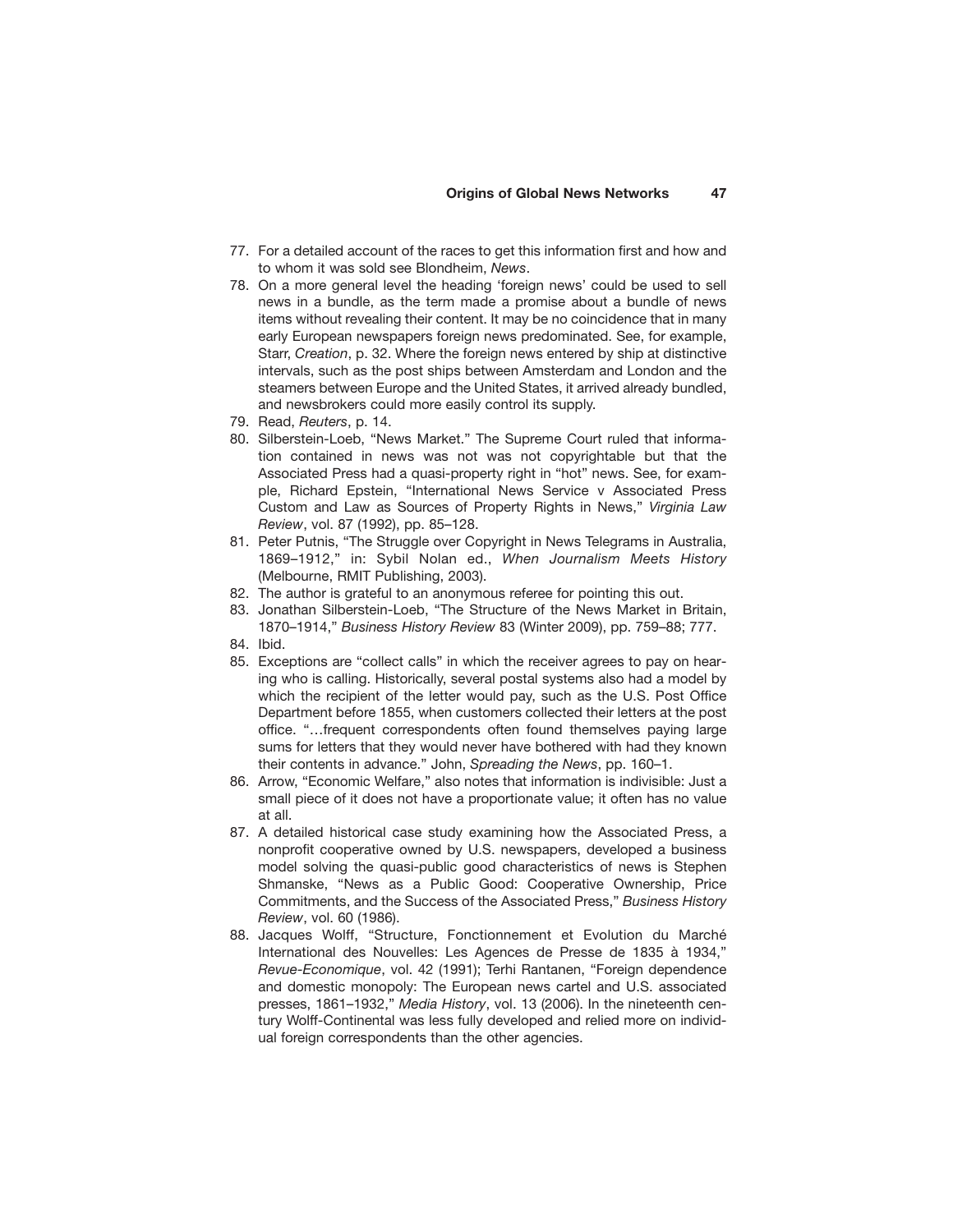77. For a detailed account of the races to get this information first and how and to whom it was sold see Blondheim, *News*.
78. On a more general level the heading 'foreign news' could be used to sell news in a bundle, as the term made a promise about a bundle of news items without revealing their content. It may be no coincidence that in many early European newspapers foreign news predominated. See, for example, Starr, *Creation*, p. 32. Where the foreign news entered by ship at distinctive intervals, such as the post ships between Amsterdam and London and the steamers between Europe and the United States, it arrived already bundled, and newsbrokers could more easily control its supply.
79. Read, *Reuters*, p. 14.
80. Silberstein-Loeb, "News Market." The Supreme Court ruled that information contained in news was not was not copyrightable but that the Associated Press had a quasi-property right in "hot" news. See, for example, Richard Epstein, "International News Service v Associated Press Custom and Law as Sources of Property Rights in News," *Virginia Law Review*, vol. 87 (1992), pp. 85–128.
81. Peter Putnis, "The Struggle over Copyright in News Telegrams in Australia, 1869–1912," in: Sybil Nolan ed., *When Journalism Meets History* (Melbourne, RMIT Publishing, 2003).
82. The author is grateful to an anonymous referee for pointing this out.
83. Jonathan Silberstein-Loeb, "The Structure of the News Market in Britain, 1870–1914," *Business History Review* 83 (Winter 2009), pp. 759–88; 777.
84. Ibid.
85. Exceptions are "collect calls" in which the receiver agrees to pay on hearing who is calling. Historically, several postal systems also had a model by which the recipient of the letter would pay, such as the U.S. Post Office Department before 1855, when customers collected their letters at the post office. "…frequent correspondents often found themselves paying large sums for letters that they would never have bothered with had they known their contents in advance." John, *Spreading the News*, pp. 160–1.
86. Arrow, "Economic Welfare," also notes that information is indivisible: Just a small piece of it does not have a proportionate value; it often has no value at all.
87. A detailed historical case study examining how the Associated Press, a nonprofit cooperative owned by U.S. newspapers, developed a business model solving the quasi-public good characteristics of news is Stephen Shmanske, "News as a Public Good: Cooperative Ownership, Price Commitments, and the Success of the Associated Press," *Business History Review*, vol. 60 (1986).
88. Jacques Wolff, "Structure, Fonctionnement et Evolution du Marché International des Nouvelles: Les Agences de Presse de 1835 à 1934," *Revue-Economique*, vol. 42 (1991); Terhi Rantanen, "Foreign dependence and domestic monopoly: The European news cartel and U.S. associated presses, 1861–1932," *Media History*, vol. 13 (2006). In the nineteenth century Wolff-Continental was less fully developed and relied more on individual foreign correspondents than the other agencies.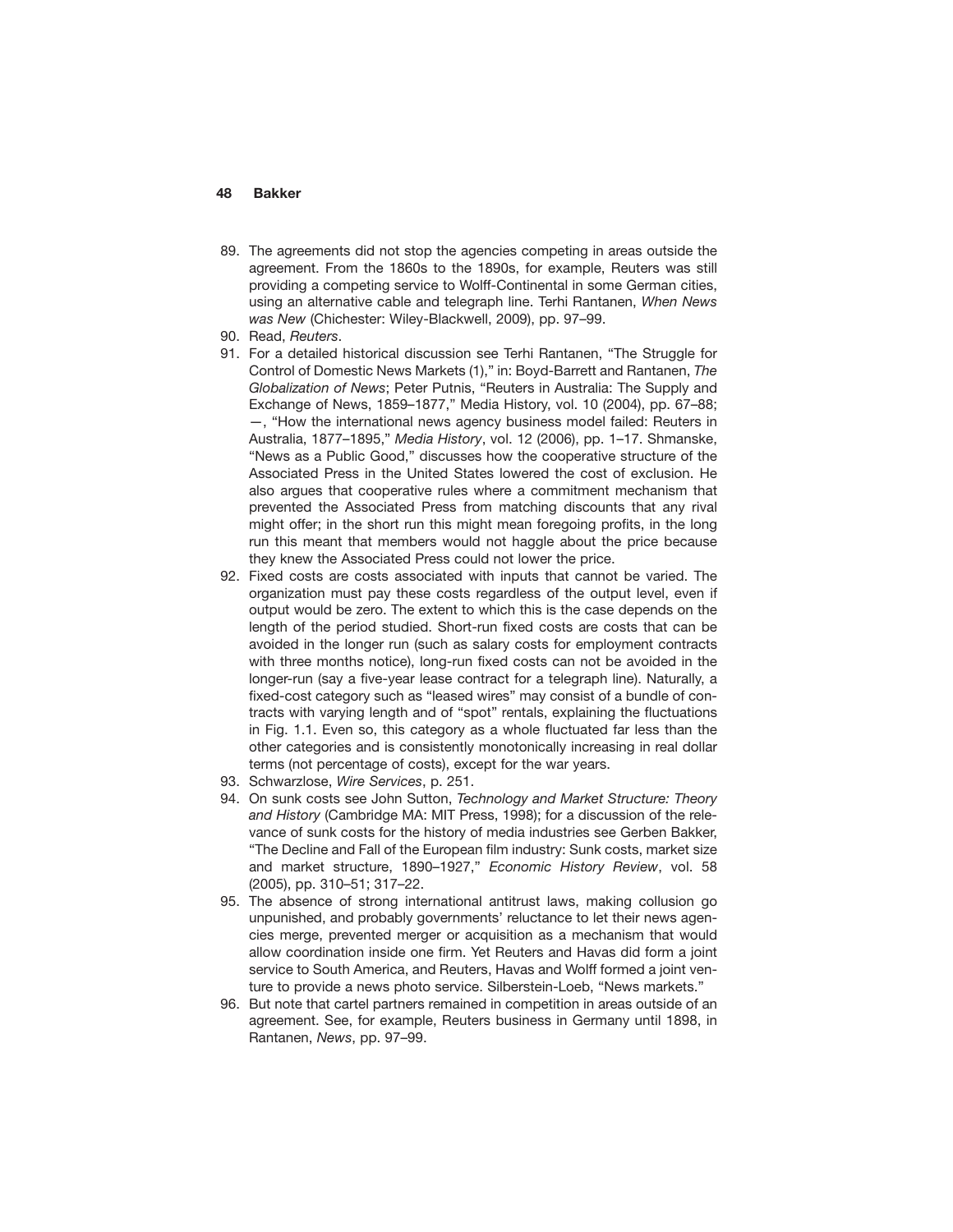89. The agreements did not stop the agencies competing in areas outside the agreement. From the 1860s to the 1890s, for example, Reuters was still providing a competing service to Wolff-Continental in some German cities, using an alternative cable and telegraph line. Terhi Rantanen, *When News was New* (Chichester: Wiley-Blackwell, 2009), pp. 97–99.
90. Read, *Reuters*.
91. For a detailed historical discussion see Terhi Rantanen, "The Struggle for Control of Domestic News Markets (1)," in: Boyd-Barrett and Rantanen, *The Globalization of News*; Peter Putnis, "Reuters in Australia: The Supply and Exchange of News, 1859–1877," Media History, vol. 10 (2004), pp. 67–88; —, "How the international news agency business model failed: Reuters in Australia, 1877–1895," *Media History*, vol. 12 (2006), pp. 1–17. Shmanske, "News as a Public Good," discusses how the cooperative structure of the Associated Press in the United States lowered the cost of exclusion. He also argues that cooperative rules where a commitment mechanism that prevented the Associated Press from matching discounts that any rival might offer; in the short run this might mean foregoing profits, in the long run this meant that members would not haggle about the price because they knew the Associated Press could not lower the price.
92. Fixed costs are costs associated with inputs that cannot be varied. The organization must pay these costs regardless of the output level, even if output would be zero. The extent to which this is the case depends on the length of the period studied. Short-run fixed costs are costs that can be avoided in the longer run (such as salary costs for employment contracts with three months notice), long-run fixed costs can not be avoided in the longer-run (say a five-year lease contract for a telegraph line). Naturally, a fixed-cost category such as "leased wires" may consist of a bundle of contracts with varying length and of "spot" rentals, explaining the fluctuations in Fig. 1.1. Even so, this category as a whole fluctuated far less than the other categories and is consistently monotonically increasing in real dollar terms (not percentage of costs), except for the war years.
93. Schwarzlose, *Wire Services*, p. 251.
94. On sunk costs see John Sutton, *Technology and Market Structure: Theory and History* (Cambridge MA: MIT Press, 1998); for a discussion of the relevance of sunk costs for the history of media industries see Gerben Bakker, "The Decline and Fall of the European film industry: Sunk costs, market size and market structure, 1890–1927," *Economic History Review*, vol. 58 (2005), pp. 310–51; 317–22.
95. The absence of strong international antitrust laws, making collusion go unpunished, and probably governments' reluctance to let their news agencies merge, prevented merger or acquisition as a mechanism that would allow coordination inside one firm. Yet Reuters and Havas did form a joint service to South America, and Reuters, Havas and Wolff formed a joint venture to provide a news photo service. Silberstein-Loeb, "News markets."
96. But note that cartel partners remained in competition in areas outside of an agreement. See, for example, Reuters business in Germany until 1898, in Rantanen, *News*, pp. 97–99.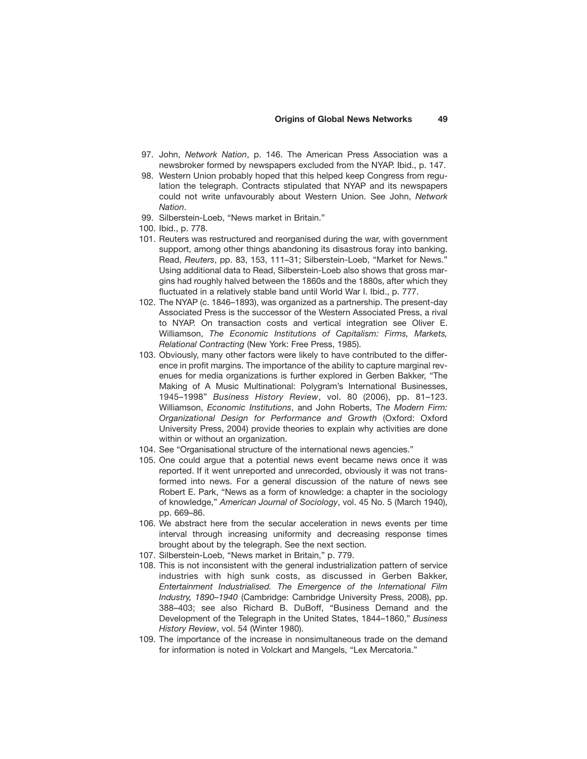97. John, *Network Nation*, p. 146. The American Press Association was a newsbroker formed by newspapers excluded from the NYAP. Ibid., p. 147.
98. Western Union probably hoped that this helped keep Congress from regulation the telegraph. Contracts stipulated that NYAP and its newspapers could not write unfavourably about Western Union. See John, *Network Nation*.
99. Silberstein-Loeb, "News market in Britain."
100. Ibid., p. 778.
101. Reuters was restructured and reorganised during the war, with government support, among other things abandoning its disastrous foray into banking. Read, *Reuters*, pp. 83, 153, 111–31; Silberstein-Loeb, "Market for News." Using additional data to Read, Silberstein-Loeb also shows that gross margins had roughly halved between the 1860s and the 1880s, after which they fluctuated in a relatively stable band until World War I. Ibid., p. 777.
102. The NYAP (c. 1846–1893), was organized as a partnership. The present-day Associated Press is the successor of the Western Associated Press, a rival to NYAP. On transaction costs and vertical integration see Oliver E. Williamson, *The Economic Institutions of Capitalism: Firms, Markets, Relational Contracting* (New York: Free Press, 1985).
103. Obviously, many other factors were likely to have contributed to the difference in profit margins. The importance of the ability to capture marginal revenues for media organizations is further explored in Gerben Bakker, "The Making of A Music Multinational: Polygram's International Businesses, 1945–1998" *Business History Review*, vol. 80 (2006), pp. 81–123. Williamson, *Economic Institutions*, and John Roberts, *The Modern Firm: Organizational Design for Performance and Growth* (Oxford: Oxford University Press, 2004) provide theories to explain why activities are done within or without an organization.
104. See "Organisational structure of the international news agencies."
105. One could argue that a potential news event became news once it was reported. If it went unreported and unrecorded, obviously it was not transformed into news. For a general discussion of the nature of news see Robert E. Park, "News as a form of knowledge: a chapter in the sociology of knowledge," *American Journal of Sociology*, vol. 45 No. 5 (March 1940), pp. 669–86.
106. We abstract here from the secular acceleration in news events per time interval through increasing uniformity and decreasing response times brought about by the telegraph. See the next section.
107. Silberstein-Loeb, "News market in Britain," p. 779.
108. This is not inconsistent with the general industrialization pattern of service industries with high sunk costs, as discussed in Gerben Bakker, *Entertainment Industrialised. The Emergence of the International Film Industry, 1890–1940* (Cambridge: Cambridge University Press, 2008), pp. 388–403; see also Richard B. DuBoff, "Business Demand and the Development of the Telegraph in the United States, 1844–1860," *Business History Review*, vol. 54 (Winter 1980).
109. The importance of the increase in nonsimultaneous trade on the demand for information is noted in Volckart and Mangels, "Lex Mercatoria."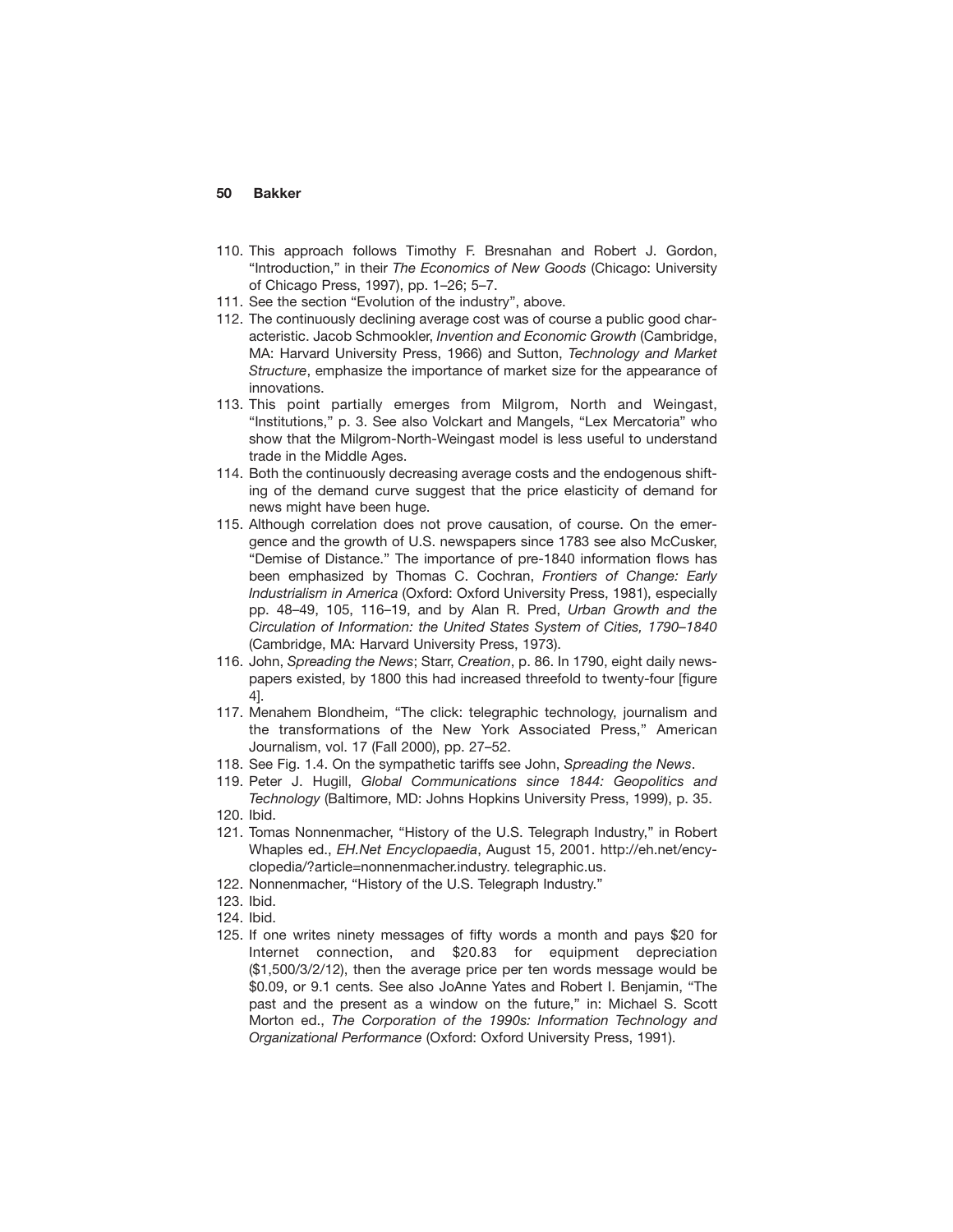110. This approach follows Timothy F. Bresnahan and Robert J. Gordon, "Introduction," in their *The Economics of New Goods* (Chicago: University of Chicago Press, 1997), pp. 1–26; 5–7.
111. See the section "Evolution of the industry", above.
112. The continuously declining average cost was of course a public good characteristic. Jacob Schmookler, *Invention and Economic Growth* (Cambridge, MA: Harvard University Press, 1966) and Sutton, *Technology and Market Structure*, emphasize the importance of market size for the appearance of innovations.
113. This point partially emerges from Milgrom, North and Weingast, "Institutions," p. 3. See also Volckart and Mangels, "Lex Mercatoria" who show that the Milgrom-North-Weingast model is less useful to understand trade in the Middle Ages.
114. Both the continuously decreasing average costs and the endogenous shifting of the demand curve suggest that the price elasticity of demand for news might have been huge.
115. Although correlation does not prove causation, of course. On the emergence and the growth of U.S. newspapers since 1783 see also McCusker, "Demise of Distance." The importance of pre-1840 information flows has been emphasized by Thomas C. Cochran, *Frontiers of Change: Early Industrialism in America* (Oxford: Oxford University Press, 1981), especially pp. 48–49, 105, 116–19, and by Alan R. Pred, *Urban Growth and the Circulation of Information: the United States System of Cities, 1790–1840* (Cambridge, MA: Harvard University Press, 1973).
116. John, *Spreading the News*; Starr, *Creation*, p. 86. In 1790, eight daily newspapers existed, by 1800 this had increased threefold to twenty-four [figure 4].
117. Menahem Blondheim, "The click: telegraphic technology, journalism and the transformations of the New York Associated Press," American Journalism, vol. 17 (Fall 2000), pp. 27–52.
118. See Fig. 1.4. On the sympathetic tariffs see John, *Spreading the News*.
119. Peter J. Hugill, *Global Communications since 1844: Geopolitics and Technology* (Baltimore, MD: Johns Hopkins University Press, 1999), p. 35.
120. Ibid.
121. Tomas Nonnenmacher, "History of the U.S. Telegraph Industry," in Robert Whaples ed., *EH.Net Encyclopaedia*, August 15, 2001. http://eh.net/encyclopedia/?article=nonnenmacher.industry. telegraphic.us.
122. Nonnenmacher, "History of the U.S. Telegraph Industry."
123. Ibid.
124. Ibid.
125. If one writes ninety messages of fifty words a month and pays $20 for Internet connection, and $20.83 for equipment depreciation ($1,500/3/2/12), then the average price per ten words message would be $0.09, or 9.1 cents. See also JoAnne Yates and Robert I. Benjamin, "The past and the present as a window on the future," in: Michael S. Scott Morton ed., *The Corporation of the 1990s: Information Technology and Organizational Performance* (Oxford: Oxford University Press, 1991).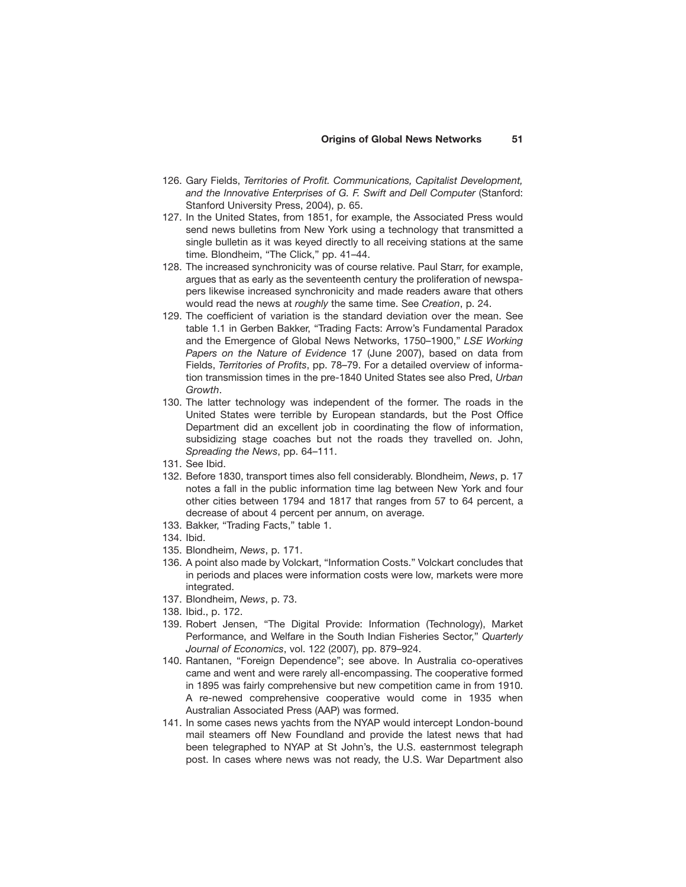126. Gary Fields, *Territories of Profit. Communications, Capitalist Development, and the Innovative Enterprises of G. F. Swift and Dell Computer* (Stanford: Stanford University Press, 2004), p. 65.
127. In the United States, from 1851, for example, the Associated Press would send news bulletins from New York using a technology that transmitted a single bulletin as it was keyed directly to all receiving stations at the same time. Blondheim, "The Click," pp. 41–44.
128. The increased synchronicity was of course relative. Paul Starr, for example, argues that as early as the seventeenth century the proliferation of newspapers likewise increased synchronicity and made readers aware that others would read the news at *roughly* the same time. See *Creation*, p. 24.
129. The coefficient of variation is the standard deviation over the mean. See table 1.1 in Gerben Bakker, "Trading Facts: Arrow's Fundamental Paradox and the Emergence of Global News Networks, 1750–1900," *LSE Working Papers on the Nature of Evidence* 17 (June 2007), based on data from Fields, *Territories of Profits*, pp. 78–79. For a detailed overview of information transmission times in the pre-1840 United States see also Pred, *Urban Growth*.
130. The latter technology was independent of the former. The roads in the United States were terrible by European standards, but the Post Office Department did an excellent job in coordinating the flow of information, subsidizing stage coaches but not the roads they travelled on. John, *Spreading the News*, pp. 64–111.
131. See Ibid.
132. Before 1830, transport times also fell considerably. Blondheim, *News*, p. 17 notes a fall in the public information time lag between New York and four other cities between 1794 and 1817 that ranges from 57 to 64 percent, a decrease of about 4 percent per annum, on average.
133. Bakker, "Trading Facts," table 1.
134. Ibid.
135. Blondheim, *News*, p. 171.
136. A point also made by Volckart, "Information Costs." Volckart concludes that in periods and places were information costs were low, markets were more integrated.
137. Blondheim, *News*, p. 73.
138. Ibid., p. 172.
139. Robert Jensen, "The Digital Provide: Information (Technology), Market Performance, and Welfare in the South Indian Fisheries Sector," *Quarterly Journal of Economics*, vol. 122 (2007), pp. 879–924.
140. Rantanen, "Foreign Dependence"; see above. In Australia co-operatives came and went and were rarely all-encompassing. The cooperative formed in 1895 was fairly comprehensive but new competition came in from 1910. A re-newed comprehensive cooperative would come in 1935 when Australian Associated Press (AAP) was formed.
141. In some cases news yachts from the NYAP would intercept London-bound mail steamers off New Foundland and provide the latest news that had been telegraphed to NYAP at St John's, the U.S. easternmost telegraph post. In cases where news was not ready, the U.S. War Department also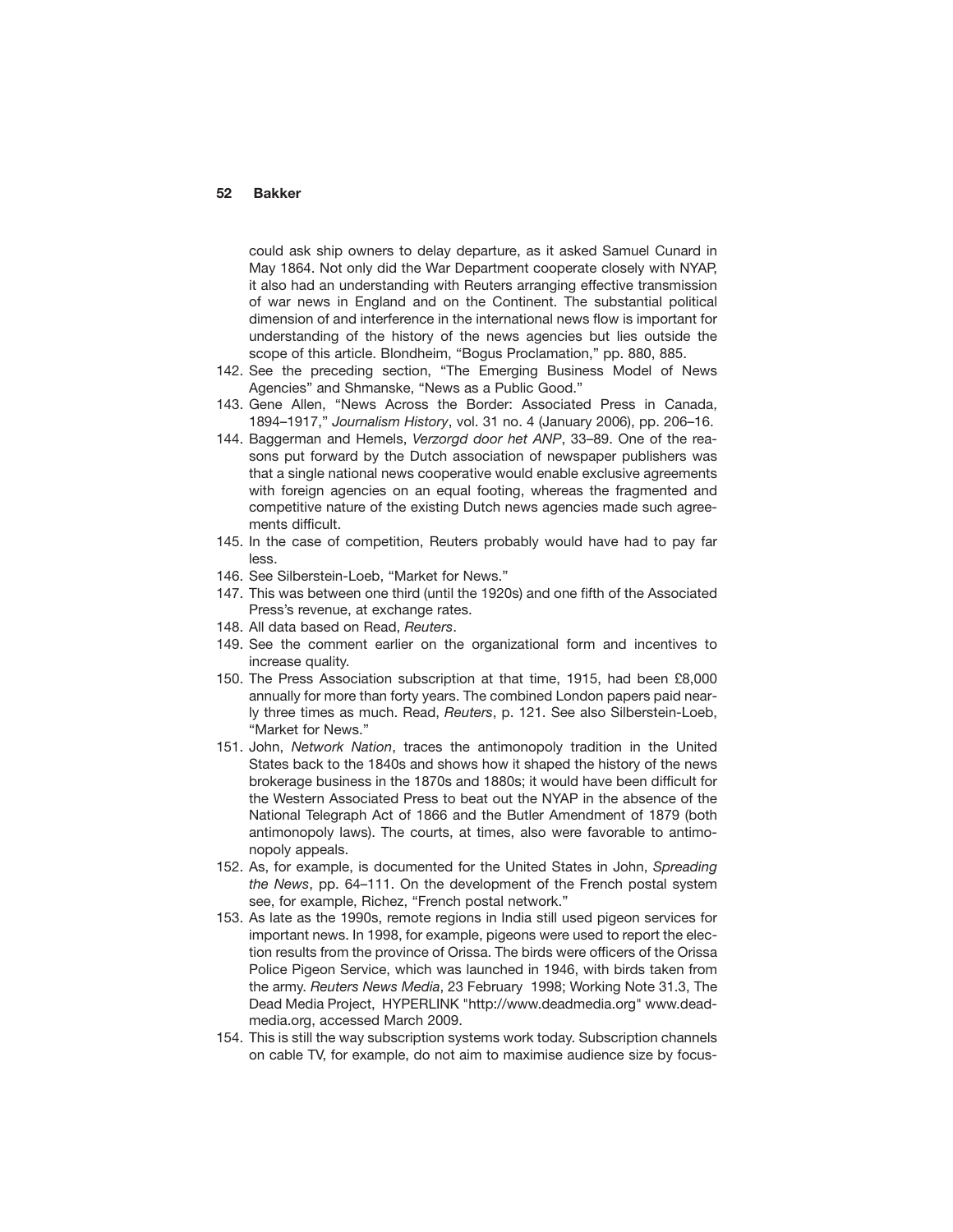could ask ship owners to delay departure, as it asked Samuel Cunard in May 1864. Not only did the War Department cooperate closely with NYAP, it also had an understanding with Reuters arranging effective transmission of war news in England and on the Continent. The substantial political dimension of and interference in the international news flow is important for understanding of the history of the news agencies but lies outside the scope of this article. Blondheim, "Bogus Proclamation," pp. 880, 885.

142. See the preceding section, "The Emerging Business Model of News Agencies" and Shmanske, "News as a Public Good."
143. Gene Allen, "News Across the Border: Associated Press in Canada, 1894–1917," *Journalism History*, vol. 31 no. 4 (January 2006), pp. 206–16.
144. Baggerman and Hemels, *Verzorgd door het ANP*, 33–89. One of the reasons put forward by the Dutch association of newspaper publishers was that a single national news cooperative would enable exclusive agreements with foreign agencies on an equal footing, whereas the fragmented and competitive nature of the existing Dutch news agencies made such agreements difficult.
145. In the case of competition, Reuters probably would have had to pay far less.
146. See Silberstein-Loeb, "Market for News."
147. This was between one third (until the 1920s) and one fifth of the Associated Press's revenue, at exchange rates.
148. All data based on Read, *Reuters*.
149. See the comment earlier on the organizational form and incentives to increase quality.
150. The Press Association subscription at that time, 1915, had been £8,000 annually for more than forty years. The combined London papers paid nearly three times as much. Read, *Reuters*, p. 121. See also Silberstein-Loeb, "Market for News."
151. John, *Network Nation*, traces the antimonopoly tradition in the United States back to the 1840s and shows how it shaped the history of the news brokerage business in the 1870s and 1880s; it would have been difficult for the Western Associated Press to beat out the NYAP in the absence of the National Telegraph Act of 1866 and the Butler Amendment of 1879 (both antimonopoly laws). The courts, at times, also were favorable to antimonopoly appeals.
152. As, for example, is documented for the United States in John, *Spreading the News*, pp. 64–111. On the development of the French postal system see, for example, Richez, "French postal network."
153. As late as the 1990s, remote regions in India still used pigeon services for important news. In 1998, for example, pigeons were used to report the election results from the province of Orissa. The birds were officers of the Orissa Police Pigeon Service, which was launched in 1946, with birds taken from the army. *Reuters News Media*, 23 February 1998; Working Note 31.3, The Dead Media Project, HYPERLINK "http://www.deadmedia.org" www.deadmedia.org, accessed March 2009.
154. This is still the way subscription systems work today. Subscription channels on cable TV, for example, do not aim to maximise audience size by focus-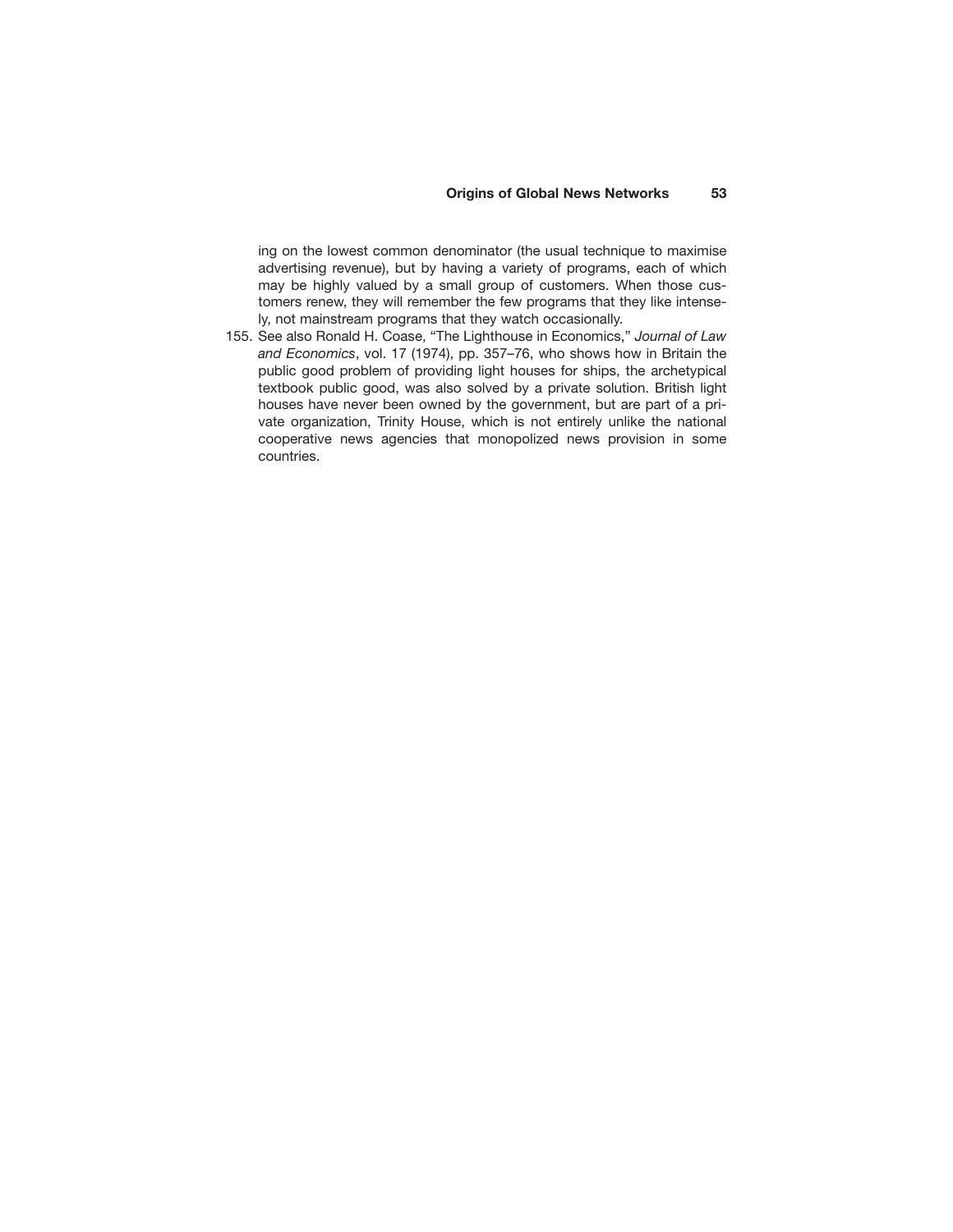ing on the lowest common denominator (the usual technique to maximise advertising revenue), but by having a variety of programs, each of which may be highly valued by a small group of customers. When those customers renew, they will remember the few programs that they like intensely, not mainstream programs that they watch occasionally.

155. See also Ronald H. Coase, "The Lighthouse in Economics," *Journal of Law and Economics*, vol. 17 (1974), pp. 357–76, who shows how in Britain the public good problem of providing light houses for ships, the archetypical textbook public good, was also solved by a private solution. British light houses have never been owned by the government, but are part of a private organization, Trinity House, which is not entirely unlike the national cooperative news agencies that monopolized news provision in some countries.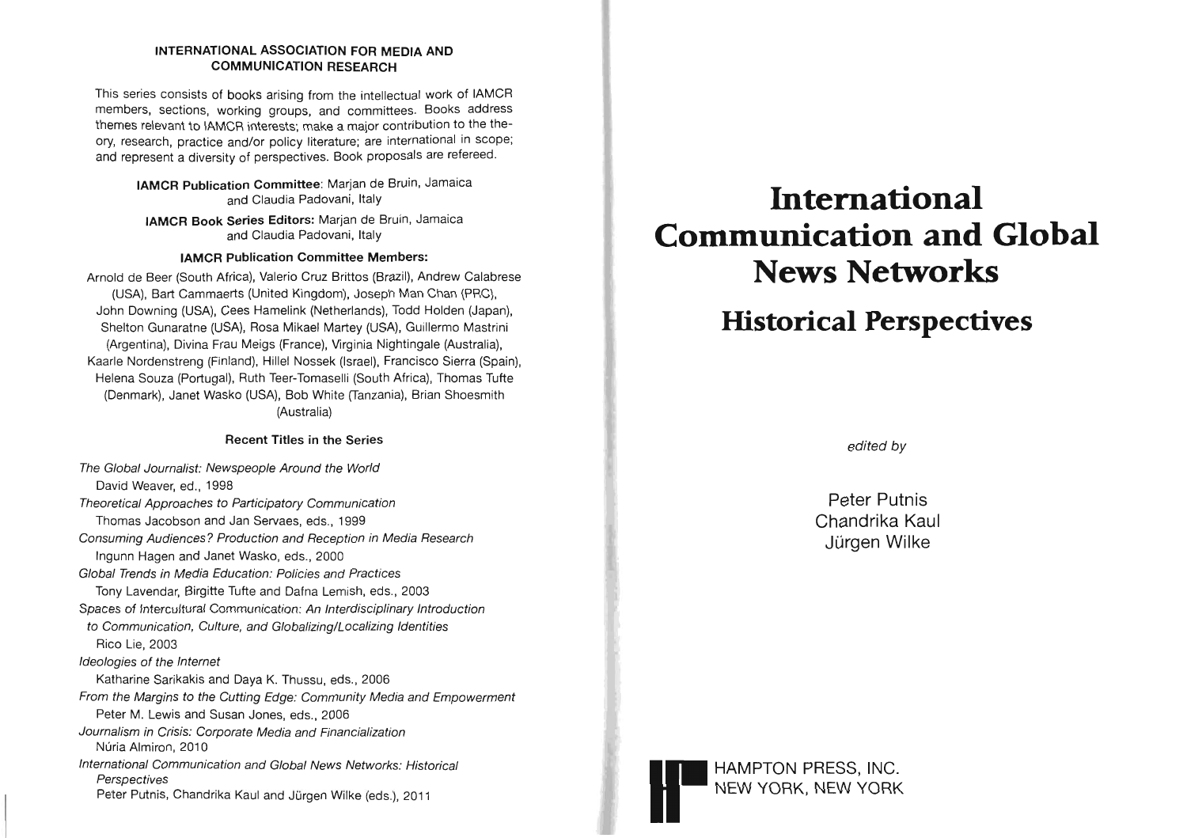**INTERNATIONAL ASSOCIATION FOR MEDIA AND COMMUNICATION RESEARCH**

This series consists of books arising from the intellectual work of IAMCR members, sections, working groups, and committees. Books address themes relevant to IAMCR interests; make a major contribution to the theory, research, practice and/or policy literature; are international in scope; and represent a diversity of perspectives. Book proposals are refereed.

**IAMCR Publication Committee**: Marjan de Bruin, Jamaica and Claudia Padovani, Italy

**IAMCR Book Series Editors:** Marjan de Bruin, Jamaica and Claudia Padovani, Italy

**IAMCR Publication Committee Members:**

Arnold de Beer (South Africa), Valerio Cruz Brittos (Brazil), Andrew Calabrese (USA), Bart Cammaerts (United Kingdom), Joseph Man Chan (PRC), John Downing (USA), Cees Hamelink (Netherlands), Todd Holden (Japan), Shelton Gunaratne (USA), Rosa Mikael Martey (USA), Guillermo Mastrini (Argentina), Divina Frau Meigs (France), Virginia Nightingale (Australia), Kaarle Nordenstreng (Finland), Hillel Nossek (Israel), Francisco Sierra (Spain), Helena Souza (Portugal), Ruth Teer-Tomaselli (South Africa), Thomas Tufte (Denmark), Janet Wasko (USA), Bob White (Tanzania), Brian Shoesmith (Australia)

**Recent Titles in the Series**

*The Global Journalist: Newspeople Around the World*
David Weaver, ed., 1998

*Theoretical Approaches to Participatory Communication*
Thomas Jacobson and Jan Servaes, eds., 1999

*Consuming Audiences? Production and Reception in Media Research*
Ingunn Hagen and Janet Wasko, eds., 2000

*Global Trends in Media Education: Policies and Practices*
Tony Lavendar, Birgitte Tufte and Dafna Lemish, eds., 2003

*Spaces of Intercultural Communication: An Interdisciplinary Introduction to Communication, Culture, and Globalizing/Localizing Identities*
Rico Lie, 2003

*Ideologies of the Internet*
Katharine Sarikakis and Daya K. Thussu, eds., 2006

*From the Margins to the Cutting Edge: Community Media and Empowerment*
Peter M. Lewis and Susan Jones, eds., 2006

*Journalism in Crisis: Corporate Media and Financialization*
Núria Almiron, 2010

*International Communication and Global News Networks: Historical Perspectives*
Peter Putnis, Chandrika Kaul and Jürgen Wilke (eds.), 2011

# International Communication and Global News Networks

## Historical Perspectives

*edited by*

Peter Putnis
Chandrika Kaul
Jürgen Wilke

HAMPTON PRESS, INC.
NEW YORK, NEW YORK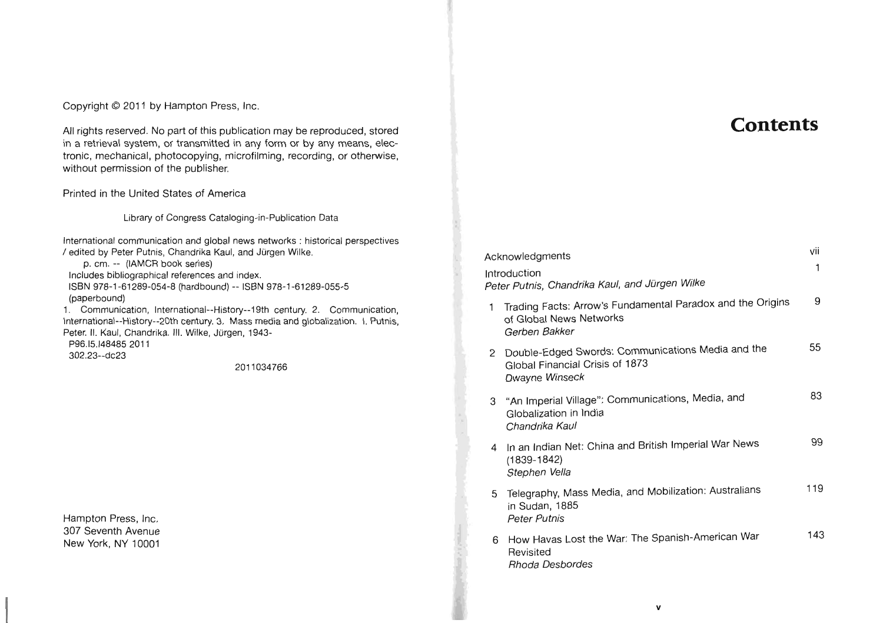Copyright © 2011 by Hampton Press, Inc.

All rights reserved. No part of this publication may be reproduced, stored in a retrieval system, or transmitted in any form or by any means, electronic, mechanical, photocopying, microfilming, recording, or otherwise, without permission of the publisher.

Printed in the United States of America

Library of Congress Cataloging-in-Publication Data

International communication and global news networks : historical perspectives / edited by Peter Putnis, Chandrika Kaul, and Jürgen Wilke.
p. cm. -- (IAMCR book series)
Includes bibliographical references and index.
ISBN 978-1-61289-054-8 (hardbound) -- ISBN 978-1-61289-055-5 (paperbound)
1. Communication, International--History--19th century. 2. Communication, International--History--20th century. 3. Mass media and globalization. I. Putnis, Peter. II. Kaul, Chandrika. III. Wilke, Jürgen, 1943-
P96.I5.I48485 2011
302.23--dc23

2011034766

Hampton Press, Inc.
307 Seventh Avenue
New York, NY 10001

# Contents

| | | |
|---|---|---|
| | Acknowledgments | vii |
| | Introduction<br>*Peter Putnis, Chandrika Kaul, and Jürgen Wilke* | 1 |
| 1 | Trading Facts: Arrow's Fundamental Paradox and the Origins of Global News Networks<br>*Gerben Bakker* | 9 |
| 2 | Double-Edged Swords: Communications Media and the Global Financial Crisis of 1873<br>*Dwayne Winseck* | 55 |
| 3 | "An Imperial Village": Communications, Media, and Globalization in India<br>*Chandrika Kaul* | 83 |
| 4 | In an Indian Net: China and British Imperial War News (1839-1842)<br>*Stephen Vella* | 99 |
| 5 | Telegraphy, Mass Media, and Mobilization: Australians in Sudan, 1885<br>*Peter Putnis* | 119 |
| 6 | How Havas Lost the War: The Spanish-American War Revisited<br>*Rhoda Desbordes* | 143 |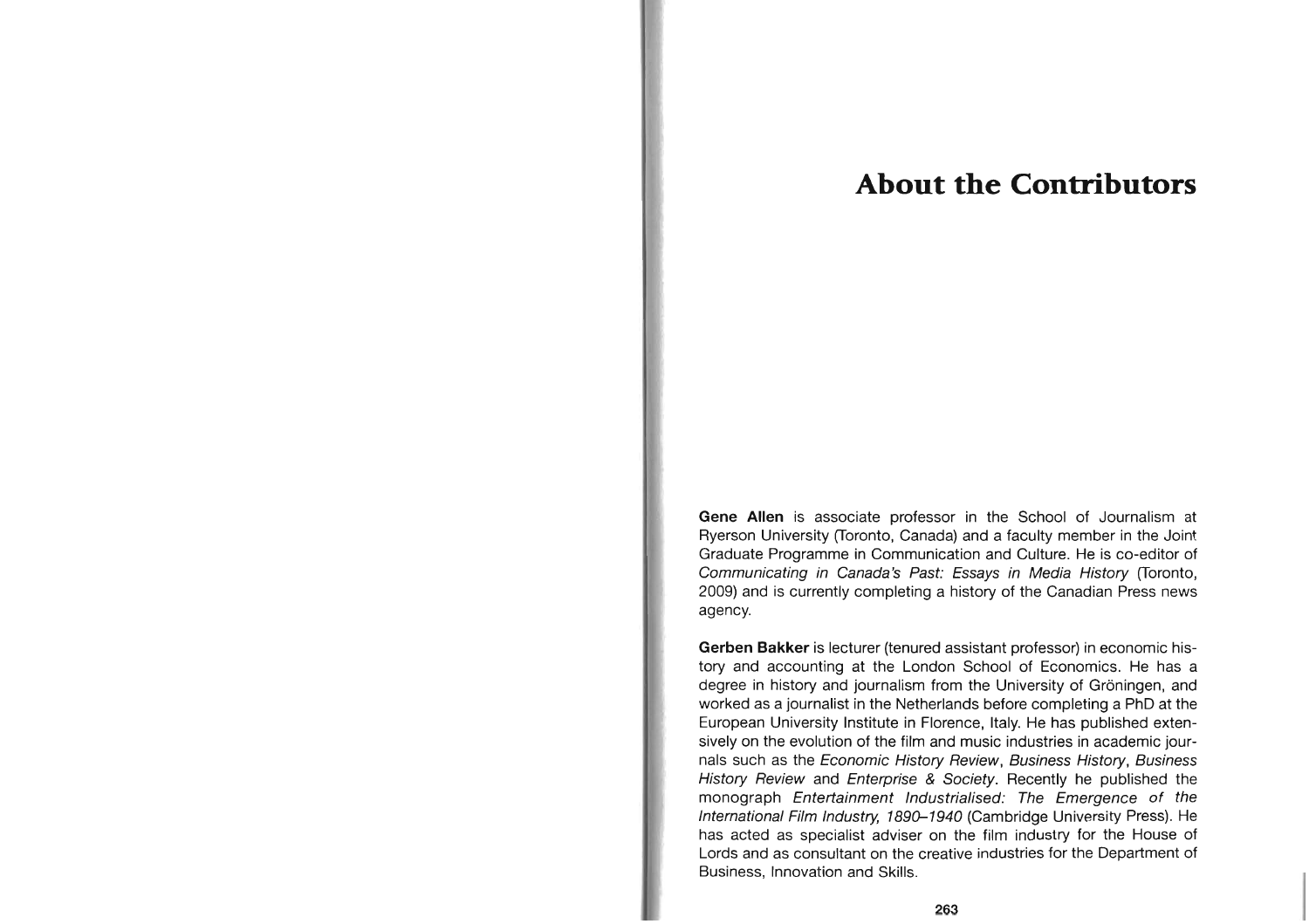# About the Contributors

**Gene Allen** is associate professor in the School of Journalism at Ryerson University (Toronto, Canada) and a faculty member in the Joint Graduate Programme in Communication and Culture. He is co-editor of *Communicating in Canada's Past: Essays in Media History* (Toronto, 2009) and is currently completing a history of the Canadian Press news agency.

**Gerben Bakker** is lecturer (tenured assistant professor) in economic history and accounting at the London School of Economics. He has a degree in history and journalism from the University of Gröningen, and worked as a journalist in the Netherlands before completing a PhD at the European University Institute in Florence, Italy. He has published extensively on the evolution of the film and music industries in academic journals such as the *Economic History Review*, *Business History*, *Business History Review* and *Enterprise & Society*. Recently he published the monograph *Entertainment Industrialised: The Emergence of the International Film Industry, 1890–1940* (Cambridge University Press). He has acted as specialist adviser on the film industry for the House of Lords and as consultant on the creative industries for the Department of Business, Innovation and Skills.